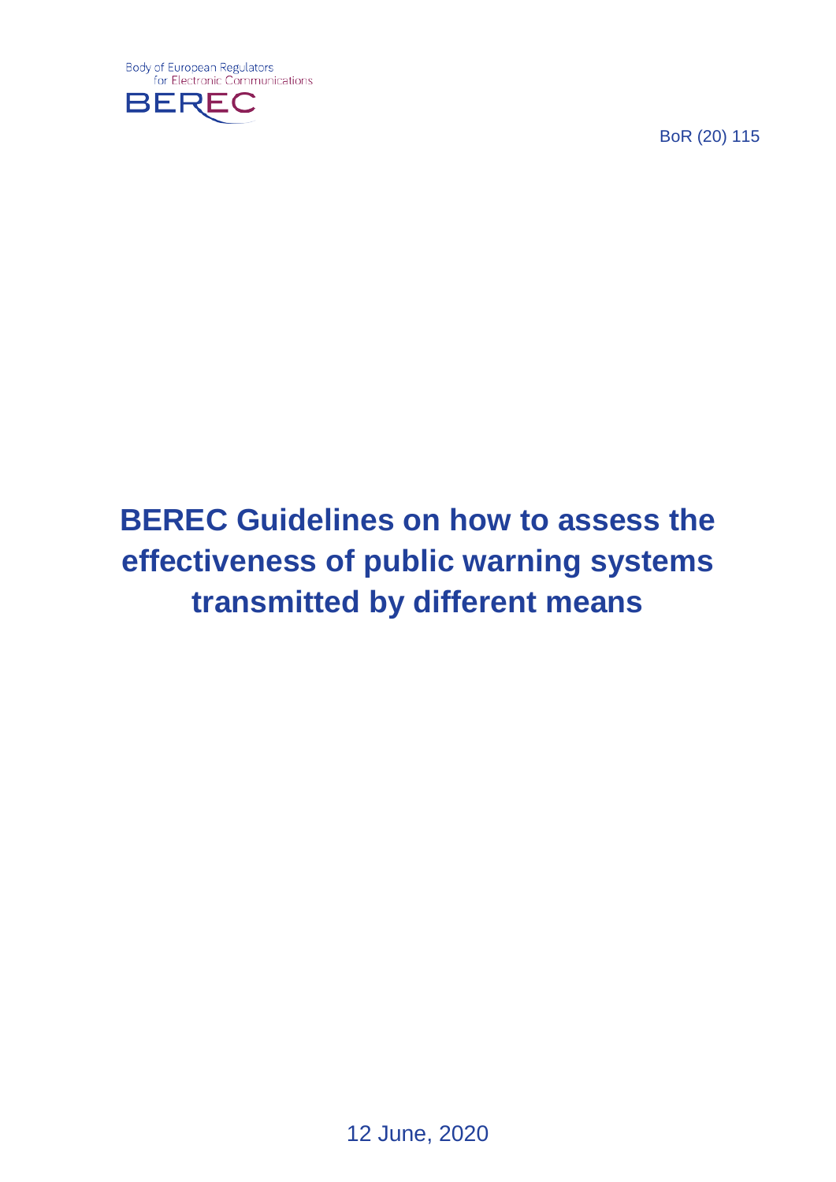Body of European Regulators for Electronic Communications

BEREC

BoR (20) 115

# BEREC Guidelines on how to assess the effectiveness of public warning systems transmitted by different means

12 June, 2020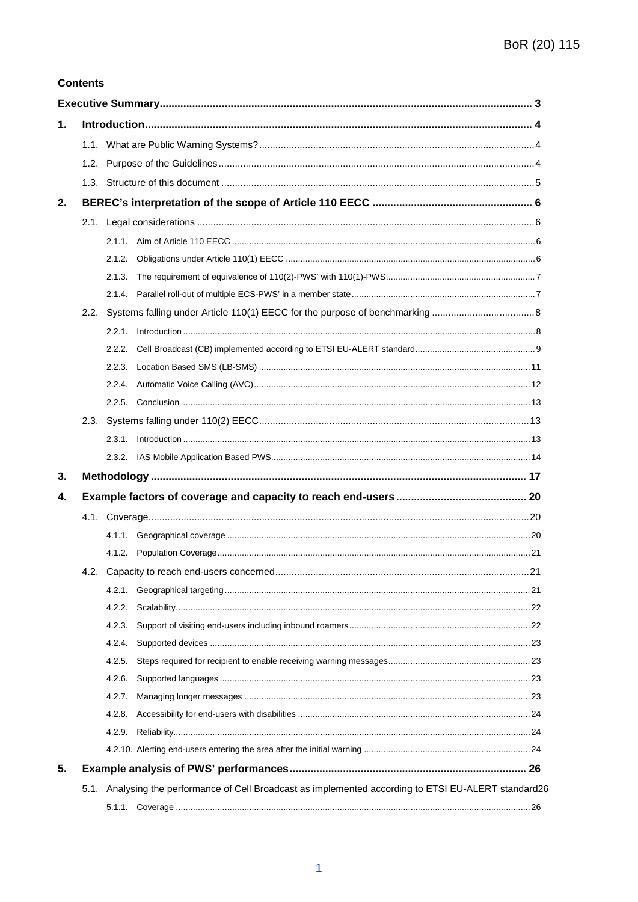**Contents**

**Executive Summary ... 3**

**1. Introduction ... 4**

- 1.1. What are Public Warning Systems? ... 4
- 1.2. Purpose of the Guidelines ... 4
- 1.3. Structure of this document ... 5

**2. BEREC's interpretation of the scope of Article 110 EECC ... 6**

- 2.1. Legal considerations ... 6
  - 2.1.1. Aim of Article 110 EECC ... 6
  - 2.1.2. Obligations under Article 110(1) EECC ... 6
  - 2.1.3. The requirement of equivalence of 110(2)-PWS with 110(1)-PWS ... 7
  - 2.1.4. Parallel roll-out of multiple ECS-PWS' in a member state ... 7
- 2.2. Systems falling under Article 110(1) EECC for the purpose of benchmarking ... 8
  - 2.2.1. Introduction ... 8
  - 2.2.2. Cell Broadcast (CB) implemented according to ETSI EU-ALERT standard ... 9
  - 2.2.3. Location Based SMS (LB-SMS) ... 11
  - 2.2.4. Automatic Voice Calling (AVC) ... 12
  - 2.2.5. Conclusion ... 13
- 2.3. Systems falling under 110(2) EECC ... 13
  - 2.3.1. Introduction ... 13
  - 2.3.2. IAS Mobile Application Based PWS ... 14

**3. Methodology ... 17**

**4. Example factors of coverage and capacity to reach end-users ... 20**

- 4.1. Coverage ... 20
  - 4.1.1. Geographical coverage ... 20
  - 4.1.2. Population Coverage ... 21
- 4.2. Capacity to reach end-users concerned ... 21
  - 4.2.1. Geographical targeting ... 21
  - 4.2.2. Scalability ... 22
  - 4.2.3. Support of visiting end-users including inbound roamers ... 22
  - 4.2.4. Supported devices ... 23
  - 4.2.5. Steps required for recipient to enable receiving warning messages ... 23
  - 4.2.6. Supported languages ... 23
  - 4.2.7. Managing longer messages ... 23
  - 4.2.8. Accessibility for end-users with disabilities ... 24
  - 4.2.9. Reliability ... 24
  - 4.2.10. Alerting end-users entering the area after the initial warning ... 24

**5. Example analysis of PWS' performances ... 26**

- 5.1. Analysing the performance of Cell Broadcast as implemented according to ETSI EU-ALERT standard ... 26
  - 5.1.1. Coverage ... 26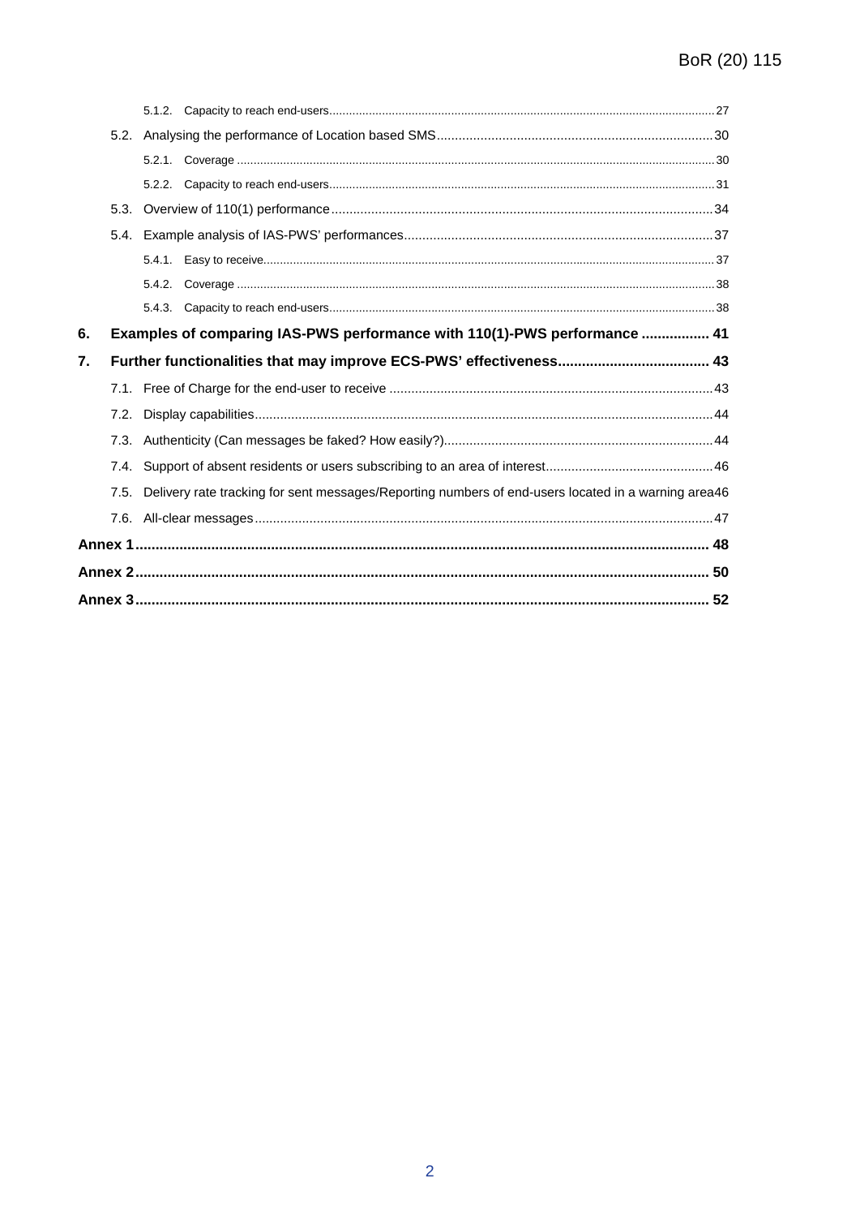5.1.2. Capacity to reach end-users ........ 27

5.2. Analysing the performance of Location based SMS ........ 30

5.2.1. Coverage ........ 30

5.2.2. Capacity to reach end-users ........ 31

5.3. Overview of 110(1) performance ........ 34

5.4. Example analysis of IAS-PWS' performances ........ 37

5.4.1. Easy to receive ........ 37

5.4.2. Coverage ........ 38

5.4.3. Capacity to reach end-users ........ 38

**6. Examples of comparing IAS-PWS performance with 110(1)-PWS performance ........ 41**

**7. Further functionalities that may improve ECS-PWS' effectiveness ........ 43**

7.1. Free of Charge for the end-user to receive ........ 43

7.2. Display capabilities ........ 44

7.3. Authenticity (Can messages be faked? How easily?) ........ 44

7.4. Support of absent residents or users subscribing to an area of interest ........ 46

7.5. Delivery rate tracking for sent messages/Reporting numbers of end-users located in a warning area ........ 46

7.6. All-clear messages ........ 47

**Annex 1 ........ 48**

**Annex 2 ........ 50**

**Annex 3 ........ 52**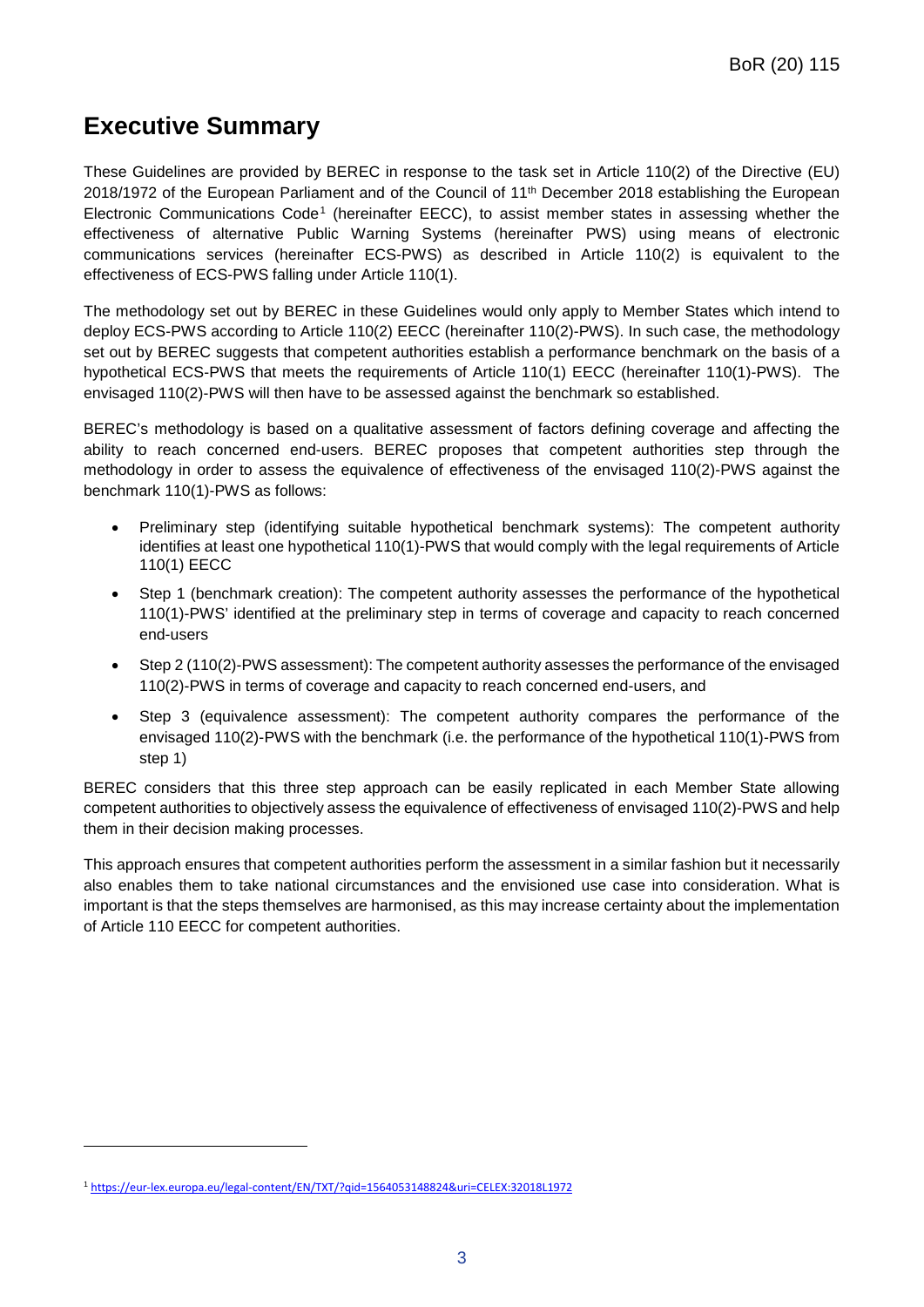# Executive Summary

These Guidelines are provided by BEREC in response to the task set in Article 110(2) of the Directive (EU) 2018/1972 of the European Parliament and of the Council of 11th December 2018 establishing the European Electronic Communications Code[1] (hereinafter EECC), to assist member states in assessing whether the effectiveness of alternative Public Warning Systems (hereinafter PWS) using means of electronic communications services (hereinafter ECS-PWS) as described in Article 110(2) is equivalent to the effectiveness of ECS-PWS falling under Article 110(1).

The methodology set out by BEREC in these Guidelines would only apply to Member States which intend to deploy ECS-PWS according to Article 110(2) EECC (hereinafter 110(2)-PWS). In such case, the methodology set out by BEREC suggests that competent authorities establish a performance benchmark on the basis of a hypothetical ECS-PWS that meets the requirements of Article 110(1) EECC (hereinafter 110(1)-PWS). The envisaged 110(2)-PWS will then have to be assessed against the benchmark so established.

BEREC's methodology is based on a qualitative assessment of factors defining coverage and affecting the ability to reach concerned end-users. BEREC proposes that competent authorities step through the methodology in order to assess the equivalence of effectiveness of the envisaged 110(2)-PWS against the benchmark 110(1)-PWS as follows:

- Preliminary step (identifying suitable hypothetical benchmark systems): The competent authority identifies at least one hypothetical 110(1)-PWS that would comply with the legal requirements of Article 110(1) EECC
- Step 1 (benchmark creation): The competent authority assesses the performance of the hypothetical 110(1)-PWS' identified at the preliminary step in terms of coverage and capacity to reach concerned end-users
- Step 2 (110(2)-PWS assessment): The competent authority assesses the performance of the envisaged 110(2)-PWS in terms of coverage and capacity to reach concerned end-users, and
- Step 3 (equivalence assessment): The competent authority compares the performance of the envisaged 110(2)-PWS with the benchmark (i.e. the performance of the hypothetical 110(1)-PWS from step 1)

BEREC considers that this three step approach can be easily replicated in each Member State allowing competent authorities to objectively assess the equivalence of effectiveness of envisaged 110(2)-PWS and help them in their decision making processes.

This approach ensures that competent authorities perform the assessment in a similar fashion but it necessarily also enables them to take national circumstances and the envisioned use case into consideration. What is important is that the steps themselves are harmonised, as this may increase certainty about the implementation of Article 110 EECC for competent authorities.

[1] https://eur-lex.europa.eu/legal-content/EN/TXT/?qid=1564053148824&uri=CELEX:32018L1972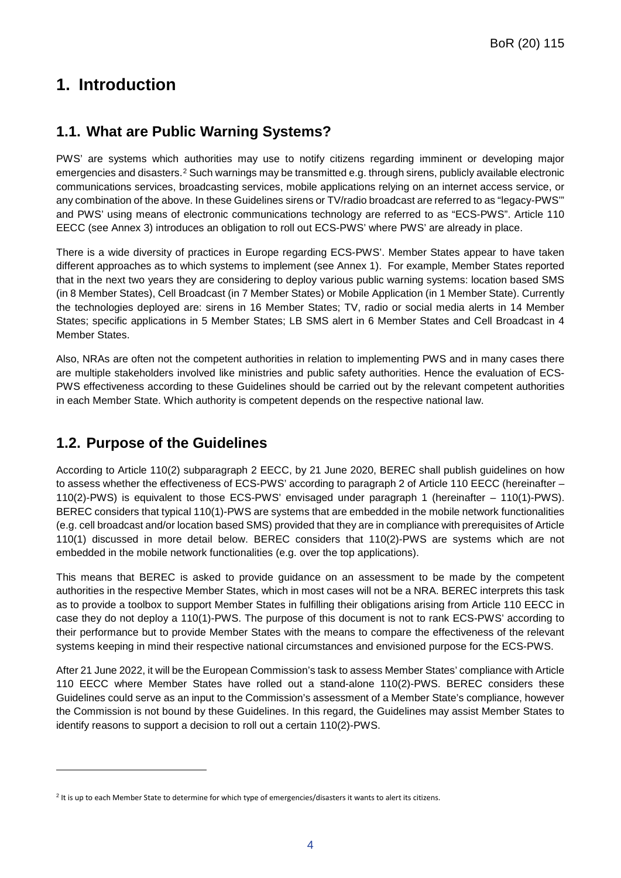# 1. Introduction

## 1.1. What are Public Warning Systems?

PWS' are systems which authorities may use to notify citizens regarding imminent or developing major emergencies and disasters.[2] Such warnings may be transmitted e.g. through sirens, publicly available electronic communications services, broadcasting services, mobile applications relying on an internet access service, or any combination of the above. In these Guidelines sirens or TV/radio broadcast are referred to as "legacy-PWS'" and PWS' using means of electronic communications technology are referred to as "ECS-PWS". Article 110 EECC (see Annex 3) introduces an obligation to roll out ECS-PWS' where PWS' are already in place.

There is a wide diversity of practices in Europe regarding ECS-PWS'. Member States appear to have taken different approaches as to which systems to implement (see Annex 1). For example, Member States reported that in the next two years they are considering to deploy various public warning systems: location based SMS (in 8 Member States), Cell Broadcast (in 7 Member States) or Mobile Application (in 1 Member State). Currently the technologies deployed are: sirens in 16 Member States; TV, radio or social media alerts in 14 Member States; specific applications in 5 Member States; LB SMS alert in 6 Member States and Cell Broadcast in 4 Member States.

Also, NRAs are often not the competent authorities in relation to implementing PWS and in many cases there are multiple stakeholders involved like ministries and public safety authorities. Hence the evaluation of ECS-PWS effectiveness according to these Guidelines should be carried out by the relevant competent authorities in each Member State. Which authority is competent depends on the respective national law.

## 1.2. Purpose of the Guidelines

According to Article 110(2) subparagraph 2 EECC, by 21 June 2020, BEREC shall publish guidelines on how to assess whether the effectiveness of ECS-PWS' according to paragraph 2 of Article 110 EECC (hereinafter – 110(2)-PWS) is equivalent to those ECS-PWS' envisaged under paragraph 1 (hereinafter – 110(1)-PWS). BEREC considers that typical 110(1)-PWS are systems that are embedded in the mobile network functionalities (e.g. cell broadcast and/or location based SMS) provided that they are in compliance with prerequisites of Article 110(1) discussed in more detail below. BEREC considers that 110(2)-PWS are systems which are not embedded in the mobile network functionalities (e.g. over the top applications).

This means that BEREC is asked to provide guidance on an assessment to be made by the competent authorities in the respective Member States, which in most cases will not be a NRA. BEREC interprets this task as to provide a toolbox to support Member States in fulfilling their obligations arising from Article 110 EECC in case they do not deploy a 110(1)-PWS. The purpose of this document is not to rank ECS-PWS' according to their performance but to provide Member States with the means to compare the effectiveness of the relevant systems keeping in mind their respective national circumstances and envisioned purpose for the ECS-PWS.

After 21 June 2022, it will be the European Commission's task to assess Member States' compliance with Article 110 EECC where Member States have rolled out a stand-alone 110(2)-PWS. BEREC considers these Guidelines could serve as an input to the Commission's assessment of a Member State's compliance, however the Commission is not bound by these Guidelines. In this regard, the Guidelines may assist Member States to identify reasons to support a decision to roll out a certain 110(2)-PWS.

[2] It is up to each Member State to determine for which type of emergencies/disasters it wants to alert its citizens.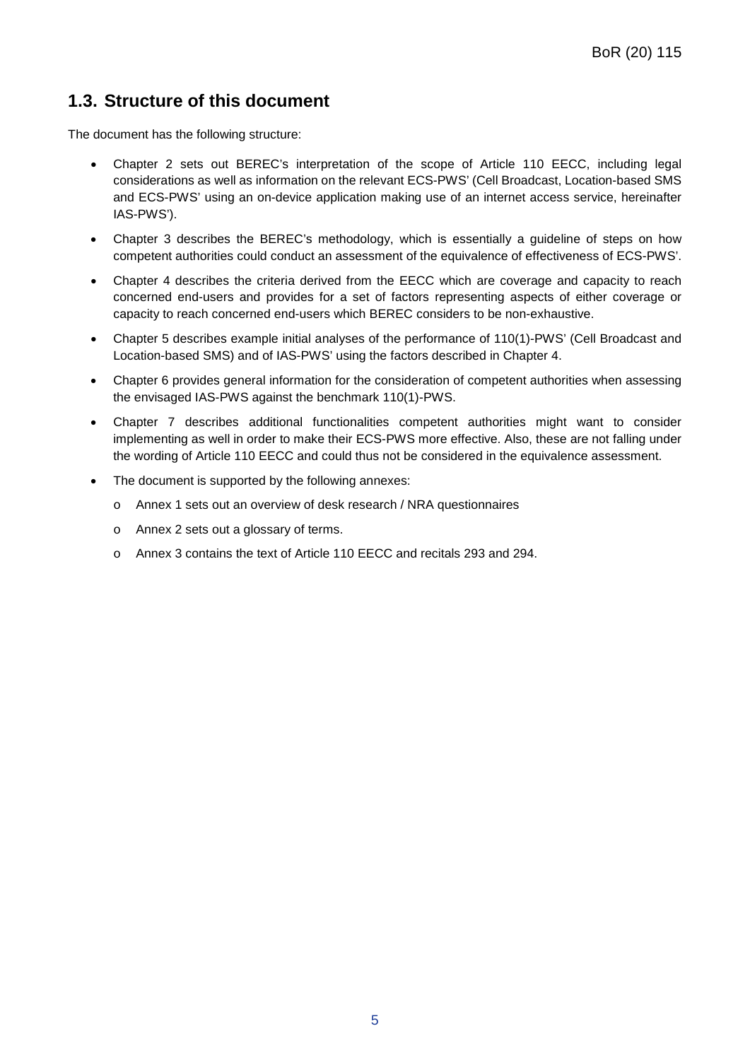## 1.3. Structure of this document

The document has the following structure:

- Chapter 2 sets out BEREC's interpretation of the scope of Article 110 EECC, including legal considerations as well as information on the relevant ECS-PWS' (Cell Broadcast, Location-based SMS and ECS-PWS' using an on-device application making use of an internet access service, hereinafter IAS-PWS').
- Chapter 3 describes the BEREC's methodology, which is essentially a guideline of steps on how competent authorities could conduct an assessment of the equivalence of effectiveness of ECS-PWS'.
- Chapter 4 describes the criteria derived from the EECC which are coverage and capacity to reach concerned end-users and provides for a set of factors representing aspects of either coverage or capacity to reach concerned end-users which BEREC considers to be non-exhaustive.
- Chapter 5 describes example initial analyses of the performance of 110(1)-PWS' (Cell Broadcast and Location-based SMS) and of IAS-PWS' using the factors described in Chapter 4.
- Chapter 6 provides general information for the consideration of competent authorities when assessing the envisaged IAS-PWS against the benchmark 110(1)-PWS.
- Chapter 7 describes additional functionalities competent authorities might want to consider implementing as well in order to make their ECS-PWS more effective. Also, these are not falling under the wording of Article 110 EECC and could thus not be considered in the equivalence assessment.
- The document is supported by the following annexes:
  - Annex 1 sets out an overview of desk research / NRA questionnaires
  - Annex 2 sets out a glossary of terms.
  - Annex 3 contains the text of Article 110 EECC and recitals 293 and 294.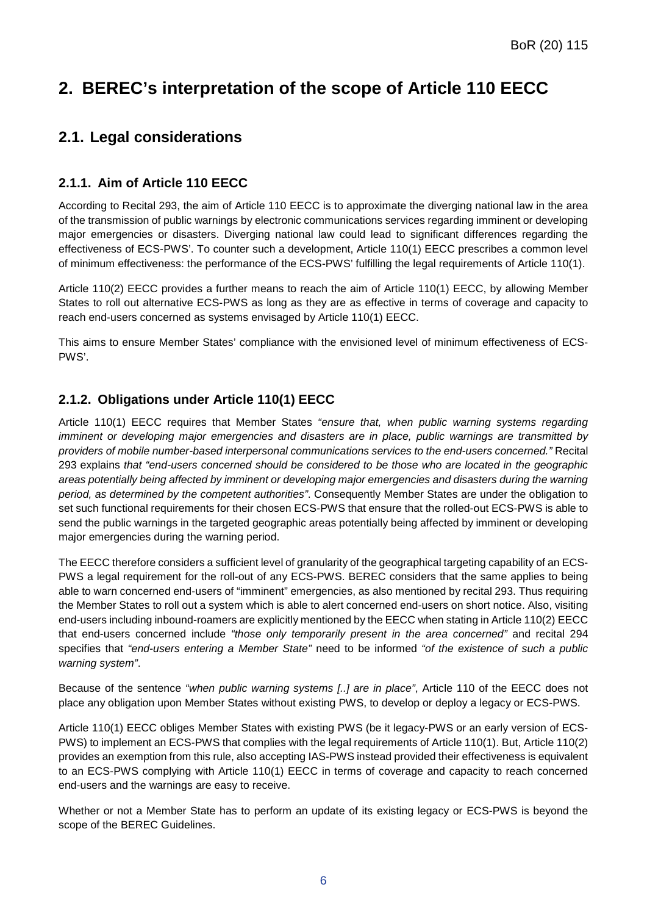# 2. BEREC's interpretation of the scope of Article 110 EECC

## 2.1. Legal considerations

### 2.1.1. Aim of Article 110 EECC

According to Recital 293, the aim of Article 110 EECC is to approximate the diverging national law in the area of the transmission of public warnings by electronic communications services regarding imminent or developing major emergencies or disasters. Diverging national law could lead to significant differences regarding the effectiveness of ECS-PWS'. To counter such a development, Article 110(1) EECC prescribes a common level of minimum effectiveness: the performance of the ECS-PWS' fulfilling the legal requirements of Article 110(1).

Article 110(2) EECC provides a further means to reach the aim of Article 110(1) EECC, by allowing Member States to roll out alternative ECS-PWS as long as they are as effective in terms of coverage and capacity to reach end-users concerned as systems envisaged by Article 110(1) EECC.

This aims to ensure Member States' compliance with the envisioned level of minimum effectiveness of ECS-PWS'.

### 2.1.2. Obligations under Article 110(1) EECC

Article 110(1) EECC requires that Member States *"ensure that, when public warning systems regarding imminent or developing major emergencies and disasters are in place, public warnings are transmitted by providers of mobile number-based interpersonal communications services to the end-users concerned."* Recital 293 explains *that "end-users concerned should be considered to be those who are located in the geographic areas potentially being affected by imminent or developing major emergencies and disasters during the warning period, as determined by the competent authorities"*. Consequently Member States are under the obligation to set such functional requirements for their chosen ECS-PWS that ensure that the rolled-out ECS-PWS is able to send the public warnings in the targeted geographic areas potentially being affected by imminent or developing major emergencies during the warning period.

The EECC therefore considers a sufficient level of granularity of the geographical targeting capability of an ECS-PWS a legal requirement for the roll-out of any ECS-PWS. BEREC considers that the same applies to being able to warn concerned end-users of "imminent" emergencies, as also mentioned by recital 293. Thus requiring the Member States to roll out a system which is able to alert concerned end-users on short notice. Also, visiting end-users including inbound-roamers are explicitly mentioned by the EECC when stating in Article 110(2) EECC that end-users concerned include *"those only temporarily present in the area concerned"* and recital 294 specifies that *"end-users entering a Member State"* need to be informed *"of the existence of such a public warning system"*.

Because of the sentence *"when public warning systems [..] are in place"*, Article 110 of the EECC does not place any obligation upon Member States without existing PWS, to develop or deploy a legacy or ECS-PWS.

Article 110(1) EECC obliges Member States with existing PWS (be it legacy-PWS or an early version of ECS-PWS) to implement an ECS-PWS that complies with the legal requirements of Article 110(1). But, Article 110(2) provides an exemption from this rule, also accepting IAS-PWS instead provided their effectiveness is equivalent to an ECS-PWS complying with Article 110(1) EECC in terms of coverage and capacity to reach concerned end-users and the warnings are easy to receive.

Whether or not a Member State has to perform an update of its existing legacy or ECS-PWS is beyond the scope of the BEREC Guidelines.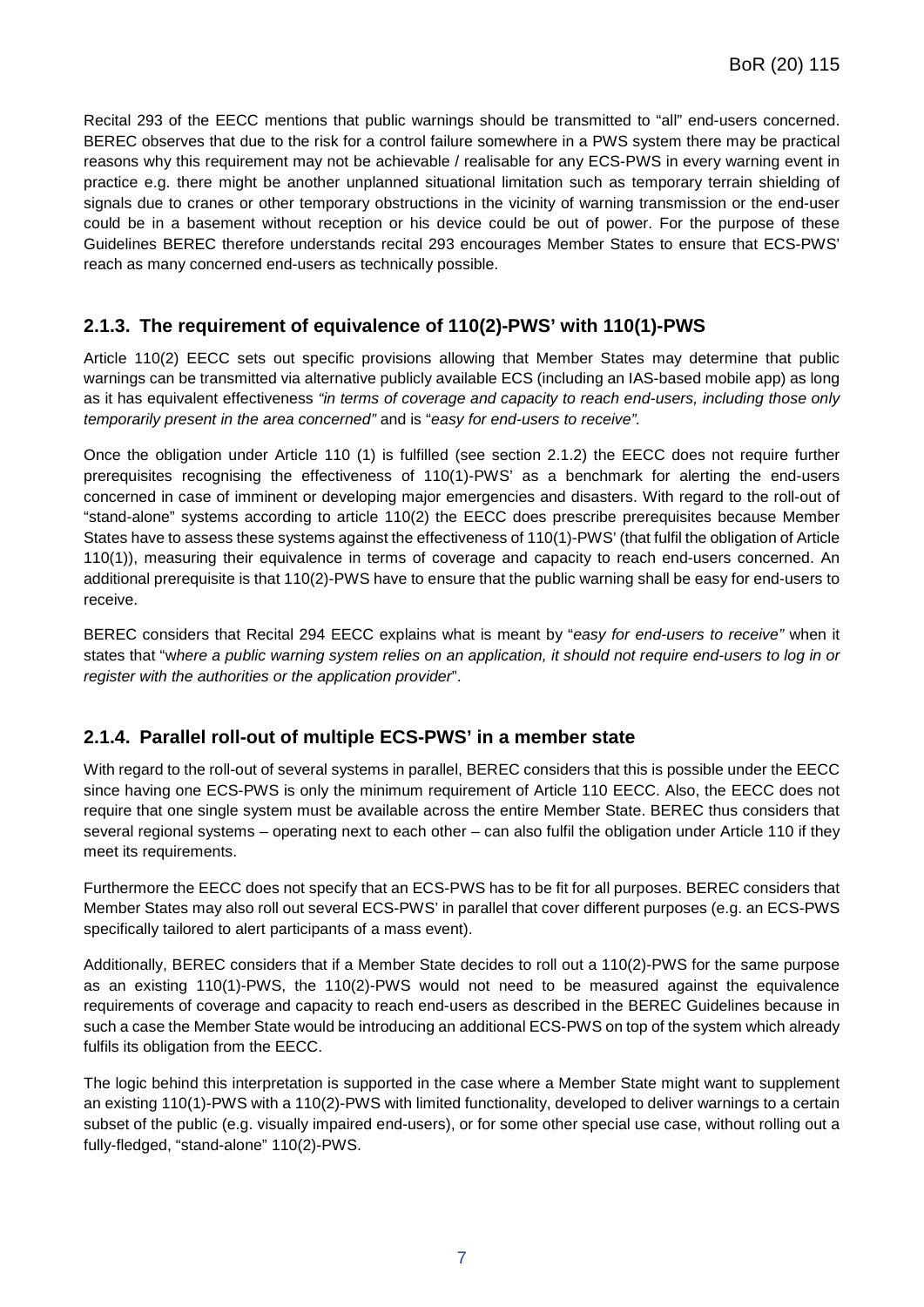Recital 293 of the EECC mentions that public warnings should be transmitted to "all" end-users concerned. BEREC observes that due to the risk for a control failure somewhere in a PWS system there may be practical reasons why this requirement may not be achievable / realisable for any ECS-PWS in every warning event in practice e.g. there might be another unplanned situational limitation such as temporary terrain shielding of signals due to cranes or other temporary obstructions in the vicinity of warning transmission or the end-user could be in a basement without reception or his device could be out of power. For the purpose of these Guidelines BEREC therefore understands recital 293 encourages Member States to ensure that ECS-PWS' reach as many concerned end-users as technically possible.

### 2.1.3. The requirement of equivalence of 110(2)-PWS' with 110(1)-PWS

Article 110(2) EECC sets out specific provisions allowing that Member States may determine that public warnings can be transmitted via alternative publicly available ECS (including an IAS-based mobile app) as long as it has equivalent effectiveness *"in terms of coverage and capacity to reach end-users, including those only temporarily present in the area concerned"* and is "*easy for end-users to receive"*.

Once the obligation under Article 110 (1) is fulfilled (see section 2.1.2) the EECC does not require further prerequisites recognising the effectiveness of 110(1)-PWS' as a benchmark for alerting the end-users concerned in case of imminent or developing major emergencies and disasters. With regard to the roll-out of "stand-alone" systems according to article 110(2) the EECC does prescribe prerequisites because Member States have to assess these systems against the effectiveness of 110(1)-PWS' (that fulfil the obligation of Article 110(1)), measuring their equivalence in terms of coverage and capacity to reach end-users concerned. An additional prerequisite is that 110(2)-PWS have to ensure that the public warning shall be easy for end-users to receive.

BEREC considers that Recital 294 EECC explains what is meant by "*easy for end-users to receive"* when it states that "*where a public warning system relies on an application, it should not require end-users to log in or register with the authorities or the application provider*".

### 2.1.4. Parallel roll-out of multiple ECS-PWS' in a member state

With regard to the roll-out of several systems in parallel, BEREC considers that this is possible under the EECC since having one ECS-PWS is only the minimum requirement of Article 110 EECC. Also, the EECC does not require that one single system must be available across the entire Member State. BEREC thus considers that several regional systems – operating next to each other – can also fulfil the obligation under Article 110 if they meet its requirements.

Furthermore the EECC does not specify that an ECS-PWS has to be fit for all purposes. BEREC considers that Member States may also roll out several ECS-PWS' in parallel that cover different purposes (e.g. an ECS-PWS specifically tailored to alert participants of a mass event).

Additionally, BEREC considers that if a Member State decides to roll out a 110(2)-PWS for the same purpose as an existing 110(1)-PWS, the 110(2)-PWS would not need to be measured against the equivalence requirements of coverage and capacity to reach end-users as described in the BEREC Guidelines because in such a case the Member State would be introducing an additional ECS-PWS on top of the system which already fulfils its obligation from the EECC.

The logic behind this interpretation is supported in the case where a Member State might want to supplement an existing 110(1)-PWS with a 110(2)-PWS with limited functionality, developed to deliver warnings to a certain subset of the public (e.g. visually impaired end-users), or for some other special use case, without rolling out a fully-fledged, "stand-alone" 110(2)-PWS.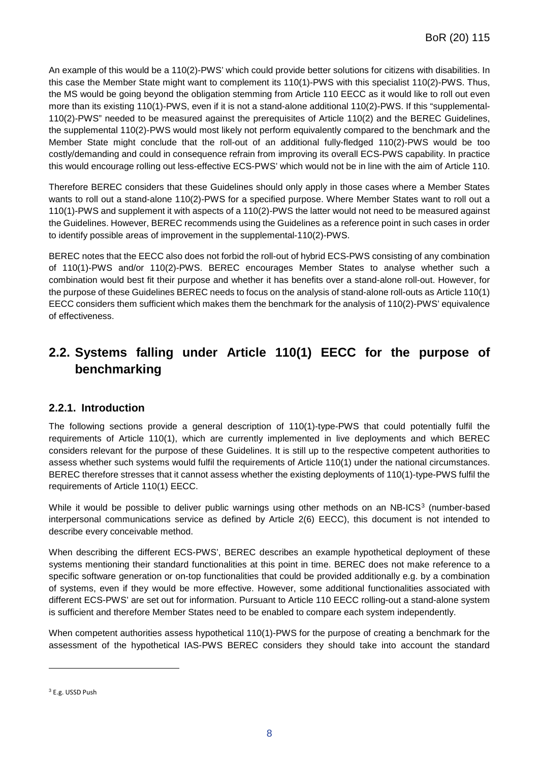An example of this would be a 110(2)-PWS' which could provide better solutions for citizens with disabilities. In this case the Member State might want to complement its 110(1)-PWS with this specialist 110(2)-PWS. Thus, the MS would be going beyond the obligation stemming from Article 110 EECC as it would like to roll out even more than its existing 110(1)-PWS, even if it is not a stand-alone additional 110(2)-PWS. If this "supplemental-110(2)-PWS" needed to be measured against the prerequisites of Article 110(2) and the BEREC Guidelines, the supplemental 110(2)-PWS would most likely not perform equivalently compared to the benchmark and the Member State might conclude that the roll-out of an additional fully-fledged 110(2)-PWS would be too costly/demanding and could in consequence refrain from improving its overall ECS-PWS capability. In practice this would encourage rolling out less-effective ECS-PWS' which would not be in line with the aim of Article 110.

Therefore BEREC considers that these Guidelines should only apply in those cases where a Member States wants to roll out a stand-alone 110(2)-PWS for a specified purpose. Where Member States want to roll out a 110(1)-PWS and supplement it with aspects of a 110(2)-PWS the latter would not need to be measured against the Guidelines. However, BEREC recommends using the Guidelines as a reference point in such cases in order to identify possible areas of improvement in the supplemental-110(2)-PWS.

BEREC notes that the EECC also does not forbid the roll-out of hybrid ECS-PWS consisting of any combination of 110(1)-PWS and/or 110(2)-PWS. BEREC encourages Member States to analyse whether such a combination would best fit their purpose and whether it has benefits over a stand-alone roll-out. However, for the purpose of these Guidelines BEREC needs to focus on the analysis of stand-alone roll-outs as Article 110(1) EECC considers them sufficient which makes them the benchmark for the analysis of 110(2)-PWS' equivalence of effectiveness.

## 2.2. Systems falling under Article 110(1) EECC for the purpose of benchmarking

### 2.2.1. Introduction

The following sections provide a general description of 110(1)-type-PWS that could potentially fulfil the requirements of Article 110(1), which are currently implemented in live deployments and which BEREC considers relevant for the purpose of these Guidelines. It is still up to the respective competent authorities to assess whether such systems would fulfil the requirements of Article 110(1) under the national circumstances. BEREC therefore stresses that it cannot assess whether the existing deployments of 110(1)-type-PWS fulfil the requirements of Article 110(1) EECC.

While it would be possible to deliver public warnings using other methods on an NB-ICS[3] (number-based interpersonal communications service as defined by Article 2(6) EECC), this document is not intended to describe every conceivable method.

When describing the different ECS-PWS', BEREC describes an example hypothetical deployment of these systems mentioning their standard functionalities at this point in time. BEREC does not make reference to a specific software generation or on-top functionalities that could be provided additionally e.g. by a combination of systems, even if they would be more effective. However, some additional functionalities associated with different ECS-PWS' are set out for information. Pursuant to Article 110 EECC rolling-out a stand-alone system is sufficient and therefore Member States need to be enabled to compare each system independently.

When competent authorities assess hypothetical 110(1)-PWS for the purpose of creating a benchmark for the assessment of the hypothetical IAS-PWS BEREC considers they should take into account the standard

[3] E.g. USSD Push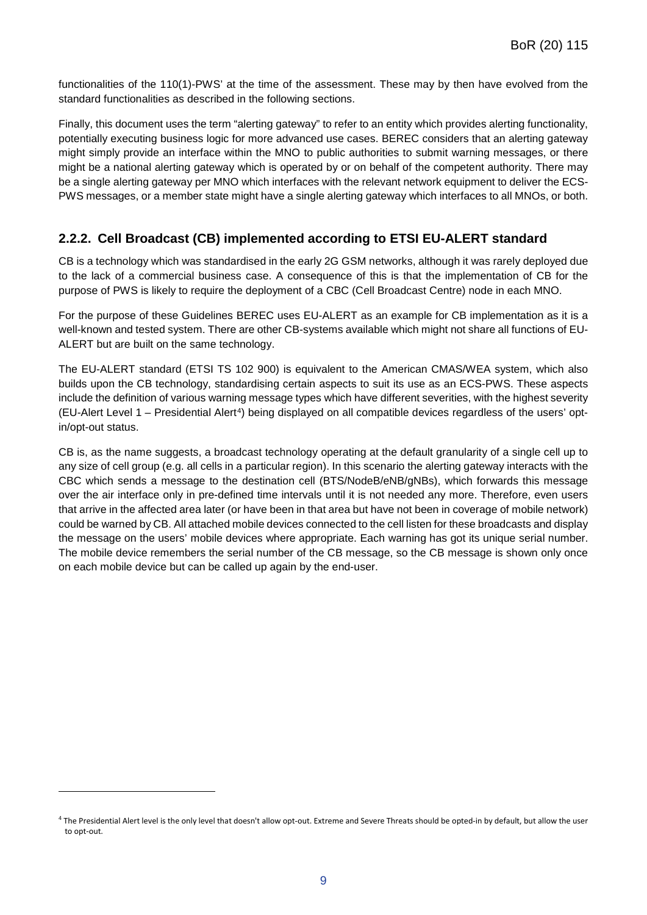functionalities of the 110(1)-PWS' at the time of the assessment. These may by then have evolved from the standard functionalities as described in the following sections.

Finally, this document uses the term "alerting gateway" to refer to an entity which provides alerting functionality, potentially executing business logic for more advanced use cases. BEREC considers that an alerting gateway might simply provide an interface within the MNO to public authorities to submit warning messages, or there might be a national alerting gateway which is operated by or on behalf of the competent authority. There may be a single alerting gateway per MNO which interfaces with the relevant network equipment to deliver the ECS-PWS messages, or a member state might have a single alerting gateway which interfaces to all MNOs, or both.

### 2.2.2. Cell Broadcast (CB) implemented according to ETSI EU-ALERT standard

CB is a technology which was standardised in the early 2G GSM networks, although it was rarely deployed due to the lack of a commercial business case. A consequence of this is that the implementation of CB for the purpose of PWS is likely to require the deployment of a CBC (Cell Broadcast Centre) node in each MNO.

For the purpose of these Guidelines BEREC uses EU-ALERT as an example for CB implementation as it is a well-known and tested system. There are other CB-systems available which might not share all functions of EU-ALERT but are built on the same technology.

The EU-ALERT standard (ETSI TS 102 900) is equivalent to the American CMAS/WEA system, which also builds upon the CB technology, standardising certain aspects to suit its use as an ECS-PWS. These aspects include the definition of various warning message types which have different severities, with the highest severity (EU-Alert Level 1 – Presidential Alert[4]) being displayed on all compatible devices regardless of the users' opt-in/opt-out status.

CB is, as the name suggests, a broadcast technology operating at the default granularity of a single cell up to any size of cell group (e.g. all cells in a particular region). In this scenario the alerting gateway interacts with the CBC which sends a message to the destination cell (BTS/NodeB/eNB/gNBs), which forwards this message over the air interface only in pre-defined time intervals until it is not needed any more. Therefore, even users that arrive in the affected area later (or have been in that area but have not been in coverage of mobile network) could be warned by CB. All attached mobile devices connected to the cell listen for these broadcasts and display the message on the users' mobile devices where appropriate. Each warning has got its unique serial number. The mobile device remembers the serial number of the CB message, so the CB message is shown only once on each mobile device but can be called up again by the end-user.

---

[4] The Presidential Alert level is the only level that doesn't allow opt-out. Extreme and Severe Threats should be opted-in by default, but allow the user to opt-out.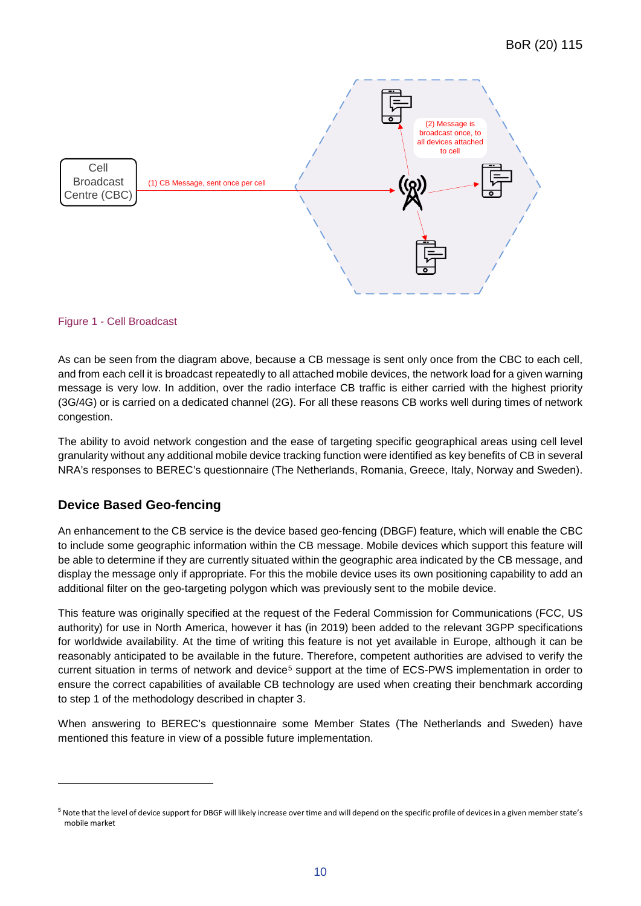Figure 1 - Cell Broadcast

As can be seen from the diagram above, because a CB message is sent only once from the CBC to each cell, and from each cell it is broadcast repeatedly to all attached mobile devices, the network load for a given warning message is very low. In addition, over the radio interface CB traffic is either carried with the highest priority (3G/4G) or is carried on a dedicated channel (2G). For all these reasons CB works well during times of network congestion.

The ability to avoid network congestion and the ease of targeting specific geographical areas using cell level granularity without any additional mobile device tracking function were identified as key benefits of CB in several NRA's responses to BEREC's questionnaire (The Netherlands, Romania, Greece, Italy, Norway and Sweden).

### Device Based Geo-fencing

An enhancement to the CB service is the device based geo-fencing (DBGF) feature, which will enable the CBC to include some geographic information within the CB message. Mobile devices which support this feature will be able to determine if they are currently situated within the geographic area indicated by the CB message, and display the message only if appropriate. For this the mobile device uses its own positioning capability to add an additional filter on the geo-targeting polygon which was previously sent to the mobile device.

This feature was originally specified at the request of the Federal Commission for Communications (FCC, US authority) for use in North America, however it has (in 2019) been added to the relevant 3GPP specifications for worldwide availability. At the time of writing this feature is not yet available in Europe, although it can be reasonably anticipated to be available in the future. Therefore, competent authorities are advised to verify the current situation in terms of network and device[5] support at the time of ECS-PWS implementation in order to ensure the correct capabilities of available CB technology are used when creating their benchmark according to step 1 of the methodology described in chapter 3.

When answering to BEREC's questionnaire some Member States (The Netherlands and Sweden) have mentioned this feature in view of a possible future implementation.

[5] Note that the level of device support for DBGF will likely increase over time and will depend on the specific profile of devices in a given member state's mobile market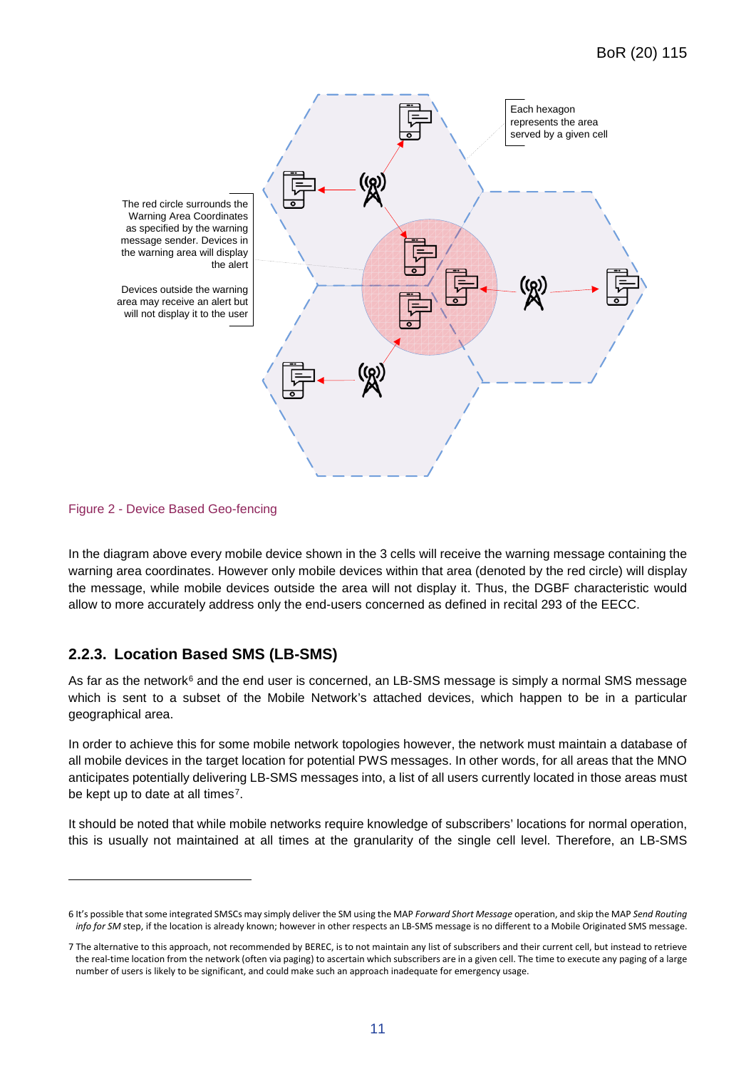Figure 2 - Device Based Geo-fencing

In the diagram above every mobile device shown in the 3 cells will receive the warning message containing the warning area coordinates. However only mobile devices within that area (denoted by the red circle) will display the message, while mobile devices outside the area will not display it. Thus, the DGBF characteristic would allow to more accurately address only the end-users concerned as defined in recital 293 of the EECC.

### 2.2.3. Location Based SMS (LB-SMS)

As far as the network[6] and the end user is concerned, an LB-SMS message is simply a normal SMS message which is sent to a subset of the Mobile Network's attached devices, which happen to be in a particular geographical area.

In order to achieve this for some mobile network topologies however, the network must maintain a database of all mobile devices in the target location for potential PWS messages. In other words, for all areas that the MNO anticipates potentially delivering LB-SMS messages into, a list of all users currently located in those areas must be kept up to date at all times[7].

It should be noted that while mobile networks require knowledge of subscribers' locations for normal operation, this is usually not maintained at all times at the granularity of the single cell level. Therefore, an LB-SMS

6 It's possible that some integrated SMSCs may simply deliver the SM using the MAP *Forward Short Message* operation, and skip the MAP *Send Routing info for SM* step, if the location is already known; however in other respects an LB-SMS message is no different to a Mobile Originated SMS message.

7 The alternative to this approach, not recommended by BEREC, is to not maintain any list of subscribers and their current cell, but instead to retrieve the real-time location from the network (often via paging) to ascertain which subscribers are in a given cell. The time to execute any paging of a large number of users is likely to be significant, and could make such an approach inadequate for emergency usage.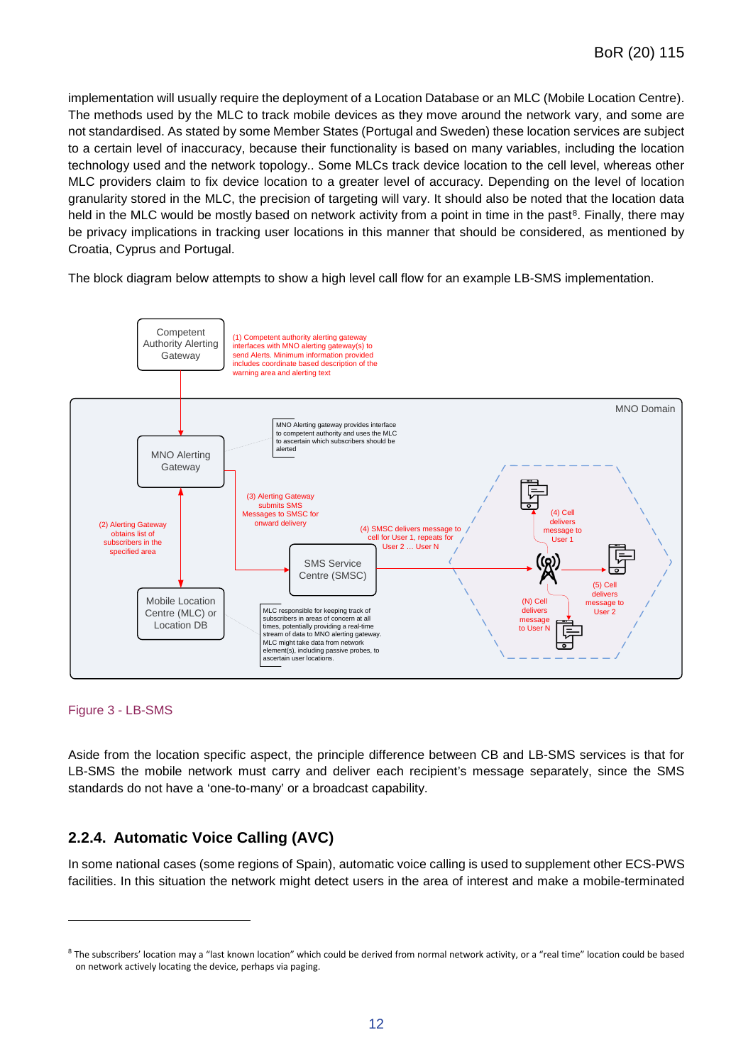implementation will usually require the deployment of a Location Database or an MLC (Mobile Location Centre). The methods used by the MLC to track mobile devices as they move around the network vary, and some are not standardised. As stated by some Member States (Portugal and Sweden) these location services are subject to a certain level of inaccuracy, because their functionality is based on many variables, including the location technology used and the network topology.. Some MLCs track device location to the cell level, whereas other MLC providers claim to fix device location to a greater level of accuracy. Depending on the level of location granularity stored in the MLC, the precision of targeting will vary. It should also be noted that the location data held in the MLC would be mostly based on network activity from a point in time in the past[8]. Finally, there may be privacy implications in tracking user locations in this manner that should be considered, as mentioned by Croatia, Cyprus and Portugal.

The block diagram below attempts to show a high level call flow for an example LB-SMS implementation.

Competent Authority Alerting Gateway

(1) Competent authority alerting gateway interfaces with MNO alerting gateway(s) to send Alerts. Minimum information provided includes coordinate based description of the warning area and alerting text

MNO Domain

MNO Alerting Gateway

MNO Alerting gateway provides interface to competent authority and uses the MLC to ascertain which subscribers should be alerted

(2) Alerting Gateway obtains list of subscribers in the specified area

(3) Alerting Gateway submits SMS Messages to SMSC for onward delivery

(4) SMSC delivers message to cell for User 1, repeats for User 2 ... User N

SMS Service Centre (SMSC)

Mobile Location Centre (MLC) or Location DB

MLC responsible for keeping track of subscribers in areas of concern at all times, potentially providing a real-time stream of data to MNO alerting gateway. MLC might take data from network element(s), including passive probes, to ascertain user locations.

(4) Cell delivers message to User 1

(5) Cell delivers message to User 2

(N) Cell delivers message to User N

Figure 3 - LB-SMS

Aside from the location specific aspect, the principle difference between CB and LB-SMS services is that for LB-SMS the mobile network must carry and deliver each recipient's message separately, since the SMS standards do not have a 'one-to-many' or a broadcast capability.

### 2.2.4. Automatic Voice Calling (AVC)

In some national cases (some regions of Spain), automatic voice calling is used to supplement other ECS-PWS facilities. In this situation the network might detect users in the area of interest and make a mobile-terminated

[8] The subscribers' location may a "last known location" which could be derived from normal network activity, or a "real time" location could be based on network actively locating the device, perhaps via paging.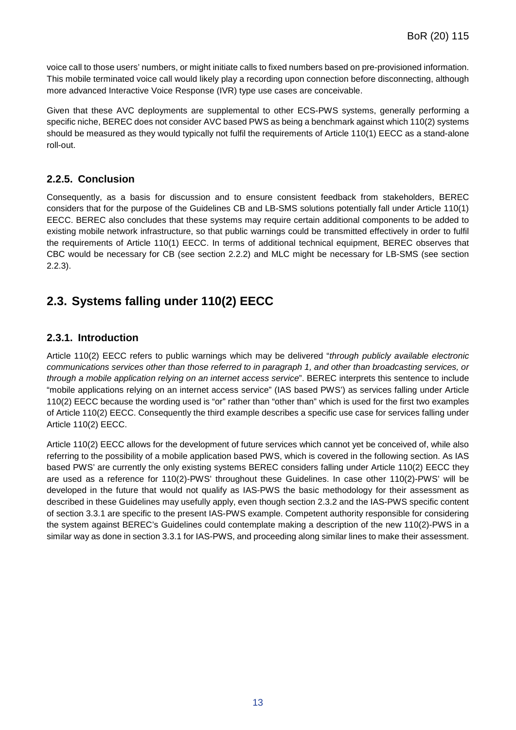voice call to those users' numbers, or might initiate calls to fixed numbers based on pre-provisioned information. This mobile terminated voice call would likely play a recording upon connection before disconnecting, although more advanced Interactive Voice Response (IVR) type use cases are conceivable.

Given that these AVC deployments are supplemental to other ECS-PWS systems, generally performing a specific niche, BEREC does not consider AVC based PWS as being a benchmark against which 110(2) systems should be measured as they would typically not fulfil the requirements of Article 110(1) EECC as a stand-alone roll-out.

### 2.2.5. Conclusion

Consequently, as a basis for discussion and to ensure consistent feedback from stakeholders, BEREC considers that for the purpose of the Guidelines CB and LB-SMS solutions potentially fall under Article 110(1) EECC. BEREC also concludes that these systems may require certain additional components to be added to existing mobile network infrastructure, so that public warnings could be transmitted effectively in order to fulfil the requirements of Article 110(1) EECC. In terms of additional technical equipment, BEREC observes that CBC would be necessary for CB (see section 2.2.2) and MLC might be necessary for LB-SMS (see section 2.2.3).

## 2.3. Systems falling under 110(2) EECC

### 2.3.1. Introduction

Article 110(2) EECC refers to public warnings which may be delivered "*through publicly available electronic communications services other than those referred to in paragraph 1, and other than broadcasting services, or through a mobile application relying on an internet access service*". BEREC interprets this sentence to include "mobile applications relying on an internet access service" (IAS based PWS') as services falling under Article 110(2) EECC because the wording used is "or" rather than "other than" which is used for the first two examples of Article 110(2) EECC. Consequently the third example describes a specific use case for services falling under Article 110(2) EECC.

Article 110(2) EECC allows for the development of future services which cannot yet be conceived of, while also referring to the possibility of a mobile application based PWS, which is covered in the following section. As IAS based PWS' are currently the only existing systems BEREC considers falling under Article 110(2) EECC they are used as a reference for 110(2)-PWS' throughout these Guidelines. In case other 110(2)-PWS' will be developed in the future that would not qualify as IAS-PWS the basic methodology for their assessment as described in these Guidelines may usefully apply, even though section 2.3.2 and the IAS-PWS specific content of section 3.3.1 are specific to the present IAS-PWS example. Competent authority responsible for considering the system against BEREC's Guidelines could contemplate making a description of the new 110(2)-PWS in a similar way as done in section 3.3.1 for IAS-PWS, and proceeding along similar lines to make their assessment.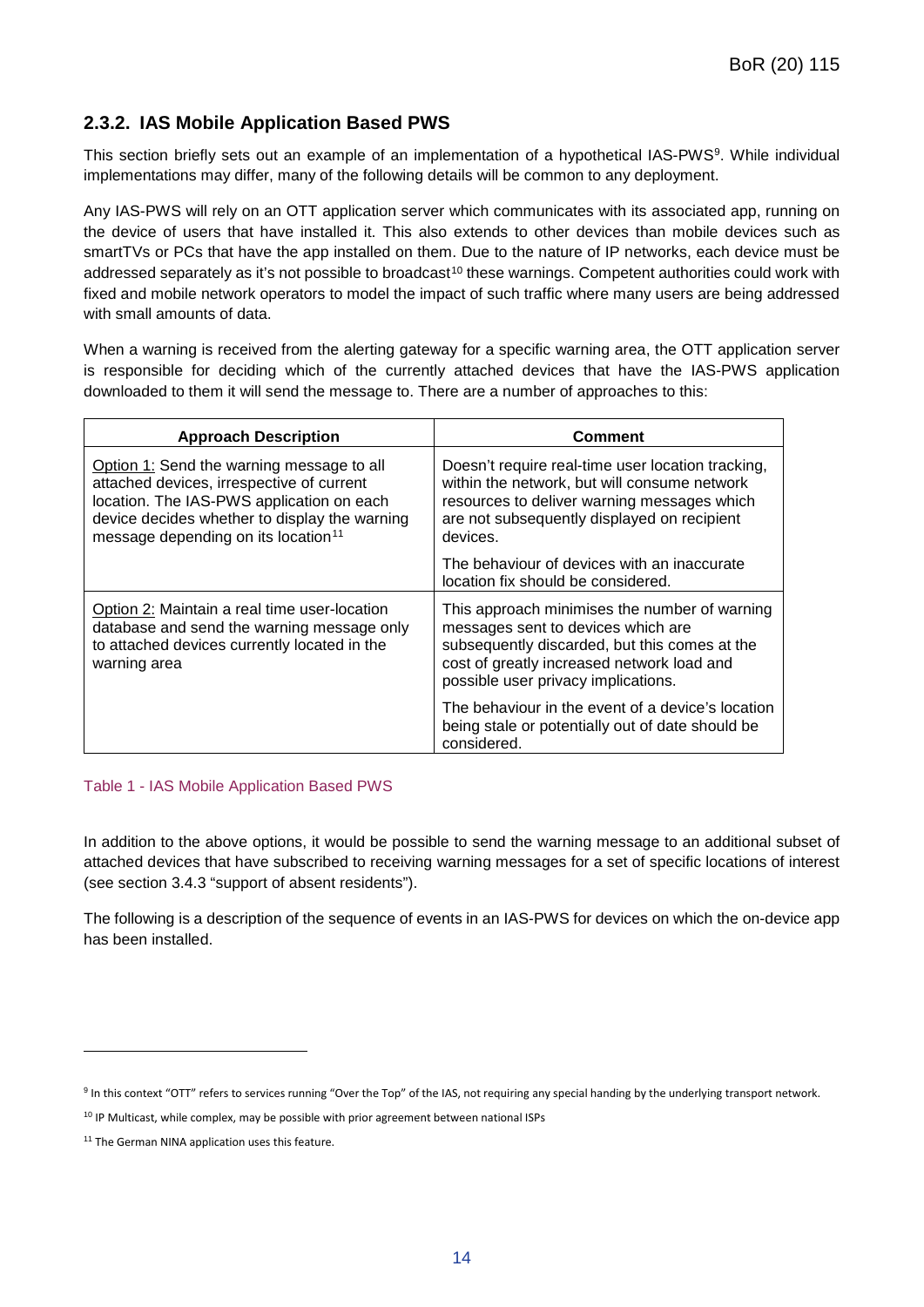### 2.3.2. IAS Mobile Application Based PWS

This section briefly sets out an example of an implementation of a hypothetical IAS-PWS[9]. While individual implementations may differ, many of the following details will be common to any deployment.

Any IAS-PWS will rely on an OTT application server which communicates with its associated app, running on the device of users that have installed it. This also extends to other devices than mobile devices such as smartTVs or PCs that have the app installed on them. Due to the nature of IP networks, each device must be addressed separately as it's not possible to broadcast[10] these warnings. Competent authorities could work with fixed and mobile network operators to model the impact of such traffic where many users are being addressed with small amounts of data.

When a warning is received from the alerting gateway for a specific warning area, the OTT application server is responsible for deciding which of the currently attached devices that have the IAS-PWS application downloaded to them it will send the message to. There are a number of approaches to this:

| Approach Description | Comment |
| --- | --- |
| Option 1: Send the warning message to all attached devices, irrespective of current location. The IAS-PWS application on each device decides whether to display the warning message depending on its location[11] | Doesn't require real-time user location tracking, within the network, but will consume network resources to deliver warning messages which are not subsequently displayed on recipient devices.<br><br>The behaviour of devices with an inaccurate location fix should be considered. |
| Option 2: Maintain a real time user-location database and send the warning message only to attached devices currently located in the warning area | This approach minimises the number of warning messages sent to devices which are subsequently discarded, but this comes at the cost of greatly increased network load and possible user privacy implications.<br><br>The behaviour in the event of a device's location being stale or potentially out of date should be considered. |

Table 1 - IAS Mobile Application Based PWS

In addition to the above options, it would be possible to send the warning message to an additional subset of attached devices that have subscribed to receiving warning messages for a set of specific locations of interest (see section 3.4.3 "support of absent residents").

The following is a description of the sequence of events in an IAS-PWS for devices on which the on-device app has been installed.

---

[9] In this context "OTT" refers to services running "Over the Top" of the IAS, not requiring any special handing by the underlying transport network.

[10] IP Multicast, while complex, may be possible with prior agreement between national ISPs

[11] The German NINA application uses this feature.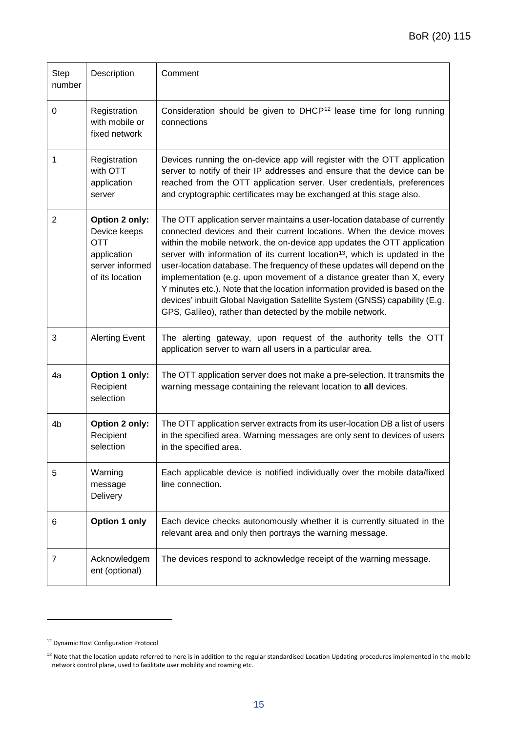| Step number | Description | Comment |
|---|---|---|
| 0 | Registration with mobile or fixed network | Consideration should be given to DHCP[12] lease time for long running connections |
| 1 | Registration with OTT application server | Devices running the on-device app will register with the OTT application server to notify of their IP addresses and ensure that the device can be reached from the OTT application server. User credentials, preferences and cryptographic certificates may be exchanged at this stage also. |
| 2 | **Option 2 only:** Device keeps OTT application server informed of its location | The OTT application server maintains a user-location database of currently connected devices and their current locations. When the device moves within the mobile network, the on-device app updates the OTT application server with information of its current location[13], which is updated in the user-location database. The frequency of these updates will depend on the implementation (e.g. upon movement of a distance greater than X, every Y minutes etc.). Note that the location information provided is based on the devices' inbuilt Global Navigation Satellite System (GNSS) capability (E.g. GPS, Galileo), rather than detected by the mobile network. |
| 3 | Alerting Event | The alerting gateway, upon request of the authority tells the OTT application server to warn all users in a particular area. |
| 4a | **Option 1 only:** Recipient selection | The OTT application server does not make a pre-selection. It transmits the warning message containing the relevant location to **all** devices. |
| 4b | **Option 2 only:** Recipient selection | The OTT application server extracts from its user-location DB a list of users in the specified area. Warning messages are only sent to devices of users in the specified area. |
| 5 | Warning message Delivery | Each applicable device is notified individually over the mobile data/fixed line connection. |
| 6 | **Option 1 only** | Each device checks autonomously whether it is currently situated in the relevant area and only then portrays the warning message. |
| 7 | Acknowledgement (optional) | The devices respond to acknowledge receipt of the warning message. |

[12] Dynamic Host Configuration Protocol

[13] Note that the location update referred to here is in addition to the regular standardised Location Updating procedures implemented in the mobile network control plane, used to facilitate user mobility and roaming etc.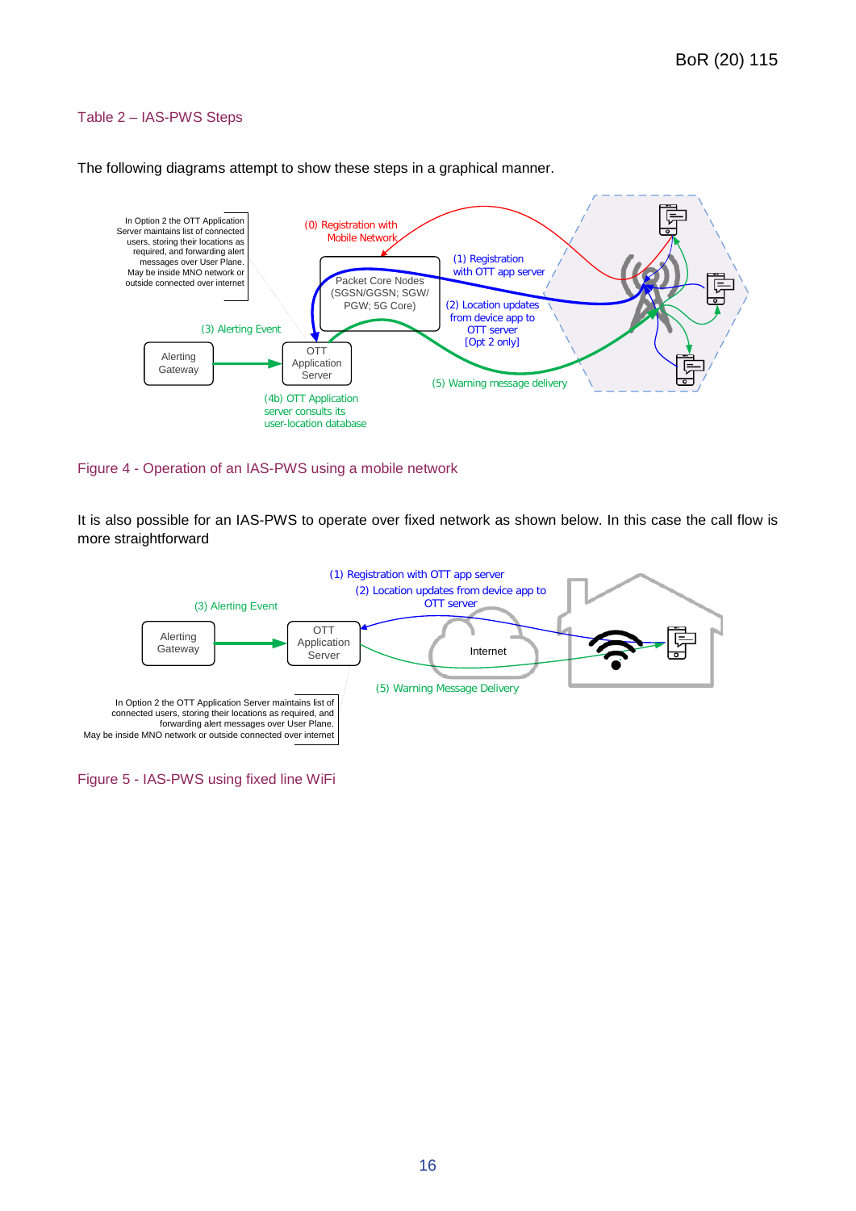Table 2 – IAS-PWS Steps

The following diagrams attempt to show these steps in a graphical manner.

In Option 2 the OTT Application Server maintains list of connected users, storing their locations as required, and forwarding alert messages over User Plane. May be inside MNO network or outside connected over internet

(0) Registration with Mobile Network

(1) Registration with OTT app server

Packet Core Nodes (SGSN/GGSN; SGW/ PGW; 5G Core)

(2) Location updates from device app to OTT server [Opt 2 only]

(3) Alerting Event

Alerting Gateway

OTT Application Server

(5) Warning message delivery

(4b) OTT Application server consults its user-location database

Figure 4 - Operation of an IAS-PWS using a mobile network

It is also possible for an IAS-PWS to operate over fixed network as shown below. In this case the call flow is more straightforward

(1) Registration with OTT app server

(2) Location updates from device app to OTT server

(3) Alerting Event

Alerting Gateway

OTT Application Server

Internet

(5) Warning Message Delivery

In Option 2 the OTT Application Server maintains list of connected users, storing their locations as required, and forwarding alert messages over User Plane. May be inside MNO network or outside connected over internet

Figure 5 - IAS-PWS using fixed line WiFi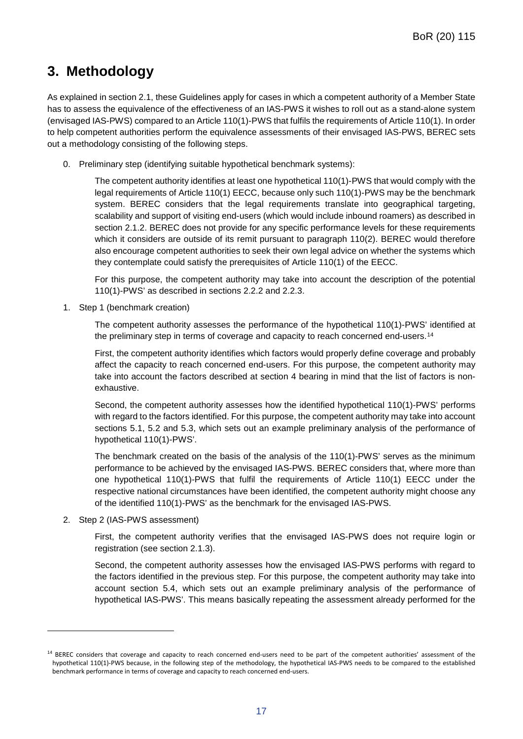# 3. Methodology

As explained in section 2.1, these Guidelines apply for cases in which a competent authority of a Member State has to assess the equivalence of the effectiveness of an IAS-PWS it wishes to roll out as a stand-alone system (envisaged IAS-PWS) compared to an Article 110(1)-PWS that fulfils the requirements of Article 110(1). In order to help competent authorities perform the equivalence assessments of their envisaged IAS-PWS, BEREC sets out a methodology consisting of the following steps.

0. Preliminary step (identifying suitable hypothetical benchmark systems):

   The competent authority identifies at least one hypothetical 110(1)-PWS that would comply with the legal requirements of Article 110(1) EECC, because only such 110(1)-PWS may be the benchmark system. BEREC considers that the legal requirements translate into geographical targeting, scalability and support of visiting end-users (which would include inbound roamers) as described in section 2.1.2. BEREC does not provide for any specific performance levels for these requirements which it considers are outside of its remit pursuant to paragraph 110(2). BEREC would therefore also encourage competent authorities to seek their own legal advice on whether the systems which they contemplate could satisfy the prerequisites of Article 110(1) of the EECC.

   For this purpose, the competent authority may take into account the description of the potential 110(1)-PWS' as described in sections 2.2.2 and 2.2.3.

1. Step 1 (benchmark creation)

   The competent authority assesses the performance of the hypothetical 110(1)-PWS' identified at the preliminary step in terms of coverage and capacity to reach concerned end-users.[14]

   First, the competent authority identifies which factors would properly define coverage and probably affect the capacity to reach concerned end-users. For this purpose, the competent authority may take into account the factors described at section 4 bearing in mind that the list of factors is non-exhaustive.

   Second, the competent authority assesses how the identified hypothetical 110(1)-PWS' performs with regard to the factors identified. For this purpose, the competent authority may take into account sections 5.1, 5.2 and 5.3, which sets out an example preliminary analysis of the performance of hypothetical 110(1)-PWS'.

   The benchmark created on the basis of the analysis of the 110(1)-PWS' serves as the minimum performance to be achieved by the envisaged IAS-PWS. BEREC considers that, where more than one hypothetical 110(1)-PWS that fulfil the requirements of Article 110(1) EECC under the respective national circumstances have been identified, the competent authority might choose any of the identified 110(1)-PWS' as the benchmark for the envisaged IAS-PWS.

2. Step 2 (IAS-PWS assessment)

   First, the competent authority verifies that the envisaged IAS-PWS does not require login or registration (see section 2.1.3).

   Second, the competent authority assesses how the envisaged IAS-PWS performs with regard to the factors identified in the previous step. For this purpose, the competent authority may take into account section 5.4, which sets out an example preliminary analysis of the performance of hypothetical IAS-PWS'. This means basically repeating the assessment already performed for the

---

[14] BEREC considers that coverage and capacity to reach concerned end-users need to be part of the competent authorities' assessment of the hypothetical 110(1)-PWS because, in the following step of the methodology, the hypothetical IAS-PWS needs to be compared to the established benchmark performance in terms of coverage and capacity to reach concerned end-users.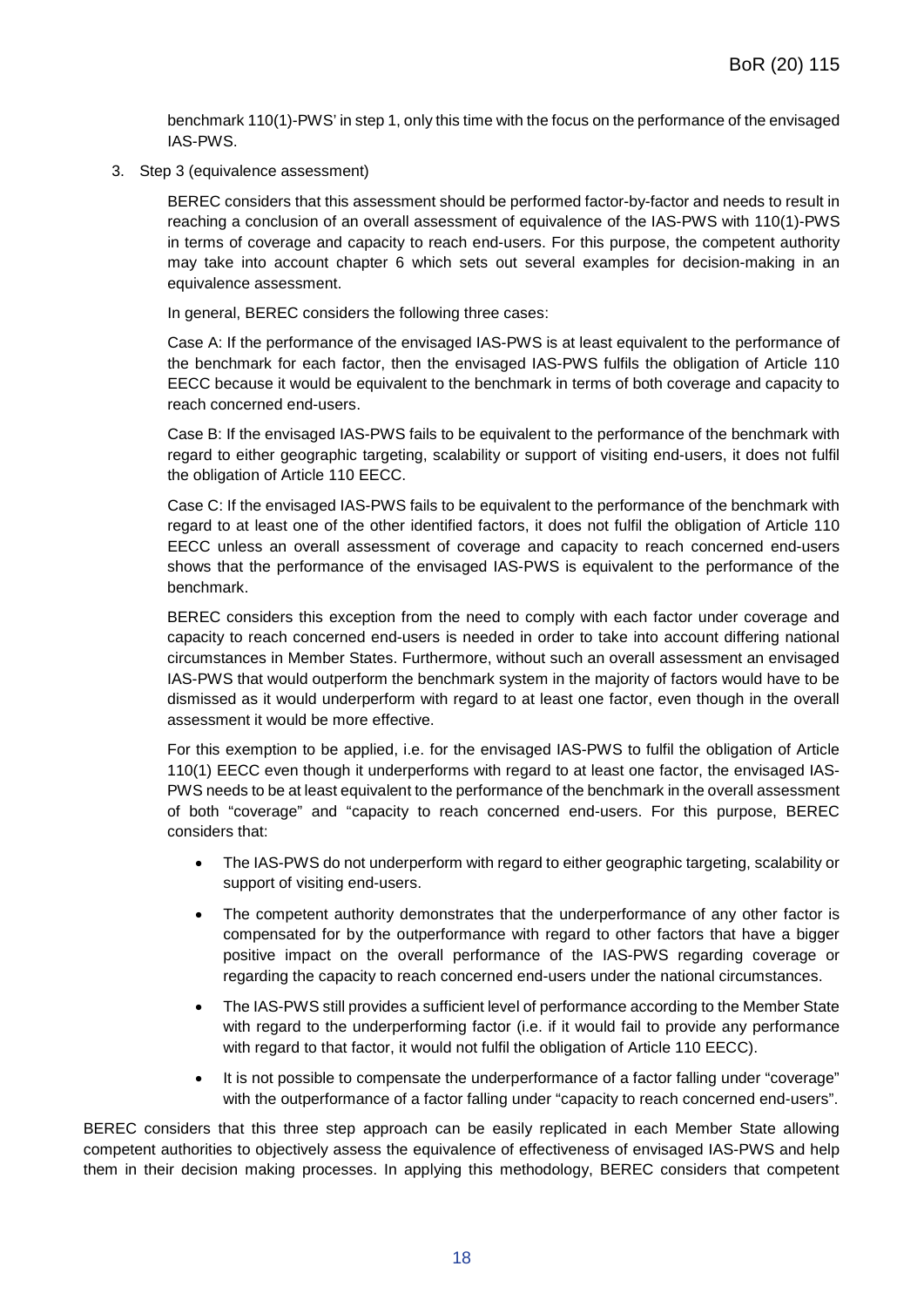benchmark 110(1)-PWS' in step 1, only this time with the focus on the performance of the envisaged IAS-PWS.

3. Step 3 (equivalence assessment)

   BEREC considers that this assessment should be performed factor-by-factor and needs to result in reaching a conclusion of an overall assessment of equivalence of the IAS-PWS with 110(1)-PWS in terms of coverage and capacity to reach end-users. For this purpose, the competent authority may take into account chapter 6 which sets out several examples for decision-making in an equivalence assessment.

   In general, BEREC considers the following three cases:

   Case A: If the performance of the envisaged IAS-PWS is at least equivalent to the performance of the benchmark for each factor, then the envisaged IAS-PWS fulfils the obligation of Article 110 EECC because it would be equivalent to the benchmark in terms of both coverage and capacity to reach concerned end-users.

   Case B: If the envisaged IAS-PWS fails to be equivalent to the performance of the benchmark with regard to either geographic targeting, scalability or support of visiting end-users, it does not fulfil the obligation of Article 110 EECC.

   Case C: If the envisaged IAS-PWS fails to be equivalent to the performance of the benchmark with regard to at least one of the other identified factors, it does not fulfil the obligation of Article 110 EECC unless an overall assessment of coverage and capacity to reach concerned end-users shows that the performance of the envisaged IAS-PWS is equivalent to the performance of the benchmark.

   BEREC considers this exception from the need to comply with each factor under coverage and capacity to reach concerned end-users is needed in order to take into account differing national circumstances in Member States. Furthermore, without such an overall assessment an envisaged IAS-PWS that would outperform the benchmark system in the majority of factors would have to be dismissed as it would underperform with regard to at least one factor, even though in the overall assessment it would be more effective.

   For this exemption to be applied, i.e. for the envisaged IAS-PWS to fulfil the obligation of Article 110(1) EECC even though it underperforms with regard to at least one factor, the envisaged IAS-PWS needs to be at least equivalent to the performance of the benchmark in the overall assessment of both "coverage" and "capacity to reach concerned end-users. For this purpose, BEREC considers that:

   - The IAS-PWS do not underperform with regard to either geographic targeting, scalability or support of visiting end-users.
   - The competent authority demonstrates that the underperformance of any other factor is compensated for by the outperformance with regard to other factors that have a bigger positive impact on the overall performance of the IAS-PWS regarding coverage or regarding the capacity to reach concerned end-users under the national circumstances.
   - The IAS-PWS still provides a sufficient level of performance according to the Member State with regard to the underperforming factor (i.e. if it would fail to provide any performance with regard to that factor, it would not fulfil the obligation of Article 110 EECC).
   - It is not possible to compensate the underperformance of a factor falling under "coverage" with the outperformance of a factor falling under "capacity to reach concerned end-users".

BEREC considers that this three step approach can be easily replicated in each Member State allowing competent authorities to objectively assess the equivalence of effectiveness of envisaged IAS-PWS and help them in their decision making processes. In applying this methodology, BEREC considers that competent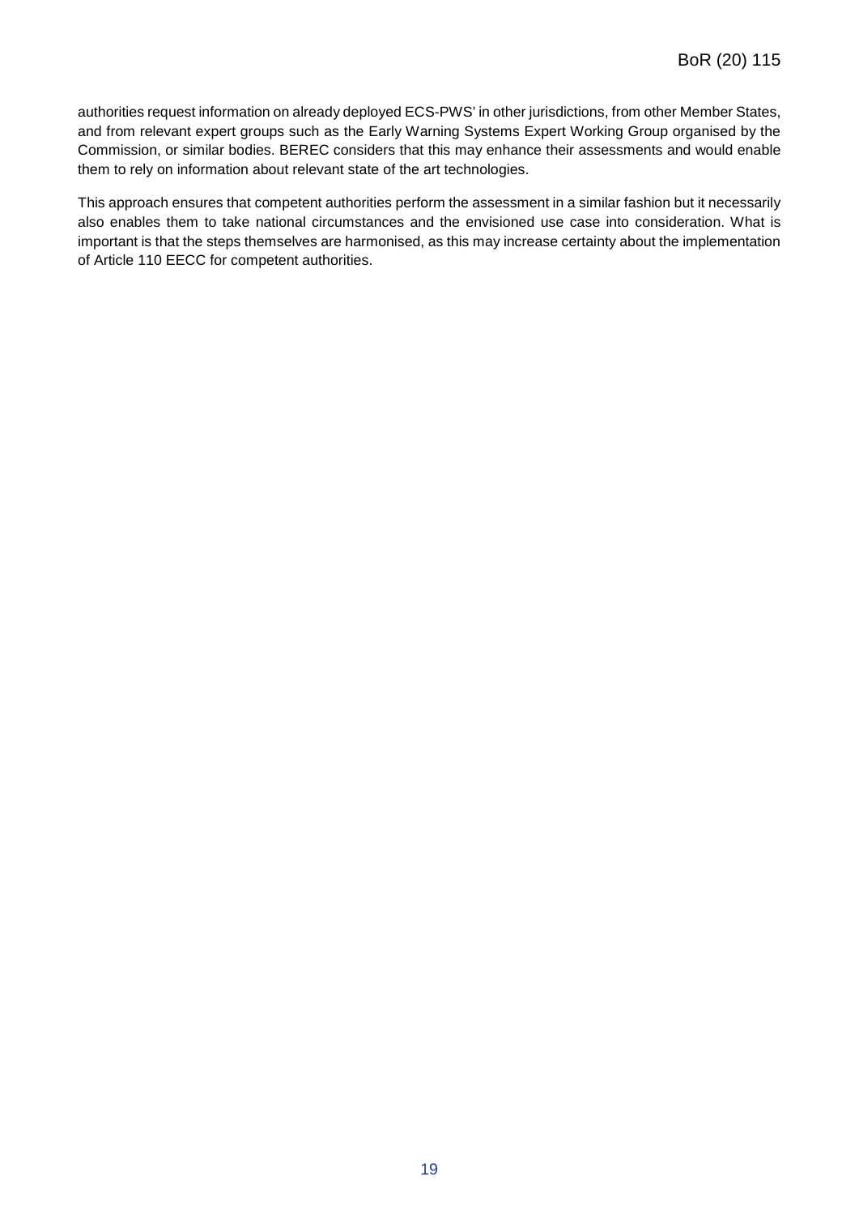authorities request information on already deployed ECS-PWS' in other jurisdictions, from other Member States, and from relevant expert groups such as the Early Warning Systems Expert Working Group organised by the Commission, or similar bodies. BEREC considers that this may enhance their assessments and would enable them to rely on information about relevant state of the art technologies.

This approach ensures that competent authorities perform the assessment in a similar fashion but it necessarily also enables them to take national circumstances and the envisioned use case into consideration. What is important is that the steps themselves are harmonised, as this may increase certainty about the implementation of Article 110 EECC for competent authorities.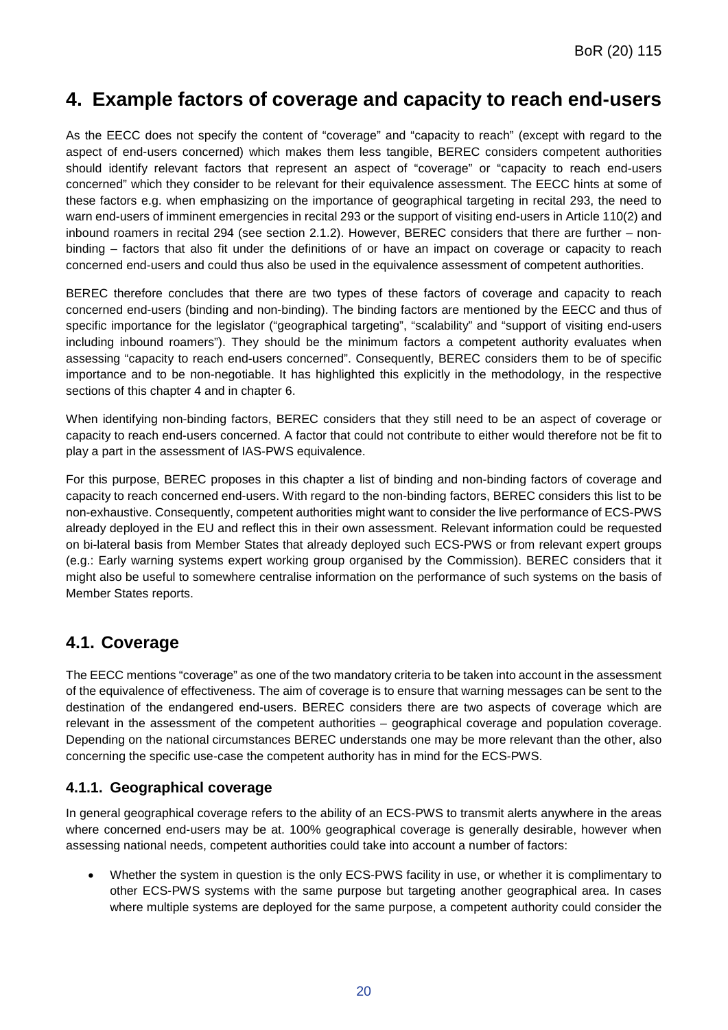# 4. Example factors of coverage and capacity to reach end-users

As the EECC does not specify the content of "coverage" and "capacity to reach" (except with regard to the aspect of end-users concerned) which makes them less tangible, BEREC considers competent authorities should identify relevant factors that represent an aspect of "coverage" or "capacity to reach end-users concerned" which they consider to be relevant for their equivalence assessment. The EECC hints at some of these factors e.g. when emphasizing on the importance of geographical targeting in recital 293, the need to warn end-users of imminent emergencies in recital 293 or the support of visiting end-users in Article 110(2) and inbound roamers in recital 294 (see section 2.1.2). However, BEREC considers that there are further – non-binding – factors that also fit under the definitions of or have an impact on coverage or capacity to reach concerned end-users and could thus also be used in the equivalence assessment of competent authorities.

BEREC therefore concludes that there are two types of these factors of coverage and capacity to reach concerned end-users (binding and non-binding). The binding factors are mentioned by the EECC and thus of specific importance for the legislator ("geographical targeting", "scalability" and "support of visiting end-users including inbound roamers"). They should be the minimum factors a competent authority evaluates when assessing "capacity to reach end-users concerned". Consequently, BEREC considers them to be of specific importance and to be non-negotiable. It has highlighted this explicitly in the methodology, in the respective sections of this chapter 4 and in chapter 6.

When identifying non-binding factors, BEREC considers that they still need to be an aspect of coverage or capacity to reach end-users concerned. A factor that could not contribute to either would therefore not be fit to play a part in the assessment of IAS-PWS equivalence.

For this purpose, BEREC proposes in this chapter a list of binding and non-binding factors of coverage and capacity to reach concerned end-users. With regard to the non-binding factors, BEREC considers this list to be non-exhaustive. Consequently, competent authorities might want to consider the live performance of ECS-PWS already deployed in the EU and reflect this in their own assessment. Relevant information could be requested on bi-lateral basis from Member States that already deployed such ECS-PWS or from relevant expert groups (e.g.: Early warning systems expert working group organised by the Commission). BEREC considers that it might also be useful to somewhere centralise information on the performance of such systems on the basis of Member States reports.

## 4.1. Coverage

The EECC mentions "coverage" as one of the two mandatory criteria to be taken into account in the assessment of the equivalence of effectiveness. The aim of coverage is to ensure that warning messages can be sent to the destination of the endangered end-users. BEREC considers there are two aspects of coverage which are relevant in the assessment of the competent authorities – geographical coverage and population coverage. Depending on the national circumstances BEREC understands one may be more relevant than the other, also concerning the specific use-case the competent authority has in mind for the ECS-PWS.

### 4.1.1. Geographical coverage

In general geographical coverage refers to the ability of an ECS-PWS to transmit alerts anywhere in the areas where concerned end-users may be at. 100% geographical coverage is generally desirable, however when assessing national needs, competent authorities could take into account a number of factors:

- Whether the system in question is the only ECS-PWS facility in use, or whether it is complimentary to other ECS-PWS systems with the same purpose but targeting another geographical area. In cases where multiple systems are deployed for the same purpose, a competent authority could consider the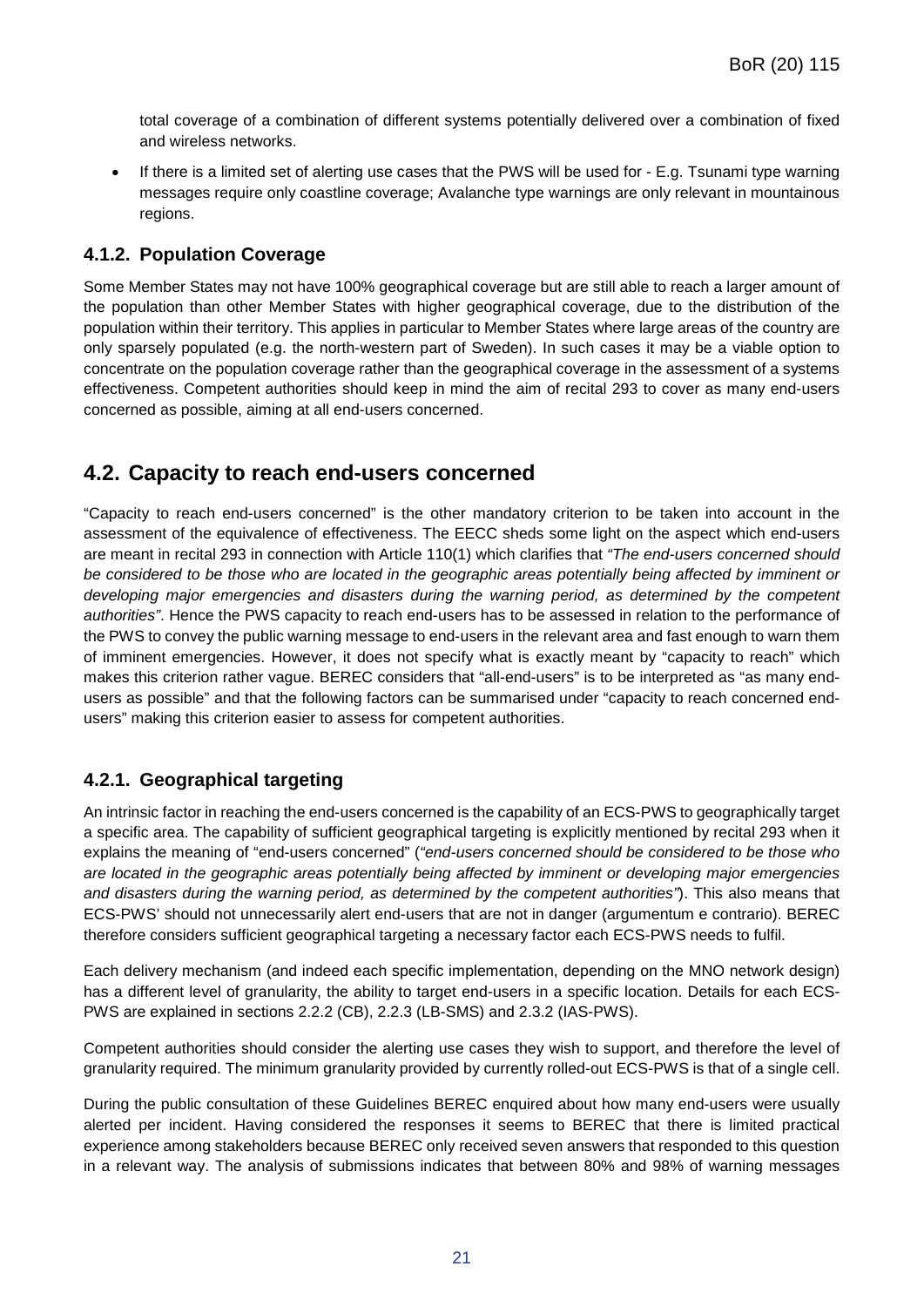total coverage of a combination of different systems potentially delivered over a combination of fixed and wireless networks.

- If there is a limited set of alerting use cases that the PWS will be used for - E.g. Tsunami type warning messages require only coastline coverage; Avalanche type warnings are only relevant in mountainous regions.

### 4.1.2. Population Coverage

Some Member States may not have 100% geographical coverage but are still able to reach a larger amount of the population than other Member States with higher geographical coverage, due to the distribution of the population within their territory. This applies in particular to Member States where large areas of the country are only sparsely populated (e.g. the north-western part of Sweden). In such cases it may be a viable option to concentrate on the population coverage rather than the geographical coverage in the assessment of a systems effectiveness. Competent authorities should keep in mind the aim of recital 293 to cover as many end-users concerned as possible, aiming at all end-users concerned.

## 4.2. Capacity to reach end-users concerned

"Capacity to reach end-users concerned" is the other mandatory criterion to be taken into account in the assessment of the equivalence of effectiveness. The EECC sheds some light on the aspect which end-users are meant in recital 293 in connection with Article 110(1) which clarifies that *"The end-users concerned should be considered to be those who are located in the geographic areas potentially being affected by imminent or developing major emergencies and disasters during the warning period, as determined by the competent authorities"*. Hence the PWS capacity to reach end-users has to be assessed in relation to the performance of the PWS to convey the public warning message to end-users in the relevant area and fast enough to warn them of imminent emergencies. However, it does not specify what is exactly meant by "capacity to reach" which makes this criterion rather vague. BEREC considers that "all-end-users" is to be interpreted as "as many end-users as possible" and that the following factors can be summarised under "capacity to reach concerned end-users" making this criterion easier to assess for competent authorities.

### 4.2.1. Geographical targeting

An intrinsic factor in reaching the end-users concerned is the capability of an ECS-PWS to geographically target a specific area. The capability of sufficient geographical targeting is explicitly mentioned by recital 293 when it explains the meaning of "end-users concerned" (*"end-users concerned should be considered to be those who are located in the geographic areas potentially being affected by imminent or developing major emergencies and disasters during the warning period, as determined by the competent authorities"*). This also means that ECS-PWS' should not unnecessarily alert end-users that are not in danger (argumentum e contrario). BEREC therefore considers sufficient geographical targeting a necessary factor each ECS-PWS needs to fulfil.

Each delivery mechanism (and indeed each specific implementation, depending on the MNO network design) has a different level of granularity, the ability to target end-users in a specific location. Details for each ECS-PWS are explained in sections 2.2.2 (CB), 2.2.3 (LB-SMS) and 2.3.2 (IAS-PWS).

Competent authorities should consider the alerting use cases they wish to support, and therefore the level of granularity required. The minimum granularity provided by currently rolled-out ECS-PWS is that of a single cell.

During the public consultation of these Guidelines BEREC enquired about how many end-users were usually alerted per incident. Having considered the responses it seems to BEREC that there is limited practical experience among stakeholders because BEREC only received seven answers that responded to this question in a relevant way. The analysis of submissions indicates that between 80% and 98% of warning messages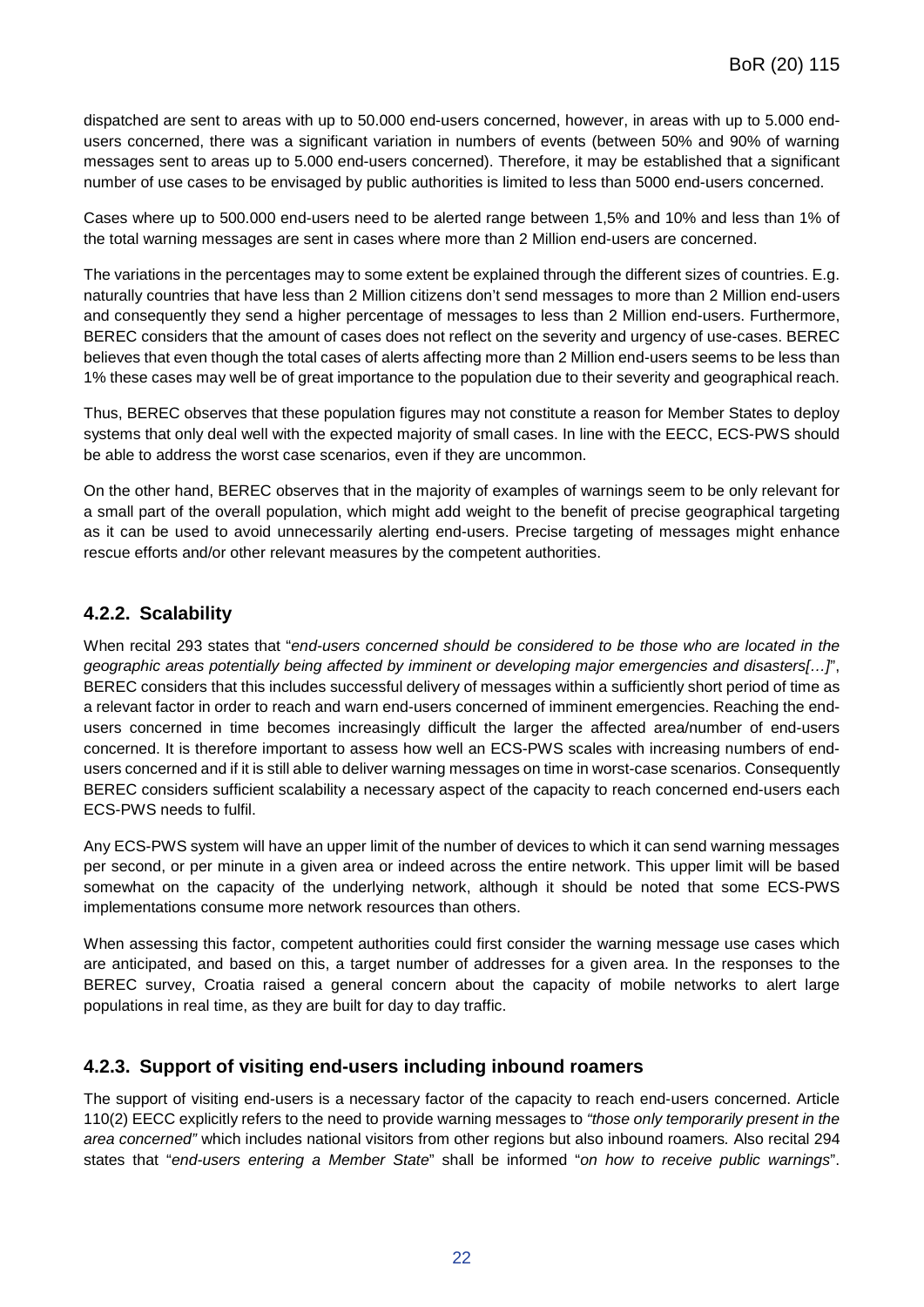dispatched are sent to areas with up to 50.000 end-users concerned, however, in areas with up to 5.000 end-users concerned, there was a significant variation in numbers of events (between 50% and 90% of warning messages sent to areas up to 5.000 end-users concerned). Therefore, it may be established that a significant number of use cases to be envisaged by public authorities is limited to less than 5000 end-users concerned.

Cases where up to 500.000 end-users need to be alerted range between 1,5% and 10% and less than 1% of the total warning messages are sent in cases where more than 2 Million end-users are concerned.

The variations in the percentages may to some extent be explained through the different sizes of countries. E.g. naturally countries that have less than 2 Million citizens don't send messages to more than 2 Million end-users and consequently they send a higher percentage of messages to less than 2 Million end-users. Furthermore, BEREC considers that the amount of cases does not reflect on the severity and urgency of use-cases. BEREC believes that even though the total cases of alerts affecting more than 2 Million end-users seems to be less than 1% these cases may well be of great importance to the population due to their severity and geographical reach.

Thus, BEREC observes that these population figures may not constitute a reason for Member States to deploy systems that only deal well with the expected majority of small cases. In line with the EECC, ECS-PWS should be able to address the worst case scenarios, even if they are uncommon.

On the other hand, BEREC observes that in the majority of examples of warnings seem to be only relevant for a small part of the overall population, which might add weight to the benefit of precise geographical targeting as it can be used to avoid unnecessarily alerting end-users. Precise targeting of messages might enhance rescue efforts and/or other relevant measures by the competent authorities.

### 4.2.2. Scalability

When recital 293 states that "*end-users concerned should be considered to be those who are located in the geographic areas potentially being affected by imminent or developing major emergencies and disasters[…]*", BEREC considers that this includes successful delivery of messages within a sufficiently short period of time as a relevant factor in order to reach and warn end-users concerned of imminent emergencies. Reaching the end-users concerned in time becomes increasingly difficult the larger the affected area/number of end-users concerned. It is therefore important to assess how well an ECS-PWS scales with increasing numbers of end-users concerned and if it is still able to deliver warning messages on time in worst-case scenarios. Consequently BEREC considers sufficient scalability a necessary aspect of the capacity to reach concerned end-users each ECS-PWS needs to fulfil.

Any ECS-PWS system will have an upper limit of the number of devices to which it can send warning messages per second, or per minute in a given area or indeed across the entire network. This upper limit will be based somewhat on the capacity of the underlying network, although it should be noted that some ECS-PWS implementations consume more network resources than others.

When assessing this factor, competent authorities could first consider the warning message use cases which are anticipated, and based on this, a target number of addresses for a given area. In the responses to the BEREC survey, Croatia raised a general concern about the capacity of mobile networks to alert large populations in real time, as they are built for day to day traffic.

### 4.2.3. Support of visiting end-users including inbound roamers

The support of visiting end-users is a necessary factor of the capacity to reach end-users concerned. Article 110(2) EECC explicitly refers to the need to provide warning messages to *"those only temporarily present in the area concerned"* which includes national visitors from other regions but also inbound roamers. Also recital 294 states that "*end-users entering a Member State*" shall be informed "*on how to receive public warnings*".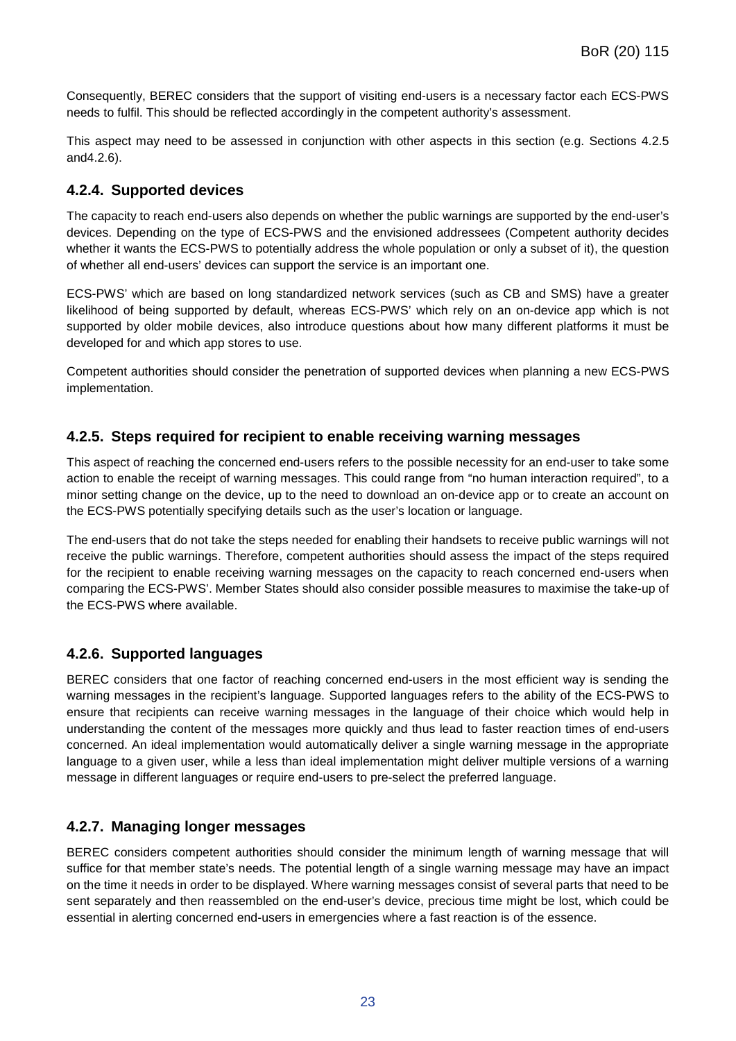Consequently, BEREC considers that the support of visiting end-users is a necessary factor each ECS-PWS needs to fulfil. This should be reflected accordingly in the competent authority's assessment.

This aspect may need to be assessed in conjunction with other aspects in this section (e.g. Sections 4.2.5 and4.2.6).

### 4.2.4. Supported devices

The capacity to reach end-users also depends on whether the public warnings are supported by the end-user's devices. Depending on the type of ECS-PWS and the envisioned addressees (Competent authority decides whether it wants the ECS-PWS to potentially address the whole population or only a subset of it), the question of whether all end-users' devices can support the service is an important one.

ECS-PWS' which are based on long standardized network services (such as CB and SMS) have a greater likelihood of being supported by default, whereas ECS-PWS' which rely on an on-device app which is not supported by older mobile devices, also introduce questions about how many different platforms it must be developed for and which app stores to use.

Competent authorities should consider the penetration of supported devices when planning a new ECS-PWS implementation.

### 4.2.5. Steps required for recipient to enable receiving warning messages

This aspect of reaching the concerned end-users refers to the possible necessity for an end-user to take some action to enable the receipt of warning messages. This could range from "no human interaction required", to a minor setting change on the device, up to the need to download an on-device app or to create an account on the ECS-PWS potentially specifying details such as the user's location or language.

The end-users that do not take the steps needed for enabling their handsets to receive public warnings will not receive the public warnings. Therefore, competent authorities should assess the impact of the steps required for the recipient to enable receiving warning messages on the capacity to reach concerned end-users when comparing the ECS-PWS'. Member States should also consider possible measures to maximise the take-up of the ECS-PWS where available.

### 4.2.6. Supported languages

BEREC considers that one factor of reaching concerned end-users in the most efficient way is sending the warning messages in the recipient's language. Supported languages refers to the ability of the ECS-PWS to ensure that recipients can receive warning messages in the language of their choice which would help in understanding the content of the messages more quickly and thus lead to faster reaction times of end-users concerned. An ideal implementation would automatically deliver a single warning message in the appropriate language to a given user, while a less than ideal implementation might deliver multiple versions of a warning message in different languages or require end-users to pre-select the preferred language.

### 4.2.7. Managing longer messages

BEREC considers competent authorities should consider the minimum length of warning message that will suffice for that member state's needs. The potential length of a single warning message may have an impact on the time it needs in order to be displayed. Where warning messages consist of several parts that need to be sent separately and then reassembled on the end-user's device, precious time might be lost, which could be essential in alerting concerned end-users in emergencies where a fast reaction is of the essence.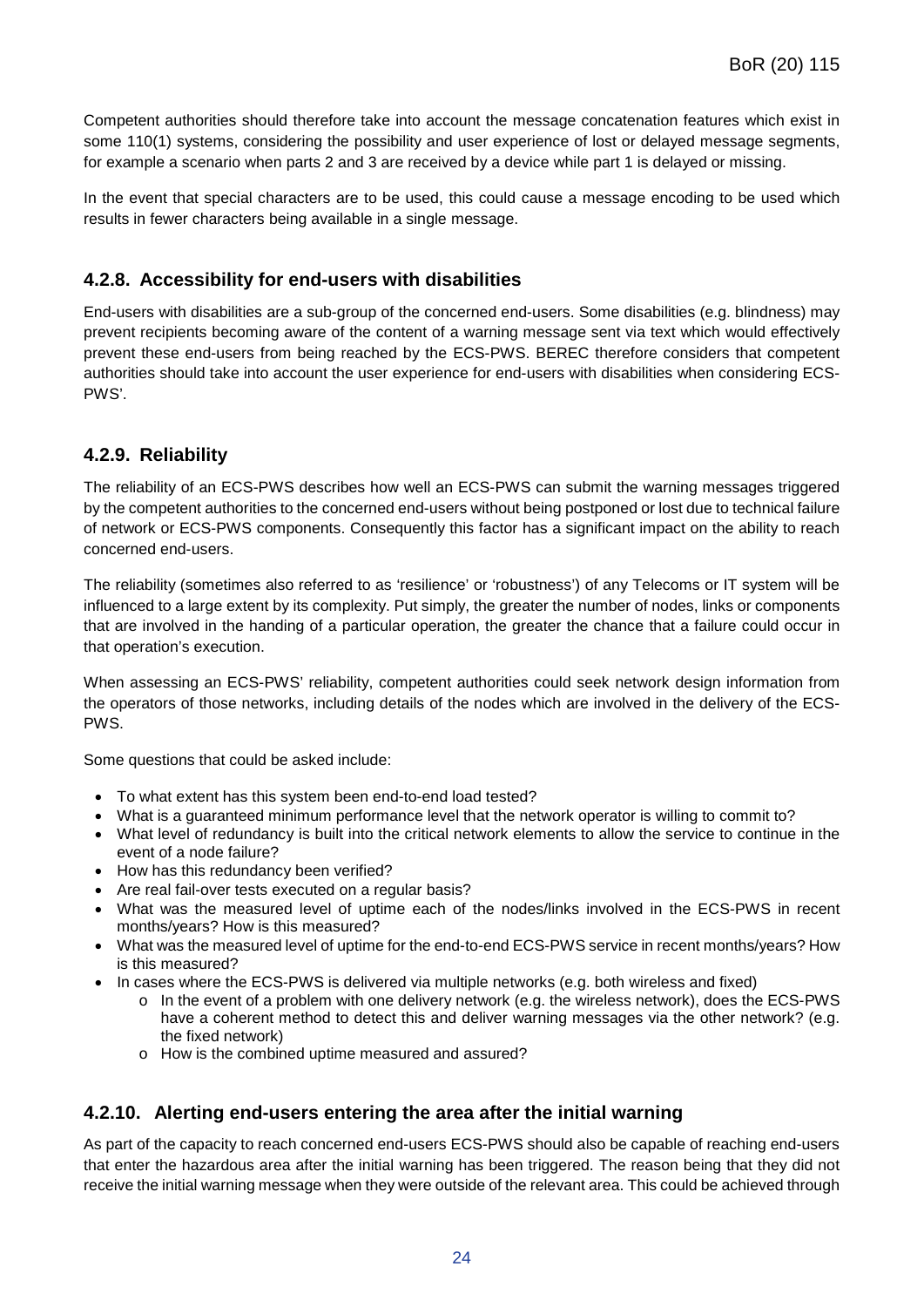Competent authorities should therefore take into account the message concatenation features which exist in some 110(1) systems, considering the possibility and user experience of lost or delayed message segments, for example a scenario when parts 2 and 3 are received by a device while part 1 is delayed or missing.

In the event that special characters are to be used, this could cause a message encoding to be used which results in fewer characters being available in a single message.

### 4.2.8. Accessibility for end-users with disabilities

End-users with disabilities are a sub-group of the concerned end-users. Some disabilities (e.g. blindness) may prevent recipients becoming aware of the content of a warning message sent via text which would effectively prevent these end-users from being reached by the ECS-PWS. BEREC therefore considers that competent authorities should take into account the user experience for end-users with disabilities when considering ECS-PWS'.

### 4.2.9. Reliability

The reliability of an ECS-PWS describes how well an ECS-PWS can submit the warning messages triggered by the competent authorities to the concerned end-users without being postponed or lost due to technical failure of network or ECS-PWS components. Consequently this factor has a significant impact on the ability to reach concerned end-users.

The reliability (sometimes also referred to as 'resilience' or 'robustness') of any Telecoms or IT system will be influenced to a large extent by its complexity. Put simply, the greater the number of nodes, links or components that are involved in the handing of a particular operation, the greater the chance that a failure could occur in that operation's execution.

When assessing an ECS-PWS' reliability, competent authorities could seek network design information from the operators of those networks, including details of the nodes which are involved in the delivery of the ECS-PWS.

Some questions that could be asked include:

- To what extent has this system been end-to-end load tested?
- What is a guaranteed minimum performance level that the network operator is willing to commit to?
- What level of redundancy is built into the critical network elements to allow the service to continue in the event of a node failure?
- How has this redundancy been verified?
- Are real fail-over tests executed on a regular basis?
- What was the measured level of uptime each of the nodes/links involved in the ECS-PWS in recent months/years? How is this measured?
- What was the measured level of uptime for the end-to-end ECS-PWS service in recent months/years? How is this measured?
- In cases where the ECS-PWS is delivered via multiple networks (e.g. both wireless and fixed)
  - In the event of a problem with one delivery network (e.g. the wireless network), does the ECS-PWS have a coherent method to detect this and deliver warning messages via the other network? (e.g. the fixed network)
  - How is the combined uptime measured and assured?

### 4.2.10. Alerting end-users entering the area after the initial warning

As part of the capacity to reach concerned end-users ECS-PWS should also be capable of reaching end-users that enter the hazardous area after the initial warning has been triggered. The reason being that they did not receive the initial warning message when they were outside of the relevant area. This could be achieved through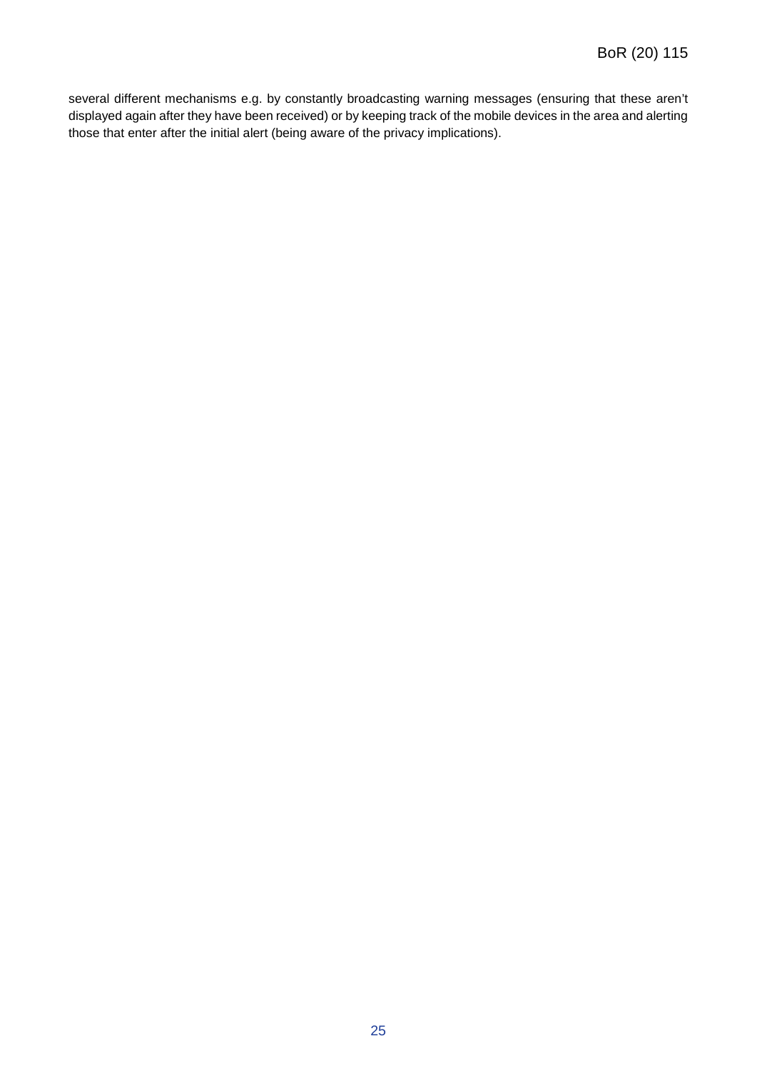several different mechanisms e.g. by constantly broadcasting warning messages (ensuring that these aren't displayed again after they have been received) or by keeping track of the mobile devices in the area and alerting those that enter after the initial alert (being aware of the privacy implications).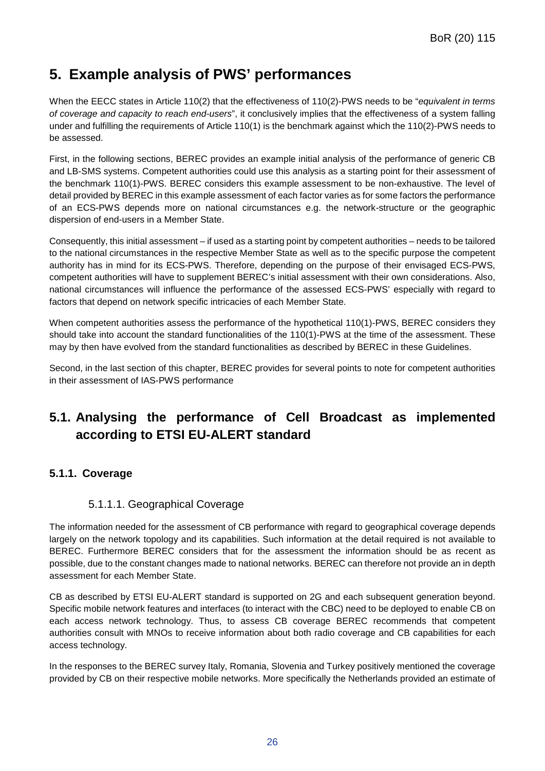# 5. Example analysis of PWS' performances

When the EECC states in Article 110(2) that the effectiveness of 110(2)-PWS needs to be "*equivalent in terms of coverage and capacity to reach end-users*", it conclusively implies that the effectiveness of a system falling under and fulfilling the requirements of Article 110(1) is the benchmark against which the 110(2)-PWS needs to be assessed.

First, in the following sections, BEREC provides an example initial analysis of the performance of generic CB and LB-SMS systems. Competent authorities could use this analysis as a starting point for their assessment of the benchmark 110(1)-PWS. BEREC considers this example assessment to be non-exhaustive. The level of detail provided by BEREC in this example assessment of each factor varies as for some factors the performance of an ECS-PWS depends more on national circumstances e.g. the network-structure or the geographic dispersion of end-users in a Member State.

Consequently, this initial assessment – if used as a starting point by competent authorities – needs to be tailored to the national circumstances in the respective Member State as well as to the specific purpose the competent authority has in mind for its ECS-PWS. Therefore, depending on the purpose of their envisaged ECS-PWS, competent authorities will have to supplement BEREC's initial assessment with their own considerations. Also, national circumstances will influence the performance of the assessed ECS-PWS' especially with regard to factors that depend on network specific intricacies of each Member State.

When competent authorities assess the performance of the hypothetical 110(1)-PWS, BEREC considers they should take into account the standard functionalities of the 110(1)-PWS at the time of the assessment. These may by then have evolved from the standard functionalities as described by BEREC in these Guidelines.

Second, in the last section of this chapter, BEREC provides for several points to note for competent authorities in their assessment of IAS-PWS performance

## 5.1. Analysing the performance of Cell Broadcast as implemented according to ETSI EU-ALERT standard

### 5.1.1. Coverage

#### 5.1.1.1. Geographical Coverage

The information needed for the assessment of CB performance with regard to geographical coverage depends largely on the network topology and its capabilities. Such information at the detail required is not available to BEREC. Furthermore BEREC considers that for the assessment the information should be as recent as possible, due to the constant changes made to national networks. BEREC can therefore not provide an in depth assessment for each Member State.

CB as described by ETSI EU-ALERT standard is supported on 2G and each subsequent generation beyond. Specific mobile network features and interfaces (to interact with the CBC) need to be deployed to enable CB on each access network technology. Thus, to assess CB coverage BEREC recommends that competent authorities consult with MNOs to receive information about both radio coverage and CB capabilities for each access technology.

In the responses to the BEREC survey Italy, Romania, Slovenia and Turkey positively mentioned the coverage provided by CB on their respective mobile networks. More specifically the Netherlands provided an estimate of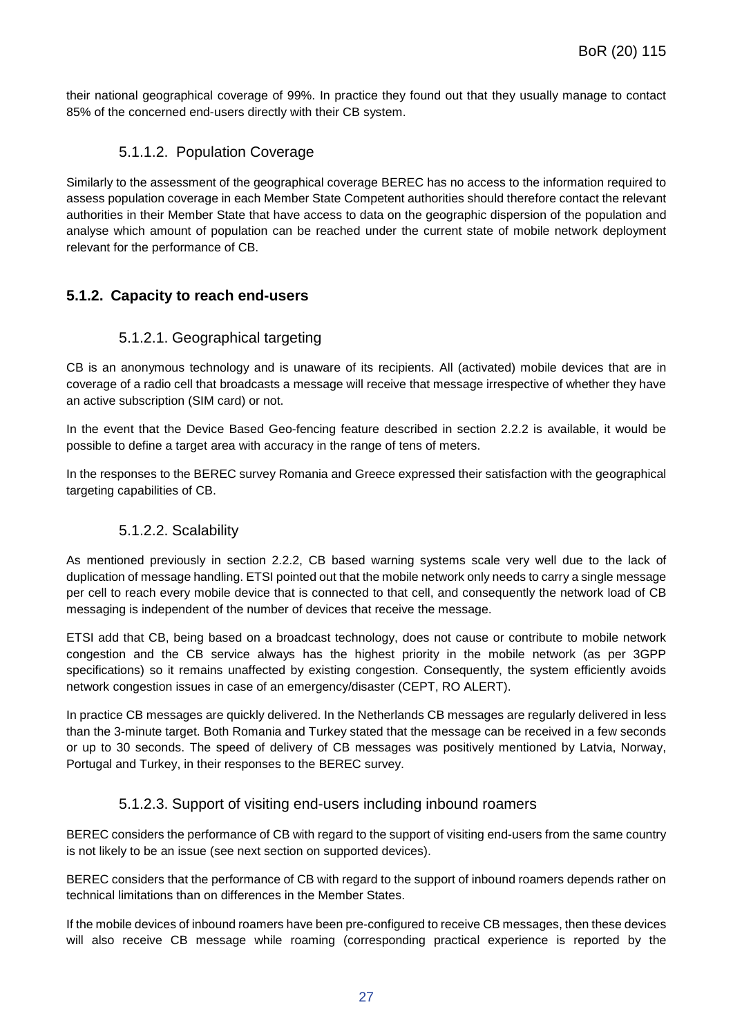their national geographical coverage of 99%. In practice they found out that they usually manage to contact 85% of the concerned end-users directly with their CB system.

#### 5.1.1.2. Population Coverage

Similarly to the assessment of the geographical coverage BEREC has no access to the information required to assess population coverage in each Member State Competent authorities should therefore contact the relevant authorities in their Member State that have access to data on the geographic dispersion of the population and analyse which amount of population can be reached under the current state of mobile network deployment relevant for the performance of CB.

### 5.1.2. Capacity to reach end-users

#### 5.1.2.1. Geographical targeting

CB is an anonymous technology and is unaware of its recipients. All (activated) mobile devices that are in coverage of a radio cell that broadcasts a message will receive that message irrespective of whether they have an active subscription (SIM card) or not.

In the event that the Device Based Geo-fencing feature described in section 2.2.2 is available, it would be possible to define a target area with accuracy in the range of tens of meters.

In the responses to the BEREC survey Romania and Greece expressed their satisfaction with the geographical targeting capabilities of CB.

#### 5.1.2.2. Scalability

As mentioned previously in section 2.2.2, CB based warning systems scale very well due to the lack of duplication of message handling. ETSI pointed out that the mobile network only needs to carry a single message per cell to reach every mobile device that is connected to that cell, and consequently the network load of CB messaging is independent of the number of devices that receive the message.

ETSI add that CB, being based on a broadcast technology, does not cause or contribute to mobile network congestion and the CB service always has the highest priority in the mobile network (as per 3GPP specifications) so it remains unaffected by existing congestion. Consequently, the system efficiently avoids network congestion issues in case of an emergency/disaster (CEPT, RO ALERT).

In practice CB messages are quickly delivered. In the Netherlands CB messages are regularly delivered in less than the 3-minute target. Both Romania and Turkey stated that the message can be received in a few seconds or up to 30 seconds. The speed of delivery of CB messages was positively mentioned by Latvia, Norway, Portugal and Turkey, in their responses to the BEREC survey.

#### 5.1.2.3. Support of visiting end-users including inbound roamers

BEREC considers the performance of CB with regard to the support of visiting end-users from the same country is not likely to be an issue (see next section on supported devices).

BEREC considers that the performance of CB with regard to the support of inbound roamers depends rather on technical limitations than on differences in the Member States.

If the mobile devices of inbound roamers have been pre-configured to receive CB messages, then these devices will also receive CB message while roaming (corresponding practical experience is reported by the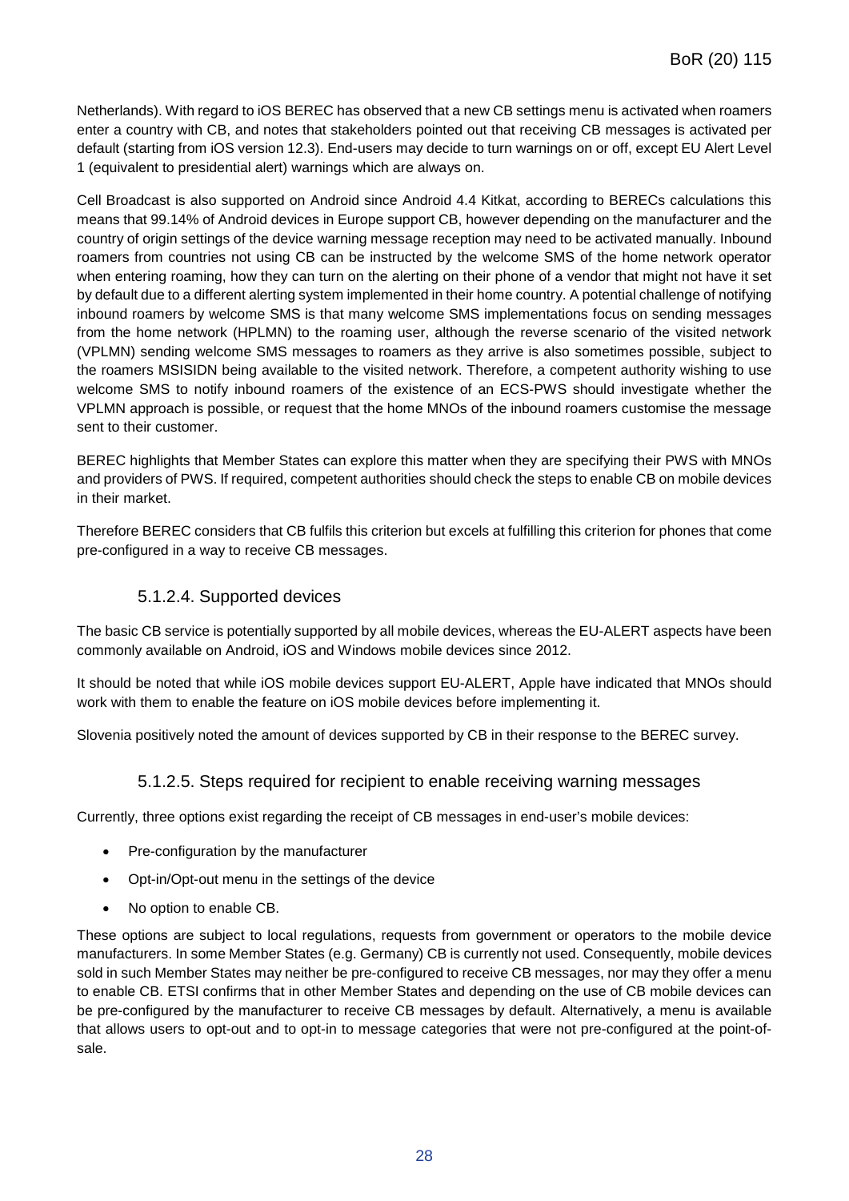Netherlands). With regard to iOS BEREC has observed that a new CB settings menu is activated when roamers enter a country with CB, and notes that stakeholders pointed out that receiving CB messages is activated per default (starting from iOS version 12.3). End-users may decide to turn warnings on or off, except EU Alert Level 1 (equivalent to presidential alert) warnings which are always on.

Cell Broadcast is also supported on Android since Android 4.4 Kitkat, according to BERECs calculations this means that 99.14% of Android devices in Europe support CB, however depending on the manufacturer and the country of origin settings of the device warning message reception may need to be activated manually. Inbound roamers from countries not using CB can be instructed by the welcome SMS of the home network operator when entering roaming, how they can turn on the alerting on their phone of a vendor that might not have it set by default due to a different alerting system implemented in their home country. A potential challenge of notifying inbound roamers by welcome SMS is that many welcome SMS implementations focus on sending messages from the home network (HPLMN) to the roaming user, although the reverse scenario of the visited network (VPLMN) sending welcome SMS messages to roamers as they arrive is also sometimes possible, subject to the roamers MSISIDN being available to the visited network. Therefore, a competent authority wishing to use welcome SMS to notify inbound roamers of the existence of an ECS-PWS should investigate whether the VPLMN approach is possible, or request that the home MNOs of the inbound roamers customise the message sent to their customer.

BEREC highlights that Member States can explore this matter when they are specifying their PWS with MNOs and providers of PWS. If required, competent authorities should check the steps to enable CB on mobile devices in their market.

Therefore BEREC considers that CB fulfils this criterion but excels at fulfilling this criterion for phones that come pre-configured in a way to receive CB messages.

#### 5.1.2.4. Supported devices

The basic CB service is potentially supported by all mobile devices, whereas the EU-ALERT aspects have been commonly available on Android, iOS and Windows mobile devices since 2012.

It should be noted that while iOS mobile devices support EU-ALERT, Apple have indicated that MNOs should work with them to enable the feature on iOS mobile devices before implementing it.

Slovenia positively noted the amount of devices supported by CB in their response to the BEREC survey.

#### 5.1.2.5. Steps required for recipient to enable receiving warning messages

Currently, three options exist regarding the receipt of CB messages in end-user's mobile devices:

- Pre-configuration by the manufacturer
- Opt-in/Opt-out menu in the settings of the device
- No option to enable CB.

These options are subject to local regulations, requests from government or operators to the mobile device manufacturers. In some Member States (e.g. Germany) CB is currently not used. Consequently, mobile devices sold in such Member States may neither be pre-configured to receive CB messages, nor may they offer a menu to enable CB. ETSI confirms that in other Member States and depending on the use of CB mobile devices can be pre-configured by the manufacturer to receive CB messages by default. Alternatively, a menu is available that allows users to opt-out and to opt-in to message categories that were not pre-configured at the point-of-sale.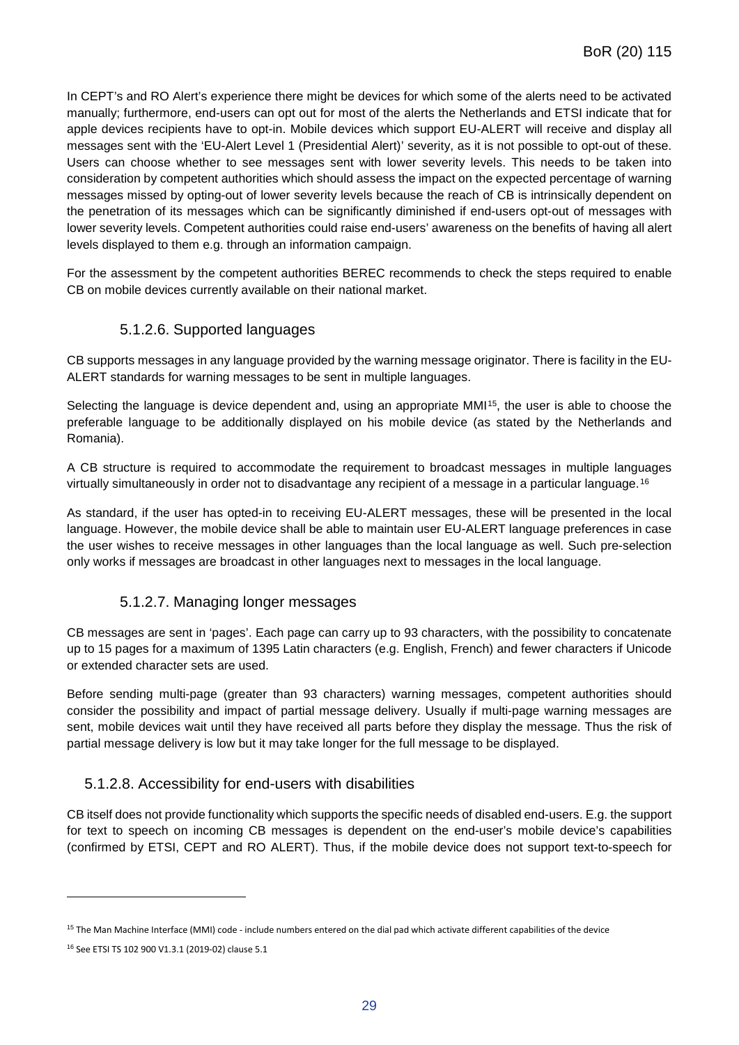In CEPT's and RO Alert's experience there might be devices for which some of the alerts need to be activated manually; furthermore, end-users can opt out for most of the alerts the Netherlands and ETSI indicate that for apple devices recipients have to opt-in. Mobile devices which support EU-ALERT will receive and display all messages sent with the 'EU-Alert Level 1 (Presidential Alert)' severity, as it is not possible to opt-out of these. Users can choose whether to see messages sent with lower severity levels. This needs to be taken into consideration by competent authorities which should assess the impact on the expected percentage of warning messages missed by opting-out of lower severity levels because the reach of CB is intrinsically dependent on the penetration of its messages which can be significantly diminished if end-users opt-out of messages with lower severity levels. Competent authorities could raise end-users' awareness on the benefits of having all alert levels displayed to them e.g. through an information campaign.

For the assessment by the competent authorities BEREC recommends to check the steps required to enable CB on mobile devices currently available on their national market.

#### 5.1.2.6. Supported languages

CB supports messages in any language provided by the warning message originator. There is facility in the EU-ALERT standards for warning messages to be sent in multiple languages.

Selecting the language is device dependent and, using an appropriate MMI[15], the user is able to choose the preferable language to be additionally displayed on his mobile device (as stated by the Netherlands and Romania).

A CB structure is required to accommodate the requirement to broadcast messages in multiple languages virtually simultaneously in order not to disadvantage any recipient of a message in a particular language.[16]

As standard, if the user has opted-in to receiving EU-ALERT messages, these will be presented in the local language. However, the mobile device shall be able to maintain user EU-ALERT language preferences in case the user wishes to receive messages in other languages than the local language as well. Such pre-selection only works if messages are broadcast in other languages next to messages in the local language.

#### 5.1.2.7. Managing longer messages

CB messages are sent in 'pages'. Each page can carry up to 93 characters, with the possibility to concatenate up to 15 pages for a maximum of 1395 Latin characters (e.g. English, French) and fewer characters if Unicode or extended character sets are used.

Before sending multi-page (greater than 93 characters) warning messages, competent authorities should consider the possibility and impact of partial message delivery. Usually if multi-page warning messages are sent, mobile devices wait until they have received all parts before they display the message. Thus the risk of partial message delivery is low but it may take longer for the full message to be displayed.

### 5.1.2.8. Accessibility for end-users with disabilities

CB itself does not provide functionality which supports the specific needs of disabled end-users. E.g. the support for text to speech on incoming CB messages is dependent on the end-user's mobile device's capabilities (confirmed by ETSI, CEPT and RO ALERT). Thus, if the mobile device does not support text-to-speech for

---

[15] The Man Machine Interface (MMI) code - include numbers entered on the dial pad which activate different capabilities of the device

[16] See ETSI TS 102 900 V1.3.1 (2019-02) clause 5.1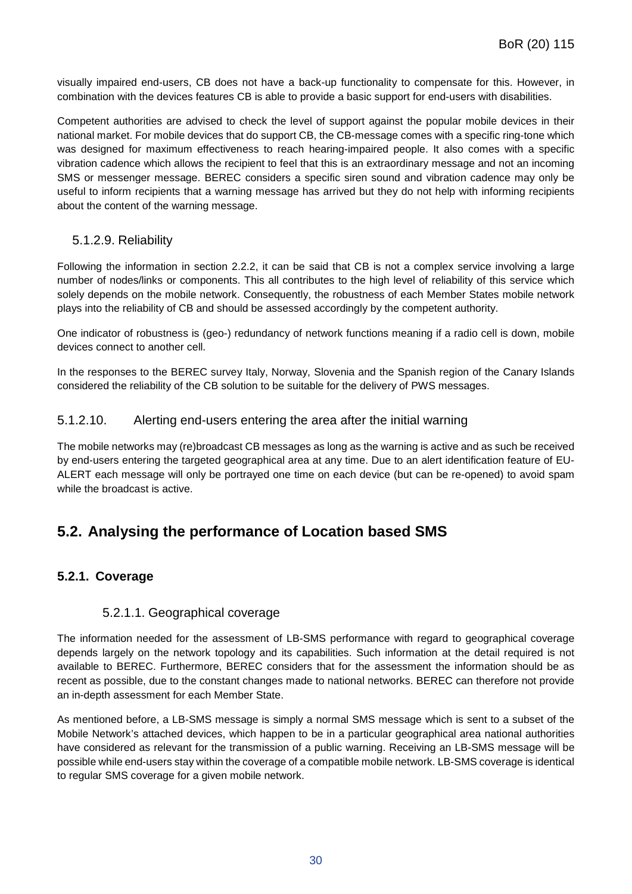visually impaired end-users, CB does not have a back-up functionality to compensate for this. However, in combination with the devices features CB is able to provide a basic support for end-users with disabilities.

Competent authorities are advised to check the level of support against the popular mobile devices in their national market. For mobile devices that do support CB, the CB-message comes with a specific ring-tone which was designed for maximum effectiveness to reach hearing-impaired people. It also comes with a specific vibration cadence which allows the recipient to feel that this is an extraordinary message and not an incoming SMS or messenger message. BEREC considers a specific siren sound and vibration cadence may only be useful to inform recipients that a warning message has arrived but they do not help with informing recipients about the content of the warning message.

#### 5.1.2.9. Reliability

Following the information in section 2.2.2, it can be said that CB is not a complex service involving a large number of nodes/links or components. This all contributes to the high level of reliability of this service which solely depends on the mobile network. Consequently, the robustness of each Member States mobile network plays into the reliability of CB and should be assessed accordingly by the competent authority.

One indicator of robustness is (geo-) redundancy of network functions meaning if a radio cell is down, mobile devices connect to another cell.

In the responses to the BEREC survey Italy, Norway, Slovenia and the Spanish region of the Canary Islands considered the reliability of the CB solution to be suitable for the delivery of PWS messages.

#### 5.1.2.10. Alerting end-users entering the area after the initial warning

The mobile networks may (re)broadcast CB messages as long as the warning is active and as such be received by end-users entering the targeted geographical area at any time. Due to an alert identification feature of EU-ALERT each message will only be portrayed one time on each device (but can be re-opened) to avoid spam while the broadcast is active.

## 5.2. Analysing the performance of Location based SMS

### 5.2.1. Coverage

#### 5.2.1.1. Geographical coverage

The information needed for the assessment of LB-SMS performance with regard to geographical coverage depends largely on the network topology and its capabilities. Such information at the detail required is not available to BEREC. Furthermore, BEREC considers that for the assessment the information should be as recent as possible, due to the constant changes made to national networks. BEREC can therefore not provide an in-depth assessment for each Member State.

As mentioned before, a LB-SMS message is simply a normal SMS message which is sent to a subset of the Mobile Network's attached devices, which happen to be in a particular geographical area national authorities have considered as relevant for the transmission of a public warning. Receiving an LB-SMS message will be possible while end-users stay within the coverage of a compatible mobile network. LB-SMS coverage is identical to regular SMS coverage for a given mobile network.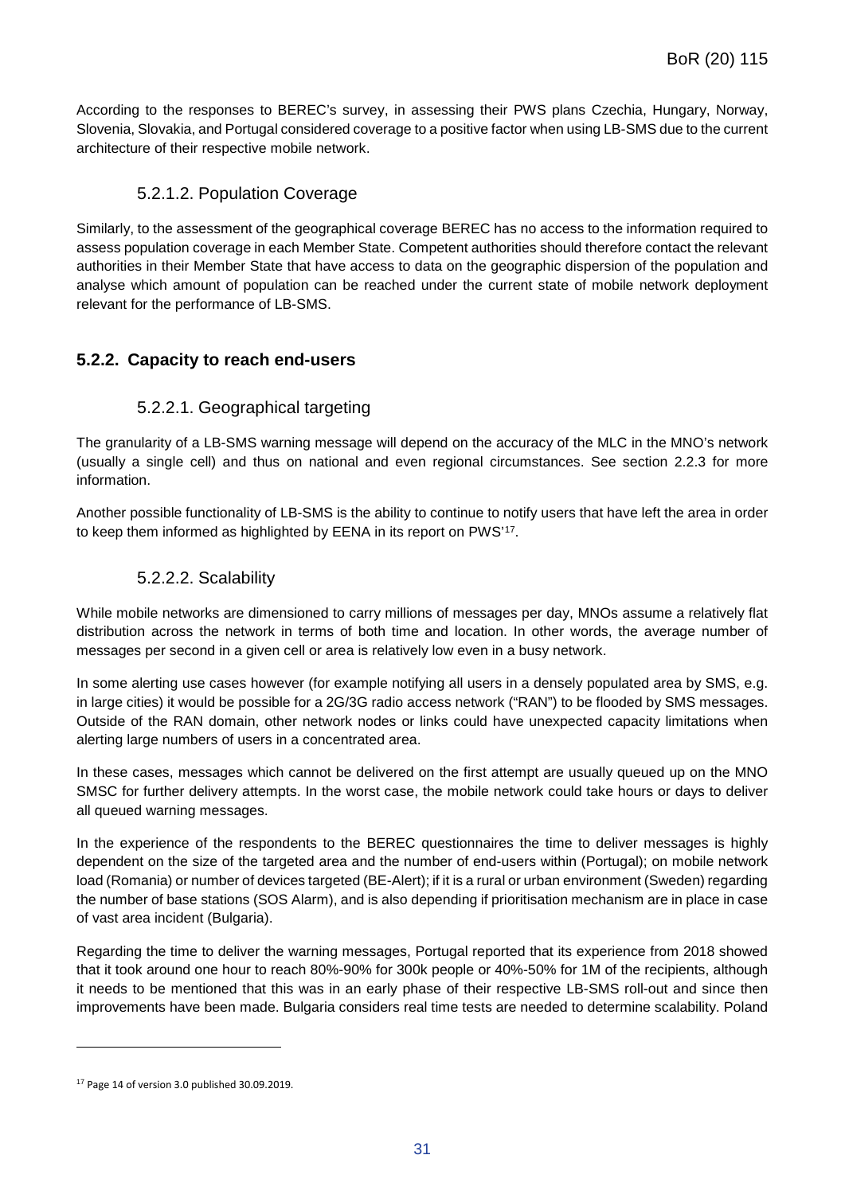According to the responses to BEREC's survey, in assessing their PWS plans Czechia, Hungary, Norway, Slovenia, Slovakia, and Portugal considered coverage to a positive factor when using LB-SMS due to the current architecture of their respective mobile network.

#### 5.2.1.2. Population Coverage

Similarly, to the assessment of the geographical coverage BEREC has no access to the information required to assess population coverage in each Member State. Competent authorities should therefore contact the relevant authorities in their Member State that have access to data on the geographic dispersion of the population and analyse which amount of population can be reached under the current state of mobile network deployment relevant for the performance of LB-SMS.

### 5.2.2. Capacity to reach end-users

#### 5.2.2.1. Geographical targeting

The granularity of a LB-SMS warning message will depend on the accuracy of the MLC in the MNO's network (usually a single cell) and thus on national and even regional circumstances. See section 2.2.3 for more information.

Another possible functionality of LB-SMS is the ability to continue to notify users that have left the area in order to keep them informed as highlighted by EENA in its report on PWS'[17].

#### 5.2.2.2. Scalability

While mobile networks are dimensioned to carry millions of messages per day, MNOs assume a relatively flat distribution across the network in terms of both time and location. In other words, the average number of messages per second in a given cell or area is relatively low even in a busy network.

In some alerting use cases however (for example notifying all users in a densely populated area by SMS, e.g. in large cities) it would be possible for a 2G/3G radio access network ("RAN") to be flooded by SMS messages. Outside of the RAN domain, other network nodes or links could have unexpected capacity limitations when alerting large numbers of users in a concentrated area.

In these cases, messages which cannot be delivered on the first attempt are usually queued up on the MNO SMSC for further delivery attempts. In the worst case, the mobile network could take hours or days to deliver all queued warning messages.

In the experience of the respondents to the BEREC questionnaires the time to deliver messages is highly dependent on the size of the targeted area and the number of end-users within (Portugal); on mobile network load (Romania) or number of devices targeted (BE-Alert); if it is a rural or urban environment (Sweden) regarding the number of base stations (SOS Alarm), and is also depending if prioritisation mechanism are in place in case of vast area incident (Bulgaria).

Regarding the time to deliver the warning messages, Portugal reported that its experience from 2018 showed that it took around one hour to reach 80%-90% for 300k people or 40%-50% for 1M of the recipients, although it needs to be mentioned that this was in an early phase of their respective LB-SMS roll-out and since then improvements have been made. Bulgaria considers real time tests are needed to determine scalability. Poland

[17] Page 14 of version 3.0 published 30.09.2019.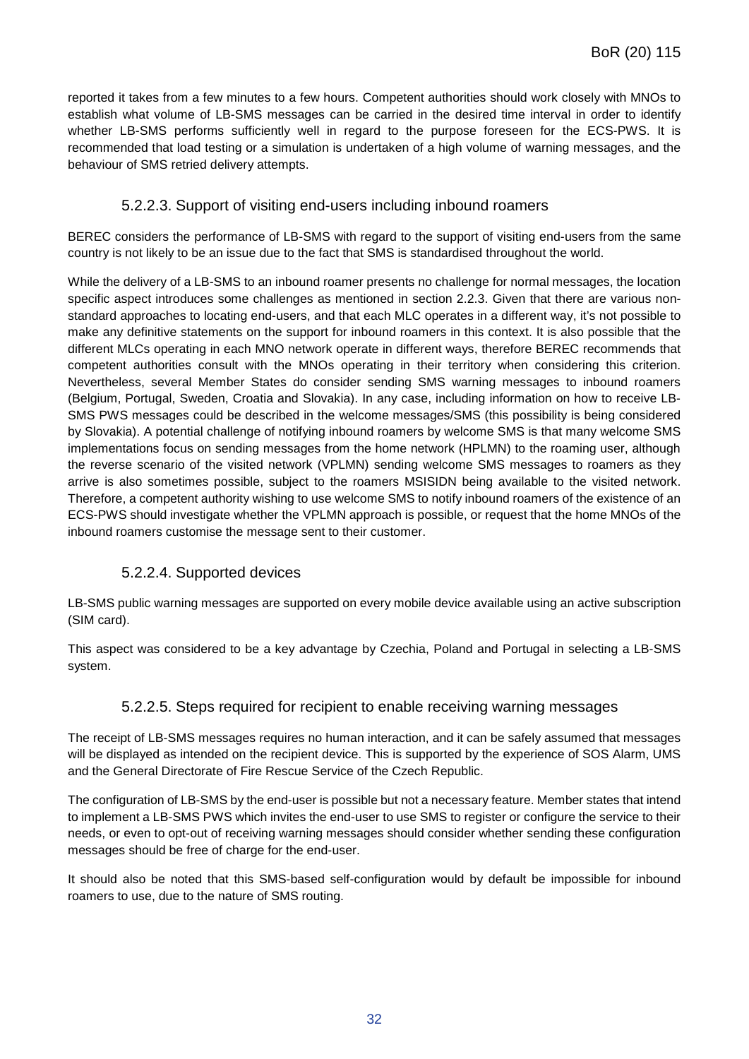reported it takes from a few minutes to a few hours. Competent authorities should work closely with MNOs to establish what volume of LB-SMS messages can be carried in the desired time interval in order to identify whether LB-SMS performs sufficiently well in regard to the purpose foreseen for the ECS-PWS. It is recommended that load testing or a simulation is undertaken of a high volume of warning messages, and the behaviour of SMS retried delivery attempts.

### 5.2.2.3. Support of visiting end-users including inbound roamers

BEREC considers the performance of LB-SMS with regard to the support of visiting end-users from the same country is not likely to be an issue due to the fact that SMS is standardised throughout the world.

While the delivery of a LB-SMS to an inbound roamer presents no challenge for normal messages, the location specific aspect introduces some challenges as mentioned in section 2.2.3. Given that there are various non-standard approaches to locating end-users, and that each MLC operates in a different way, it's not possible to make any definitive statements on the support for inbound roamers in this context. It is also possible that the different MLCs operating in each MNO network operate in different ways, therefore BEREC recommends that competent authorities consult with the MNOs operating in their territory when considering this criterion. Nevertheless, several Member States do consider sending SMS warning messages to inbound roamers (Belgium, Portugal, Sweden, Croatia and Slovakia). In any case, including information on how to receive LB-SMS PWS messages could be described in the welcome messages/SMS (this possibility is being considered by Slovakia). A potential challenge of notifying inbound roamers by welcome SMS is that many welcome SMS implementations focus on sending messages from the home network (HPLMN) to the roaming user, although the reverse scenario of the visited network (VPLMN) sending welcome SMS messages to roamers as they arrive is also sometimes possible, subject to the roamers MSISIDN being available to the visited network. Therefore, a competent authority wishing to use welcome SMS to notify inbound roamers of the existence of an ECS-PWS should investigate whether the VPLMN approach is possible, or request that the home MNOs of the inbound roamers customise the message sent to their customer.

### 5.2.2.4. Supported devices

LB-SMS public warning messages are supported on every mobile device available using an active subscription (SIM card).

This aspect was considered to be a key advantage by Czechia, Poland and Portugal in selecting a LB-SMS system.

### 5.2.2.5. Steps required for recipient to enable receiving warning messages

The receipt of LB-SMS messages requires no human interaction, and it can be safely assumed that messages will be displayed as intended on the recipient device. This is supported by the experience of SOS Alarm, UMS and the General Directorate of Fire Rescue Service of the Czech Republic.

The configuration of LB-SMS by the end-user is possible but not a necessary feature. Member states that intend to implement a LB-SMS PWS which invites the end-user to use SMS to register or configure the service to their needs, or even to opt-out of receiving warning messages should consider whether sending these configuration messages should be free of charge for the end-user.

It should also be noted that this SMS-based self-configuration would by default be impossible for inbound roamers to use, due to the nature of SMS routing.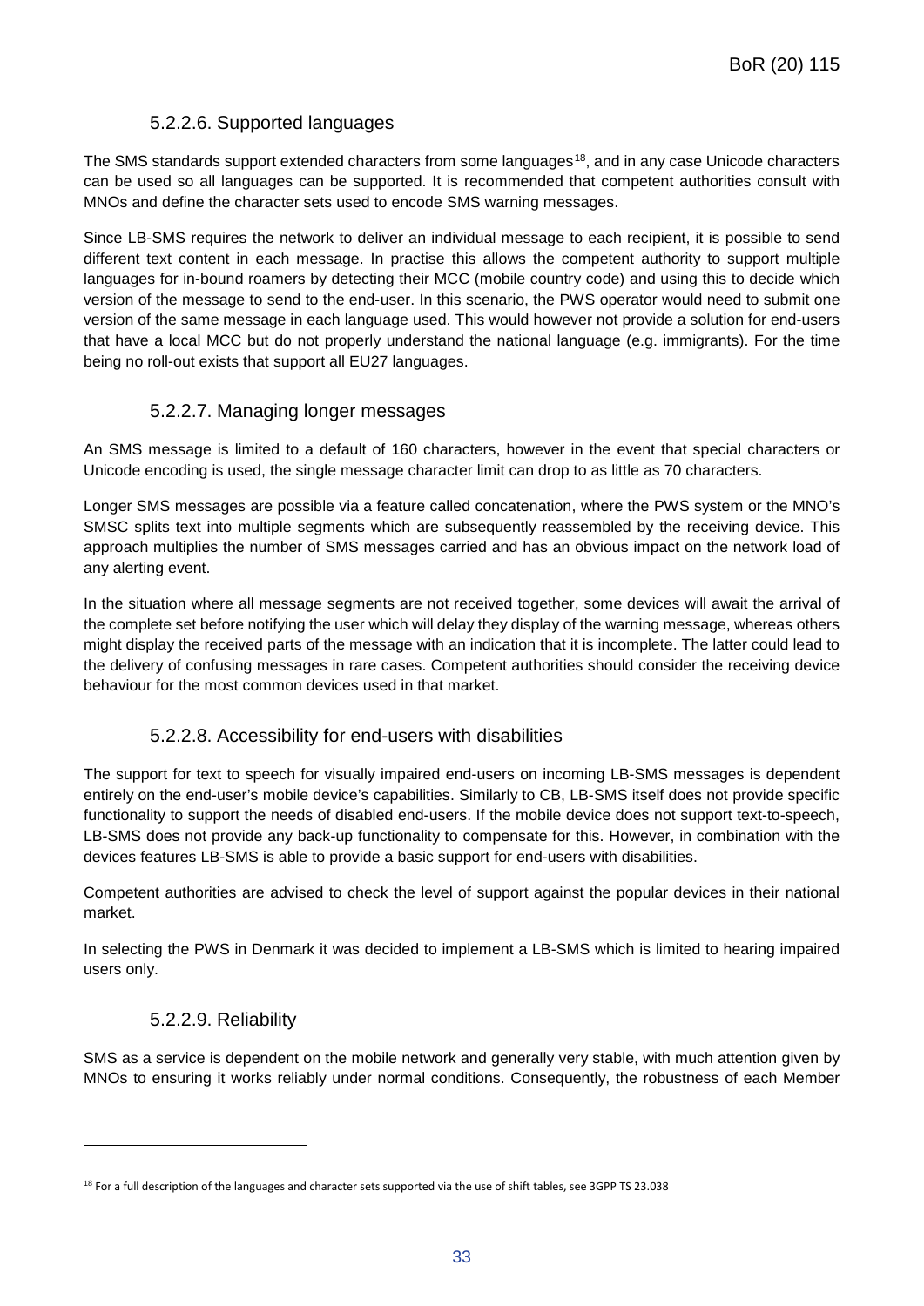#### 5.2.2.6. Supported languages

The SMS standards support extended characters from some languages[18], and in any case Unicode characters can be used so all languages can be supported. It is recommended that competent authorities consult with MNOs and define the character sets used to encode SMS warning messages.

Since LB-SMS requires the network to deliver an individual message to each recipient, it is possible to send different text content in each message. In practise this allows the competent authority to support multiple languages for in-bound roamers by detecting their MCC (mobile country code) and using this to decide which version of the message to send to the end-user. In this scenario, the PWS operator would need to submit one version of the same message in each language used. This would however not provide a solution for end-users that have a local MCC but do not properly understand the national language (e.g. immigrants). For the time being no roll-out exists that support all EU27 languages.

#### 5.2.2.7. Managing longer messages

An SMS message is limited to a default of 160 characters, however in the event that special characters or Unicode encoding is used, the single message character limit can drop to as little as 70 characters.

Longer SMS messages are possible via a feature called concatenation, where the PWS system or the MNO's SMSC splits text into multiple segments which are subsequently reassembled by the receiving device. This approach multiplies the number of SMS messages carried and has an obvious impact on the network load of any alerting event.

In the situation where all message segments are not received together, some devices will await the arrival of the complete set before notifying the user which will delay they display of the warning message, whereas others might display the received parts of the message with an indication that it is incomplete. The latter could lead to the delivery of confusing messages in rare cases. Competent authorities should consider the receiving device behaviour for the most common devices used in that market.

#### 5.2.2.8. Accessibility for end-users with disabilities

The support for text to speech for visually impaired end-users on incoming LB-SMS messages is dependent entirely on the end-user's mobile device's capabilities. Similarly to CB, LB-SMS itself does not provide specific functionality to support the needs of disabled end-users. If the mobile device does not support text-to-speech, LB-SMS does not provide any back-up functionality to compensate for this. However, in combination with the devices features LB-SMS is able to provide a basic support for end-users with disabilities.

Competent authorities are advised to check the level of support against the popular devices in their national market.

In selecting the PWS in Denmark it was decided to implement a LB-SMS which is limited to hearing impaired users only.

#### 5.2.2.9. Reliability

SMS as a service is dependent on the mobile network and generally very stable, with much attention given by MNOs to ensuring it works reliably under normal conditions. Consequently, the robustness of each Member

[18] For a full description of the languages and character sets supported via the use of shift tables, see 3GPP TS 23.038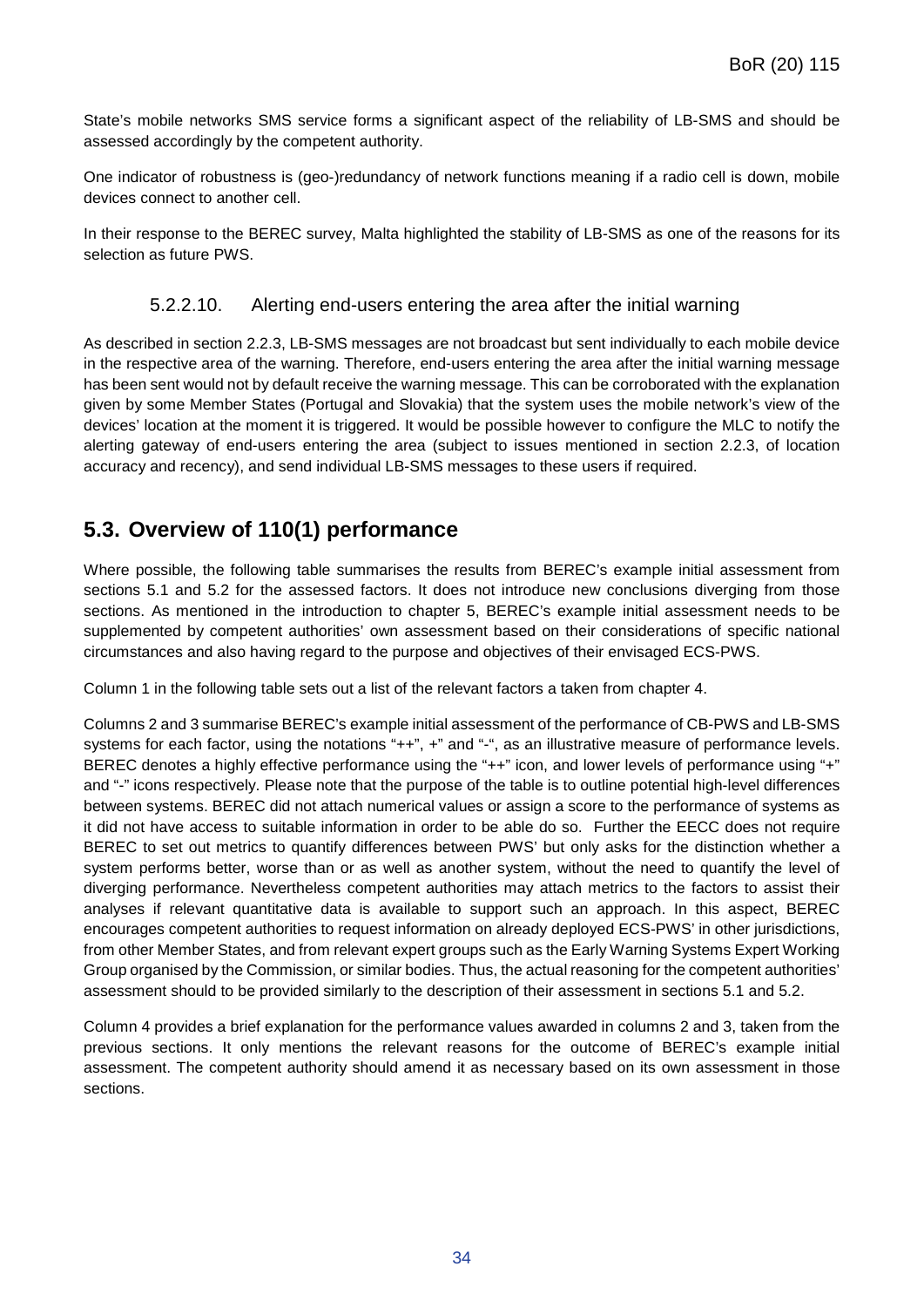State's mobile networks SMS service forms a significant aspect of the reliability of LB-SMS and should be assessed accordingly by the competent authority.

One indicator of robustness is (geo-)redundancy of network functions meaning if a radio cell is down, mobile devices connect to another cell.

In their response to the BEREC survey, Malta highlighted the stability of LB-SMS as one of the reasons for its selection as future PWS.

#### 5.2.2.10. Alerting end-users entering the area after the initial warning

As described in section 2.2.3, LB-SMS messages are not broadcast but sent individually to each mobile device in the respective area of the warning. Therefore, end-users entering the area after the initial warning message has been sent would not by default receive the warning message. This can be corroborated with the explanation given by some Member States (Portugal and Slovakia) that the system uses the mobile network's view of the devices' location at the moment it is triggered. It would be possible however to configure the MLC to notify the alerting gateway of end-users entering the area (subject to issues mentioned in section 2.2.3, of location accuracy and recency), and send individual LB-SMS messages to these users if required.

## 5.3. Overview of 110(1) performance

Where possible, the following table summarises the results from BEREC's example initial assessment from sections 5.1 and 5.2 for the assessed factors. It does not introduce new conclusions diverging from those sections. As mentioned in the introduction to chapter 5, BEREC's example initial assessment needs to be supplemented by competent authorities' own assessment based on their considerations of specific national circumstances and also having regard to the purpose and objectives of their envisaged ECS-PWS.

Column 1 in the following table sets out a list of the relevant factors a taken from chapter 4.

Columns 2 and 3 summarise BEREC's example initial assessment of the performance of CB-PWS and LB-SMS systems for each factor, using the notations "++", +" and "-", as an illustrative measure of performance levels. BEREC denotes a highly effective performance using the "++" icon, and lower levels of performance using "+" and "-" icons respectively. Please note that the purpose of the table is to outline potential high-level differences between systems. BEREC did not attach numerical values or assign a score to the performance of systems as it did not have access to suitable information in order to be able do so. Further the EECC does not require BEREC to set out metrics to quantify differences between PWS' but only asks for the distinction whether a system performs better, worse than or as well as another system, without the need to quantify the level of diverging performance. Nevertheless competent authorities may attach metrics to the factors to assist their analyses if relevant quantitative data is available to support such an approach. In this aspect, BEREC encourages competent authorities to request information on already deployed ECS-PWS' in other jurisdictions, from other Member States, and from relevant expert groups such as the Early Warning Systems Expert Working Group organised by the Commission, or similar bodies. Thus, the actual reasoning for the competent authorities' assessment should to be provided similarly to the description of their assessment in sections 5.1 and 5.2.

Column 4 provides a brief explanation for the performance values awarded in columns 2 and 3, taken from the previous sections. It only mentions the relevant reasons for the outcome of BEREC's example initial assessment. The competent authority should amend it as necessary based on its own assessment in those sections.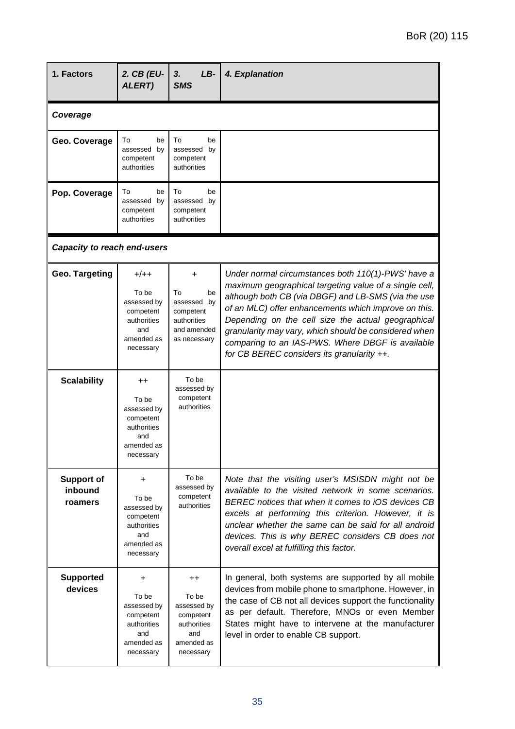| 1. Factors | *2. CB (EU-ALERT)* | *3. LB-SMS* | *4. Explanation* |
|---|---|---|---|
| ***Coverage*** | | | |
| **Geo. Coverage** | To be assessed by competent authorities | To be assessed by competent authorities | |
| **Pop. Coverage** | To be assessed by competent authorities | To be assessed by competent authorities | |
| ***Capacity to reach end-users*** | | | |
| **Geo. Targeting** | +/++<br>To be assessed by competent authorities and amended as necessary | +<br>To be assessed by competent authorities and amended as necessary | *Under normal circumstances both 110(1)-PWS' have a maximum geographical targeting value of a single cell, although both CB (via DBGF) and LB-SMS (via the use of an MLC) offer enhancements which improve on this. Depending on the cell size the actual geographical granularity may vary, which should be considered when comparing to an IAS-PWS. Where DBGF is available for CB BEREC considers its granularity ++.* |
| **Scalability** | ++<br>To be assessed by competent authorities and amended as necessary | To be assessed by competent authorities | |
| **Support of inbound roamers** | +<br>To be assessed by competent authorities and amended as necessary | To be assessed by competent authorities | *Note that the visiting user's MSISDN might not be available to the visited network in some scenarios. BEREC notices that when it comes to iOS devices CB excels at performing this criterion. However, it is unclear whether the same can be said for all android devices. This is why BEREC considers CB does not overall excel at fulfilling this factor.* |
| **Supported devices** | +<br>To be assessed by competent authorities and amended as necessary | ++<br>To be assessed by competent authorities and amended as necessary | In general, both systems are supported by all mobile devices from mobile phone to smartphone. However, in the case of CB not all devices support the functionality as per default. Therefore, MNOs or even Member States might have to intervene at the manufacturer level in order to enable CB support. |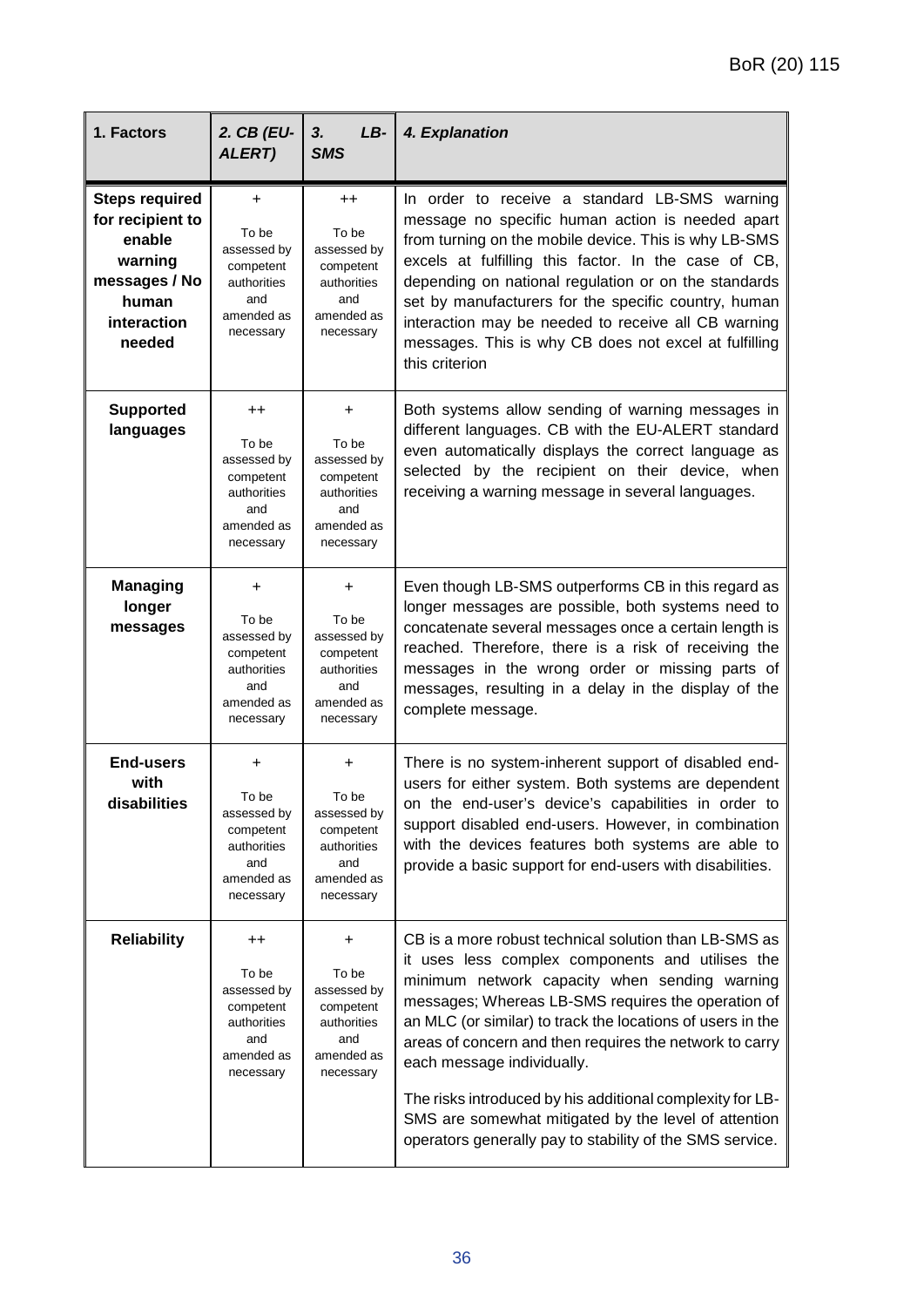| 1. Factors | *2. CB (EU-ALERT)* | *3. LB-SMS* | *4. Explanation* |
|---|---|---|---|
| **Steps required for recipient to enable warning messages / No human interaction needed** | + To be assessed by competent authorities and amended as necessary | ++ To be assessed by competent authorities and amended as necessary | In order to receive a standard LB-SMS warning message no specific human action is needed apart from turning on the mobile device. This is why LB-SMS excels at fulfilling this factor. In the case of CB, depending on national regulation or on the standards set by manufacturers for the specific country, human interaction may be needed to receive all CB warning messages. This is why CB does not excel at fulfilling this criterion |
| **Supported languages** | ++ To be assessed by competent authorities and amended as necessary | + To be assessed by competent authorities and amended as necessary | Both systems allow sending of warning messages in different languages. CB with the EU-ALERT standard even automatically displays the correct language as selected by the recipient on their device, when receiving a warning message in several languages. |
| **Managing longer messages** | + To be assessed by competent authorities and amended as necessary | + To be assessed by competent authorities and amended as necessary | Even though LB-SMS outperforms CB in this regard as longer messages are possible, both systems need to concatenate several messages once a certain length is reached. Therefore, there is a risk of receiving the messages in the wrong order or missing parts of messages, resulting in a delay in the display of the complete message. |
| **End-users with disabilities** | + To be assessed by competent authorities and amended as necessary | + To be assessed by competent authorities and amended as necessary | There is no system-inherent support of disabled end-users for either system. Both systems are dependent on the end-user's device's capabilities in order to support disabled end-users. However, in combination with the devices features both systems are able to provide a basic support for end-users with disabilities. |
| **Reliability** | ++ To be assessed by competent authorities and amended as necessary | + To be assessed by competent authorities and amended as necessary | CB is a more robust technical solution than LB-SMS as it uses less complex components and utilises the minimum network capacity when sending warning messages; Whereas LB-SMS requires the operation of an MLC (or similar) to track the locations of users in the areas of concern and then requires the network to carry each message individually. The risks introduced by his additional complexity for LB-SMS are somewhat mitigated by the level of attention operators generally pay to stability of the SMS service. |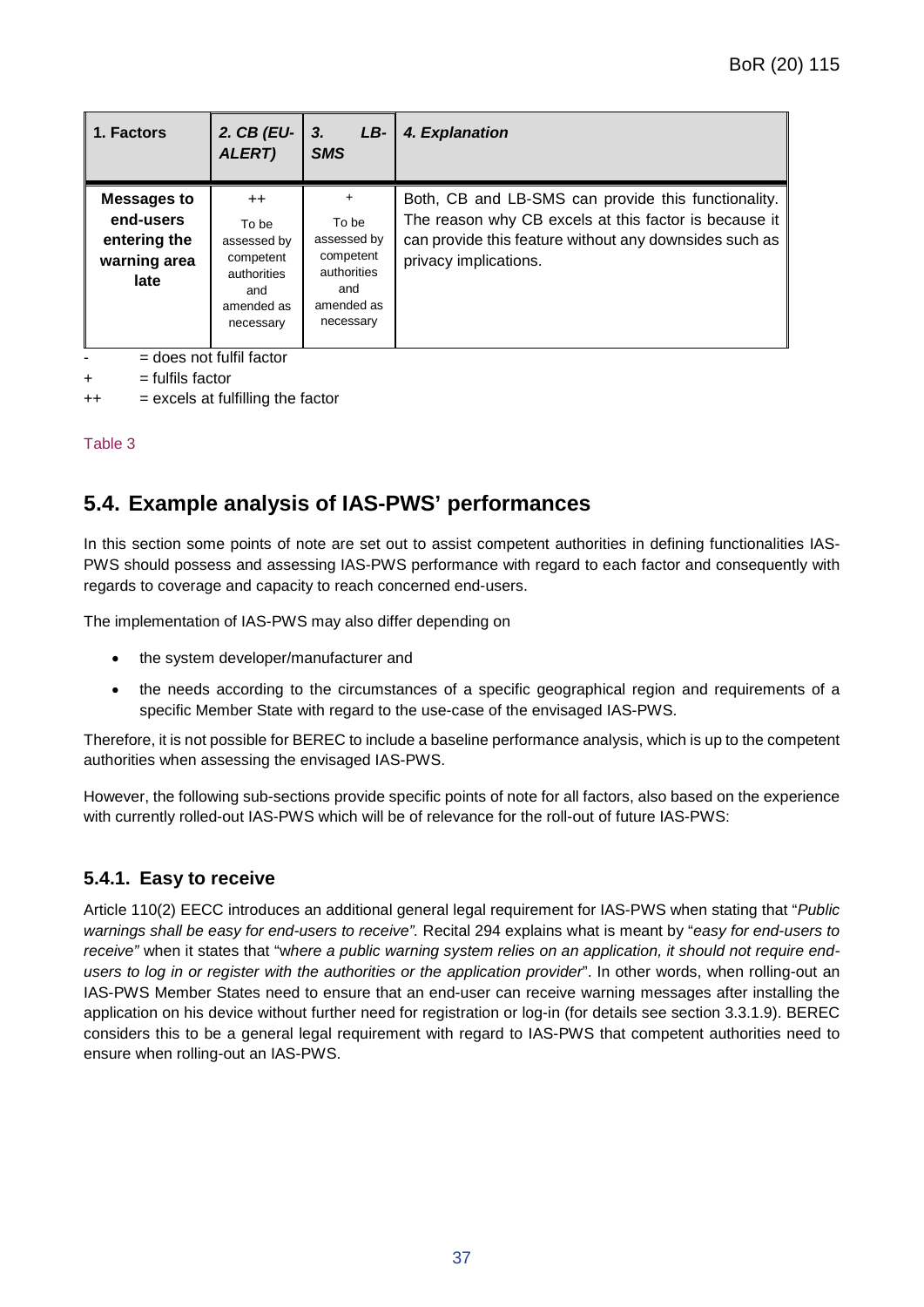| 1. Factors | *2. CB (EU-ALERT)* | *3. LB-SMS* | *4. Explanation* |
| --- | --- | --- | --- |
| **Messages to end-users entering the warning area late** | ++ To be assessed by competent authorities and amended as necessary | + To be assessed by competent authorities and amended as necessary | Both, CB and LB-SMS can provide this functionality. The reason why CB excels at this factor is because it can provide this feature without any downsides such as privacy implications. |

- = does not fulfil factor

+ = fulfils factor

++ = excels at fulfilling the factor

Table 3

## 5.4. Example analysis of IAS-PWS' performances

In this section some points of note are set out to assist competent authorities in defining functionalities IAS-PWS should possess and assessing IAS-PWS performance with regard to each factor and consequently with regards to coverage and capacity to reach concerned end-users.

The implementation of IAS-PWS may also differ depending on

- the system developer/manufacturer and
- the needs according to the circumstances of a specific geographical region and requirements of a specific Member State with regard to the use-case of the envisaged IAS-PWS.

Therefore, it is not possible for BEREC to include a baseline performance analysis, which is up to the competent authorities when assessing the envisaged IAS-PWS.

However, the following sub-sections provide specific points of note for all factors, also based on the experience with currently rolled-out IAS-PWS which will be of relevance for the roll-out of future IAS-PWS:

### 5.4.1. Easy to receive

Article 110(2) EECC introduces an additional general legal requirement for IAS-PWS when stating that "*Public warnings shall be easy for end-users to receive".* Recital 294 explains what is meant by "*easy for end-users to receive"* when it states that "*where a public warning system relies on an application, it should not require end-users to log in or register with the authorities or the application provider*". In other words, when rolling-out an IAS-PWS Member States need to ensure that an end-user can receive warning messages after installing the application on his device without further need for registration or log-in (for details see section 3.3.1.9). BEREC considers this to be a general legal requirement with regard to IAS-PWS that competent authorities need to ensure when rolling-out an IAS-PWS.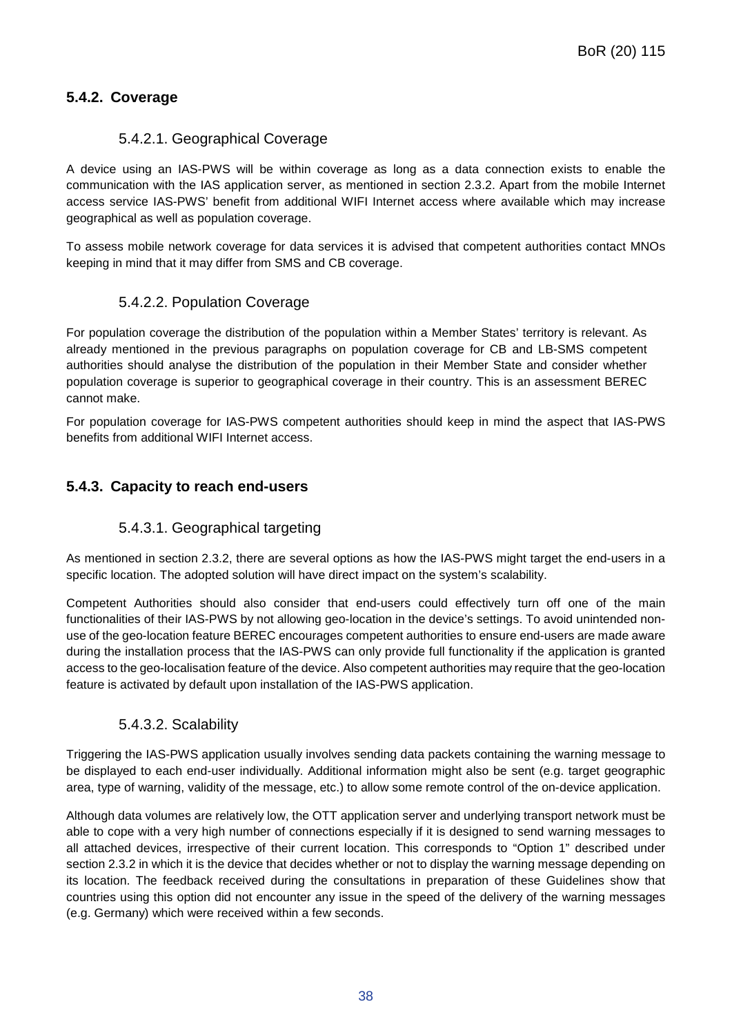### 5.4.2. Coverage

#### 5.4.2.1. Geographical Coverage

A device using an IAS-PWS will be within coverage as long as a data connection exists to enable the communication with the IAS application server, as mentioned in section 2.3.2. Apart from the mobile Internet access service IAS-PWS' benefit from additional WIFI Internet access where available which may increase geographical as well as population coverage.

To assess mobile network coverage for data services it is advised that competent authorities contact MNOs keeping in mind that it may differ from SMS and CB coverage.

#### 5.4.2.2. Population Coverage

For population coverage the distribution of the population within a Member States' territory is relevant. As already mentioned in the previous paragraphs on population coverage for CB and LB-SMS competent authorities should analyse the distribution of the population in their Member State and consider whether population coverage is superior to geographical coverage in their country. This is an assessment BEREC cannot make.

For population coverage for IAS-PWS competent authorities should keep in mind the aspect that IAS-PWS benefits from additional WIFI Internet access.

### 5.4.3. Capacity to reach end-users

#### 5.4.3.1. Geographical targeting

As mentioned in section 2.3.2, there are several options as how the IAS-PWS might target the end-users in a specific location. The adopted solution will have direct impact on the system's scalability.

Competent Authorities should also consider that end-users could effectively turn off one of the main functionalities of their IAS-PWS by not allowing geo-location in the device's settings. To avoid unintended non-use of the geo-location feature BEREC encourages competent authorities to ensure end-users are made aware during the installation process that the IAS-PWS can only provide full functionality if the application is granted access to the geo-localisation feature of the device. Also competent authorities may require that the geo-location feature is activated by default upon installation of the IAS-PWS application.

#### 5.4.3.2. Scalability

Triggering the IAS-PWS application usually involves sending data packets containing the warning message to be displayed to each end-user individually. Additional information might also be sent (e.g. target geographic area, type of warning, validity of the message, etc.) to allow some remote control of the on-device application.

Although data volumes are relatively low, the OTT application server and underlying transport network must be able to cope with a very high number of connections especially if it is designed to send warning messages to all attached devices, irrespective of their current location. This corresponds to "Option 1" described under section 2.3.2 in which it is the device that decides whether or not to display the warning message depending on its location. The feedback received during the consultations in preparation of these Guidelines show that countries using this option did not encounter any issue in the speed of the delivery of the warning messages (e.g. Germany) which were received within a few seconds.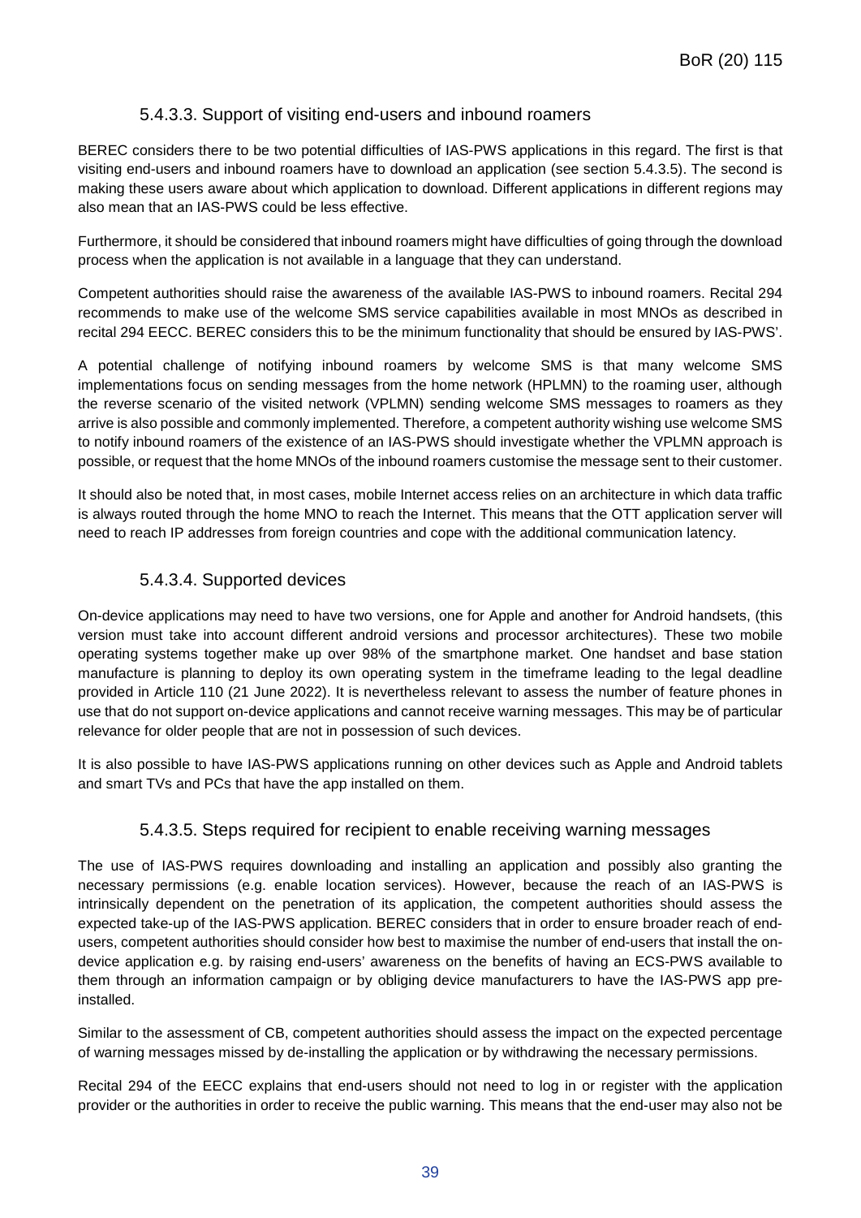#### 5.4.3.3. Support of visiting end-users and inbound roamers

BEREC considers there to be two potential difficulties of IAS-PWS applications in this regard. The first is that visiting end-users and inbound roamers have to download an application (see section 5.4.3.5). The second is making these users aware about which application to download. Different applications in different regions may also mean that an IAS-PWS could be less effective.

Furthermore, it should be considered that inbound roamers might have difficulties of going through the download process when the application is not available in a language that they can understand.

Competent authorities should raise the awareness of the available IAS-PWS to inbound roamers. Recital 294 recommends to make use of the welcome SMS service capabilities available in most MNOs as described in recital 294 EECC. BEREC considers this to be the minimum functionality that should be ensured by IAS-PWS'.

A potential challenge of notifying inbound roamers by welcome SMS is that many welcome SMS implementations focus on sending messages from the home network (HPLMN) to the roaming user, although the reverse scenario of the visited network (VPLMN) sending welcome SMS messages to roamers as they arrive is also possible and commonly implemented. Therefore, a competent authority wishing use welcome SMS to notify inbound roamers of the existence of an IAS-PWS should investigate whether the VPLMN approach is possible, or request that the home MNOs of the inbound roamers customise the message sent to their customer.

It should also be noted that, in most cases, mobile Internet access relies on an architecture in which data traffic is always routed through the home MNO to reach the Internet. This means that the OTT application server will need to reach IP addresses from foreign countries and cope with the additional communication latency.

#### 5.4.3.4. Supported devices

On-device applications may need to have two versions, one for Apple and another for Android handsets, (this version must take into account different android versions and processor architectures). These two mobile operating systems together make up over 98% of the smartphone market. One handset and base station manufacture is planning to deploy its own operating system in the timeframe leading to the legal deadline provided in Article 110 (21 June 2022). It is nevertheless relevant to assess the number of feature phones in use that do not support on-device applications and cannot receive warning messages. This may be of particular relevance for older people that are not in possession of such devices.

It is also possible to have IAS-PWS applications running on other devices such as Apple and Android tablets and smart TVs and PCs that have the app installed on them.

#### 5.4.3.5. Steps required for recipient to enable receiving warning messages

The use of IAS-PWS requires downloading and installing an application and possibly also granting the necessary permissions (e.g. enable location services). However, because the reach of an IAS-PWS is intrinsically dependent on the penetration of its application, the competent authorities should assess the expected take-up of the IAS-PWS application. BEREC considers that in order to ensure broader reach of end-users, competent authorities should consider how best to maximise the number of end-users that install the on-device application e.g. by raising end-users' awareness on the benefits of having an ECS-PWS available to them through an information campaign or by obliging device manufacturers to have the IAS-PWS app pre-installed.

Similar to the assessment of CB, competent authorities should assess the impact on the expected percentage of warning messages missed by de-installing the application or by withdrawing the necessary permissions.

Recital 294 of the EECC explains that end-users should not need to log in or register with the application provider or the authorities in order to receive the public warning. This means that the end-user may also not be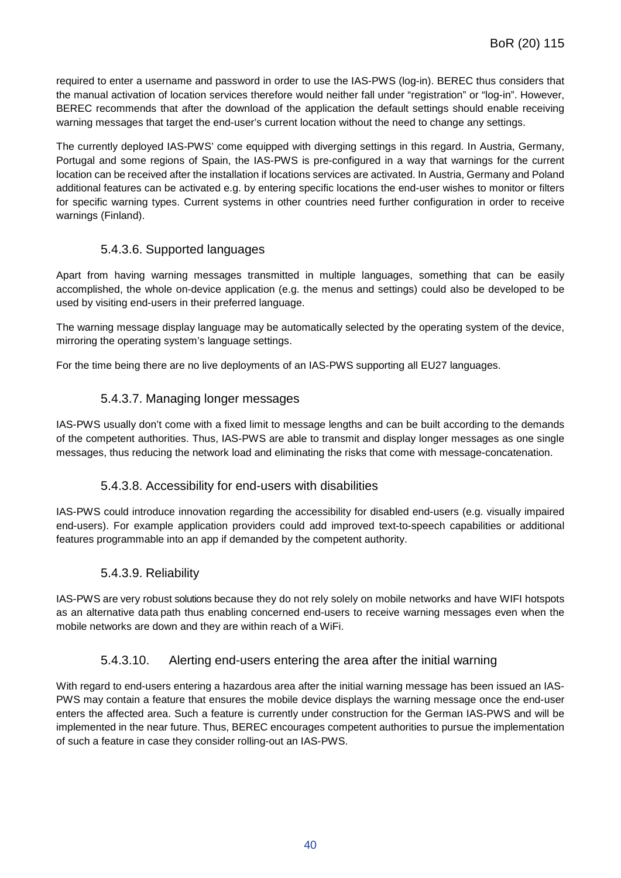required to enter a username and password in order to use the IAS-PWS (log-in). BEREC thus considers that the manual activation of location services therefore would neither fall under "registration" or "log-in". However, BEREC recommends that after the download of the application the default settings should enable receiving warning messages that target the end-user's current location without the need to change any settings.

The currently deployed IAS-PWS' come equipped with diverging settings in this regard. In Austria, Germany, Portugal and some regions of Spain, the IAS-PWS is pre-configured in a way that warnings for the current location can be received after the installation if locations services are activated. In Austria, Germany and Poland additional features can be activated e.g. by entering specific locations the end-user wishes to monitor or filters for specific warning types. Current systems in other countries need further configuration in order to receive warnings (Finland).

#### 5.4.3.6. Supported languages

Apart from having warning messages transmitted in multiple languages, something that can be easily accomplished, the whole on-device application (e.g. the menus and settings) could also be developed to be used by visiting end-users in their preferred language.

The warning message display language may be automatically selected by the operating system of the device, mirroring the operating system's language settings.

For the time being there are no live deployments of an IAS-PWS supporting all EU27 languages.

#### 5.4.3.7. Managing longer messages

IAS-PWS usually don't come with a fixed limit to message lengths and can be built according to the demands of the competent authorities. Thus, IAS-PWS are able to transmit and display longer messages as one single messages, thus reducing the network load and eliminating the risks that come with message-concatenation.

#### 5.4.3.8. Accessibility for end-users with disabilities

IAS-PWS could introduce innovation regarding the accessibility for disabled end-users (e.g. visually impaired end-users). For example application providers could add improved text-to-speech capabilities or additional features programmable into an app if demanded by the competent authority.

#### 5.4.3.9. Reliability

IAS-PWS are very robust solutions because they do not rely solely on mobile networks and have WIFI hotspots as an alternative data path thus enabling concerned end-users to receive warning messages even when the mobile networks are down and they are within reach of a WiFi.

#### 5.4.3.10. Alerting end-users entering the area after the initial warning

With regard to end-users entering a hazardous area after the initial warning message has been issued an IAS-PWS may contain a feature that ensures the mobile device displays the warning message once the end-user enters the affected area. Such a feature is currently under construction for the German IAS-PWS and will be implemented in the near future. Thus, BEREC encourages competent authorities to pursue the implementation of such a feature in case they consider rolling-out an IAS-PWS.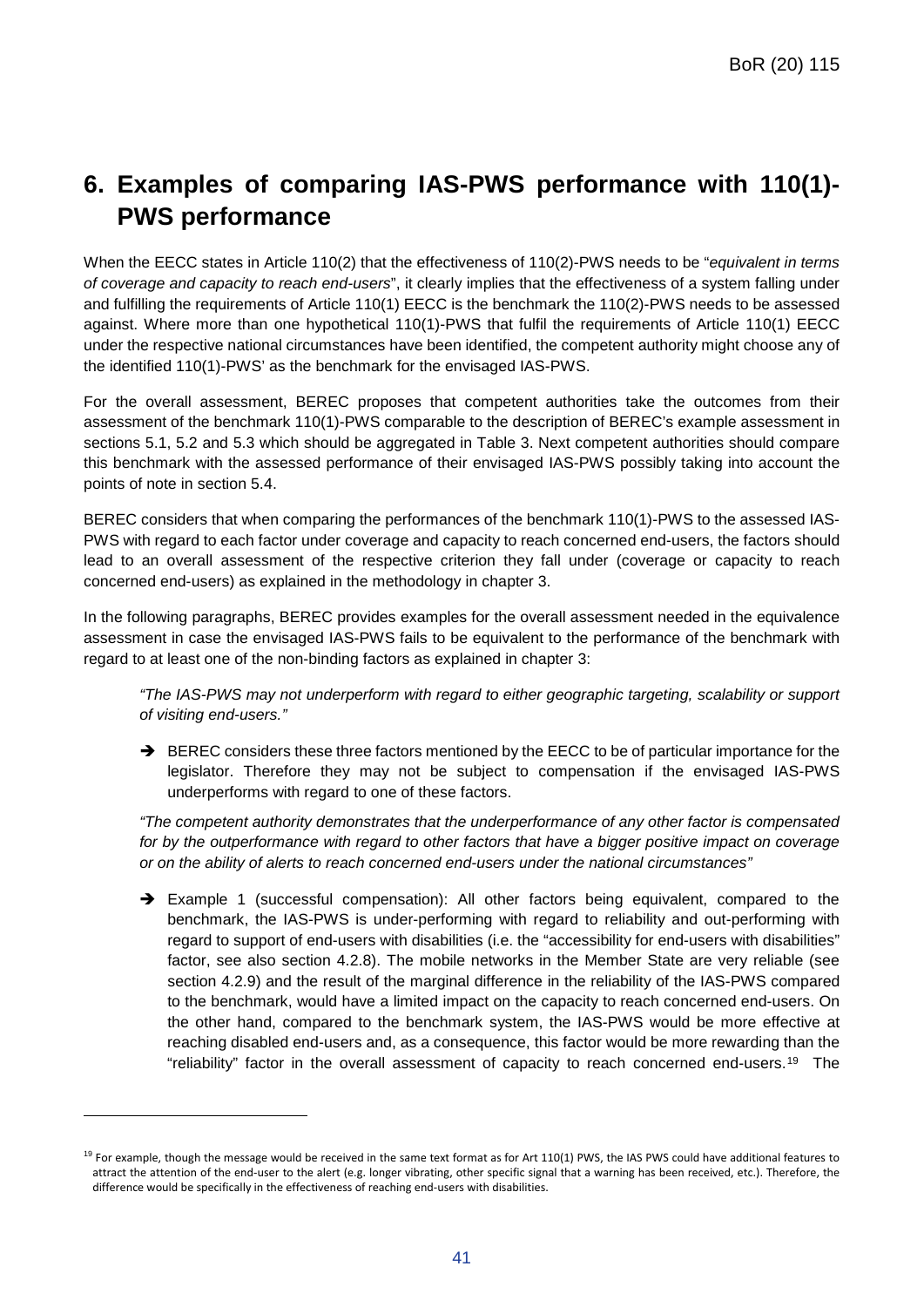# 6. Examples of comparing IAS-PWS performance with 110(1)-PWS performance

When the EECC states in Article 110(2) that the effectiveness of 110(2)-PWS needs to be "*equivalent in terms of coverage and capacity to reach end-users*", it clearly implies that the effectiveness of a system falling under and fulfilling the requirements of Article 110(1) EECC is the benchmark the 110(2)-PWS needs to be assessed against. Where more than one hypothetical 110(1)-PWS that fulfil the requirements of Article 110(1) EECC under the respective national circumstances have been identified, the competent authority might choose any of the identified 110(1)-PWS' as the benchmark for the envisaged IAS-PWS.

For the overall assessment, BEREC proposes that competent authorities take the outcomes from their assessment of the benchmark 110(1)-PWS comparable to the description of BEREC's example assessment in sections 5.1, 5.2 and 5.3 which should be aggregated in Table 3. Next competent authorities should compare this benchmark with the assessed performance of their envisaged IAS-PWS possibly taking into account the points of note in section 5.4.

BEREC considers that when comparing the performances of the benchmark 110(1)-PWS to the assessed IAS-PWS with regard to each factor under coverage and capacity to reach concerned end-users, the factors should lead to an overall assessment of the respective criterion they fall under (coverage or capacity to reach concerned end-users) as explained in the methodology in chapter 3.

In the following paragraphs, BEREC provides examples for the overall assessment needed in the equivalence assessment in case the envisaged IAS-PWS fails to be equivalent to the performance of the benchmark with regard to at least one of the non-binding factors as explained in chapter 3:

> *"The IAS-PWS may not underperform with regard to either geographic targeting, scalability or support of visiting end-users."*
>
> ➔ BEREC considers these three factors mentioned by the EECC to be of particular importance for the legislator. Therefore they may not be subject to compensation if the envisaged IAS-PWS underperforms with regard to one of these factors.
>
> *"The competent authority demonstrates that the underperformance of any other factor is compensated for by the outperformance with regard to other factors that have a bigger positive impact on coverage or on the ability of alerts to reach concerned end-users under the national circumstances"*
>
> ➔ Example 1 (successful compensation): All other factors being equivalent, compared to the benchmark, the IAS-PWS is under-performing with regard to reliability and out-performing with regard to support of end-users with disabilities (i.e. the "accessibility for end-users with disabilities" factor, see also section 4.2.8). The mobile networks in the Member State are very reliable (see section 4.2.9) and the result of the marginal difference in the reliability of the IAS-PWS compared to the benchmark, would have a limited impact on the capacity to reach concerned end-users. On the other hand, compared to the benchmark system, the IAS-PWS would be more effective at reaching disabled end-users and, as a consequence, this factor would be more rewarding than the "reliability" factor in the overall assessment of capacity to reach concerned end-users.[19] The

[19] For example, though the message would be received in the same text format as for Art 110(1) PWS, the IAS PWS could have additional features to attract the attention of the end-user to the alert (e.g. longer vibrating, other specific signal that a warning has been received, etc.). Therefore, the difference would be specifically in the effectiveness of reaching end-users with disabilities.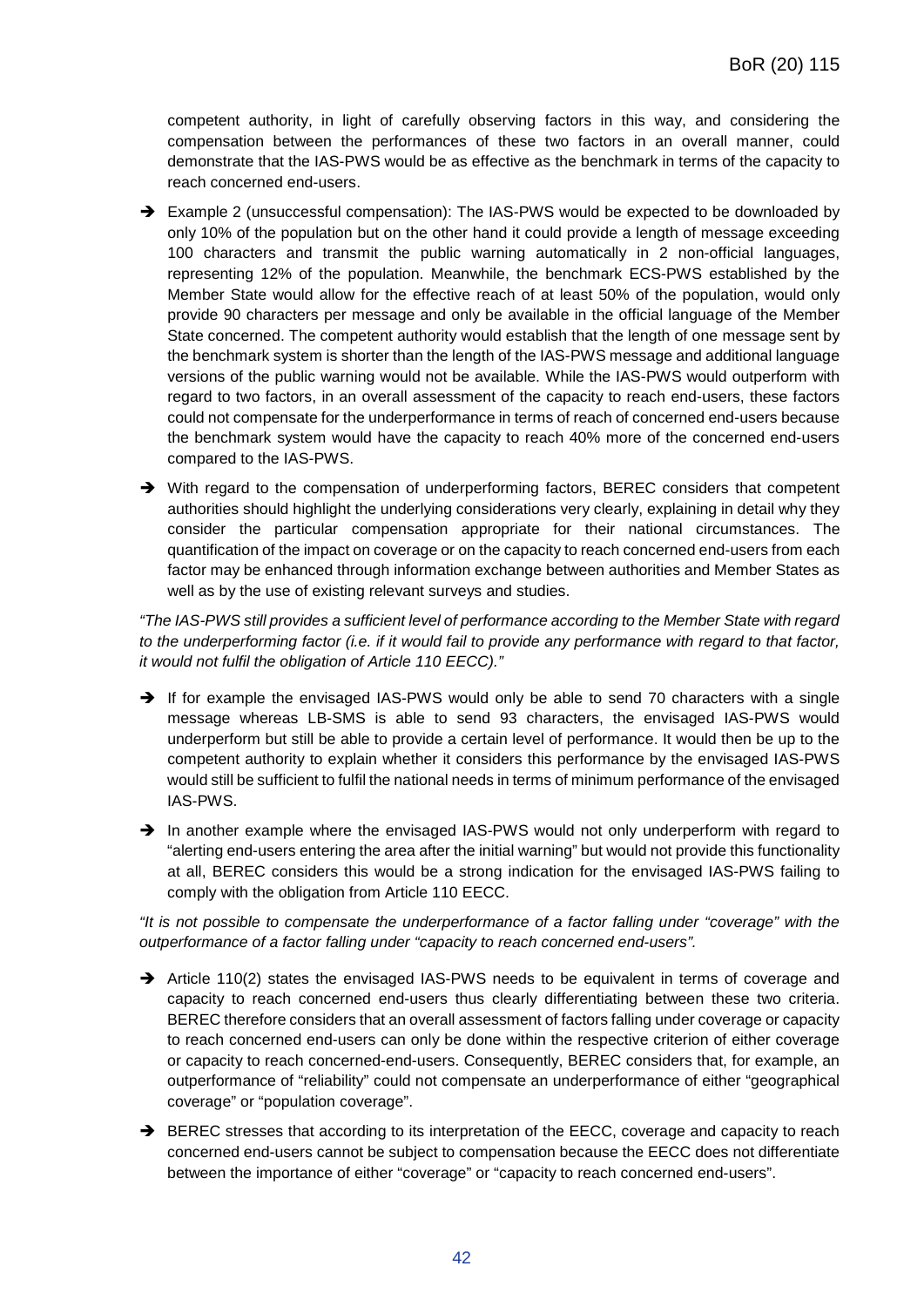competent authority, in light of carefully observing factors in this way, and considering the compensation between the performances of these two factors in an overall manner, could demonstrate that the IAS-PWS would be as effective as the benchmark in terms of the capacity to reach concerned end-users.

- ➔ Example 2 (unsuccessful compensation): The IAS-PWS would be expected to be downloaded by only 10% of the population but on the other hand it could provide a length of message exceeding 100 characters and transmit the public warning automatically in 2 non-official languages, representing 12% of the population. Meanwhile, the benchmark ECS-PWS established by the Member State would allow for the effective reach of at least 50% of the population, would only provide 90 characters per message and only be available in the official language of the Member State concerned. The competent authority would establish that the length of one message sent by the benchmark system is shorter than the length of the IAS-PWS message and additional language versions of the public warning would not be available. While the IAS-PWS would outperform with regard to two factors, in an overall assessment of the capacity to reach end-users, these factors could not compensate for the underperformance in terms of reach of concerned end-users because the benchmark system would have the capacity to reach 40% more of the concerned end-users compared to the IAS-PWS.

- ➔ With regard to the compensation of underperforming factors, BEREC considers that competent authorities should highlight the underlying considerations very clearly, explaining in detail why they consider the particular compensation appropriate for their national circumstances. The quantification of the impact on coverage or on the capacity to reach concerned end-users from each factor may be enhanced through information exchange between authorities and Member States as well as by the use of existing relevant surveys and studies.

*"The IAS-PWS still provides a sufficient level of performance according to the Member State with regard to the underperforming factor (i.e. if it would fail to provide any performance with regard to that factor, it would not fulfil the obligation of Article 110 EECC)."*

- ➔ If for example the envisaged IAS-PWS would only be able to send 70 characters with a single message whereas LB-SMS is able to send 93 characters, the envisaged IAS-PWS would underperform but still be able to provide a certain level of performance. It would then be up to the competent authority to explain whether it considers this performance by the envisaged IAS-PWS would still be sufficient to fulfil the national needs in terms of minimum performance of the envisaged IAS-PWS.

- ➔ In another example where the envisaged IAS-PWS would not only underperform with regard to "alerting end-users entering the area after the initial warning" but would not provide this functionality at all, BEREC considers this would be a strong indication for the envisaged IAS-PWS failing to comply with the obligation from Article 110 EECC.

*"It is not possible to compensate the underperformance of a factor falling under "coverage" with the outperformance of a factor falling under "capacity to reach concerned end-users".*

- ➔ Article 110(2) states the envisaged IAS-PWS needs to be equivalent in terms of coverage and capacity to reach concerned end-users thus clearly differentiating between these two criteria. BEREC therefore considers that an overall assessment of factors falling under coverage or capacity to reach concerned end-users can only be done within the respective criterion of either coverage or capacity to reach concerned-end-users. Consequently, BEREC considers that, for example, an outperformance of "reliability" could not compensate an underperformance of either "geographical coverage" or "population coverage".

- ➔ BEREC stresses that according to its interpretation of the EECC, coverage and capacity to reach concerned end-users cannot be subject to compensation because the EECC does not differentiate between the importance of either "coverage" or "capacity to reach concerned end-users".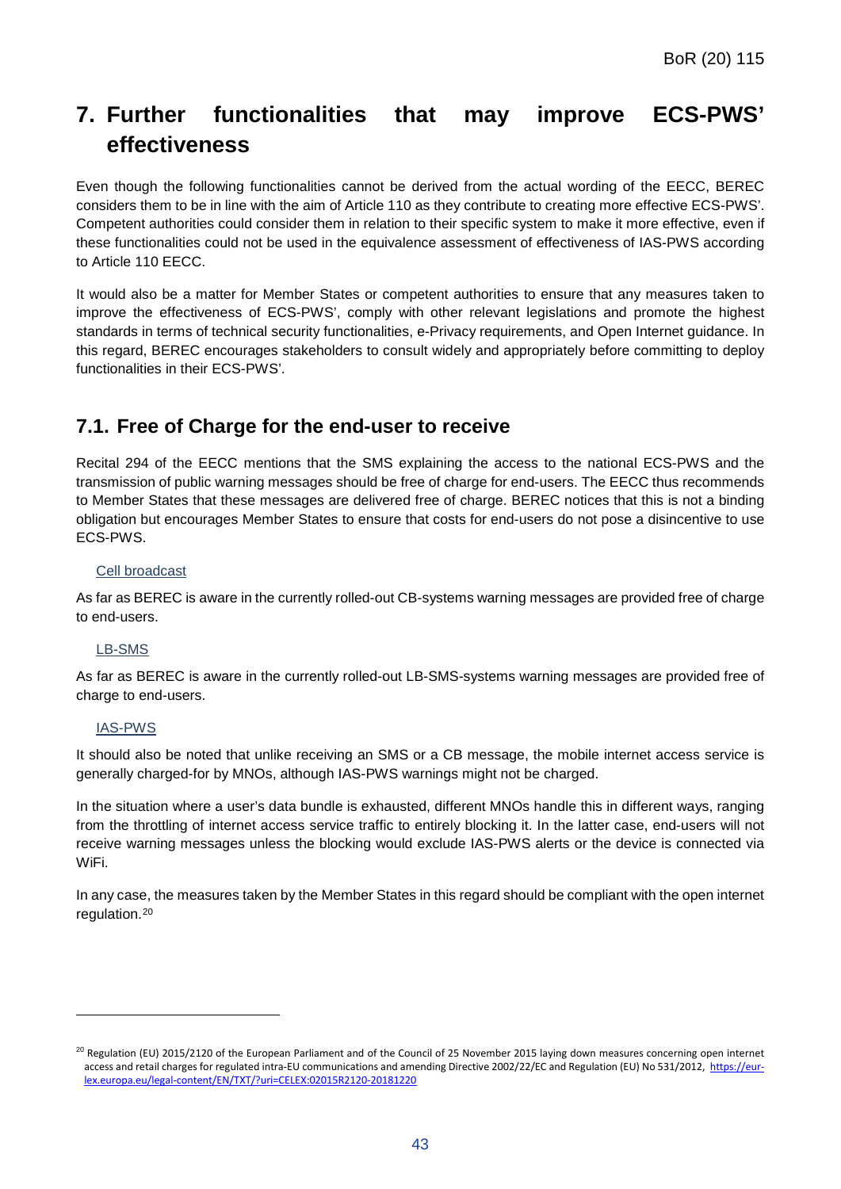# 7. Further functionalities that may improve ECS-PWS' effectiveness

Even though the following functionalities cannot be derived from the actual wording of the EECC, BEREC considers them to be in line with the aim of Article 110 as they contribute to creating more effective ECS-PWS'. Competent authorities could consider them in relation to their specific system to make it more effective, even if these functionalities could not be used in the equivalence assessment of effectiveness of IAS-PWS according to Article 110 EECC.

It would also be a matter for Member States or competent authorities to ensure that any measures taken to improve the effectiveness of ECS-PWS', comply with other relevant legislations and promote the highest standards in terms of technical security functionalities, e-Privacy requirements, and Open Internet guidance. In this regard, BEREC encourages stakeholders to consult widely and appropriately before committing to deploy functionalities in their ECS-PWS'.

## 7.1. Free of Charge for the end-user to receive

Recital 294 of the EECC mentions that the SMS explaining the access to the national ECS-PWS and the transmission of public warning messages should be free of charge for end-users. The EECC thus recommends to Member States that these messages are delivered free of charge. BEREC notices that this is not a binding obligation but encourages Member States to ensure that costs for end-users do not pose a disincentive to use ECS-PWS.

Cell broadcast

As far as BEREC is aware in the currently rolled-out CB-systems warning messages are provided free of charge to end-users.

LB-SMS

As far as BEREC is aware in the currently rolled-out LB-SMS-systems warning messages are provided free of charge to end-users.

IAS-PWS

It should also be noted that unlike receiving an SMS or a CB message, the mobile internet access service is generally charged-for by MNOs, although IAS-PWS warnings might not be charged.

In the situation where a user's data bundle is exhausted, different MNOs handle this in different ways, ranging from the throttling of internet access service traffic to entirely blocking it. In the latter case, end-users will not receive warning messages unless the blocking would exclude IAS-PWS alerts or the device is connected via WiFi.

In any case, the measures taken by the Member States in this regard should be compliant with the open internet regulation.[20]

---

[20] Regulation (EU) 2015/2120 of the European Parliament and of the Council of 25 November 2015 laying down measures concerning open internet access and retail charges for regulated intra-EU communications and amending Directive 2002/22/EC and Regulation (EU) No 531/2012, https://eur-lex.europa.eu/legal-content/EN/TXT/?uri=CELEX:02015R2120-20181220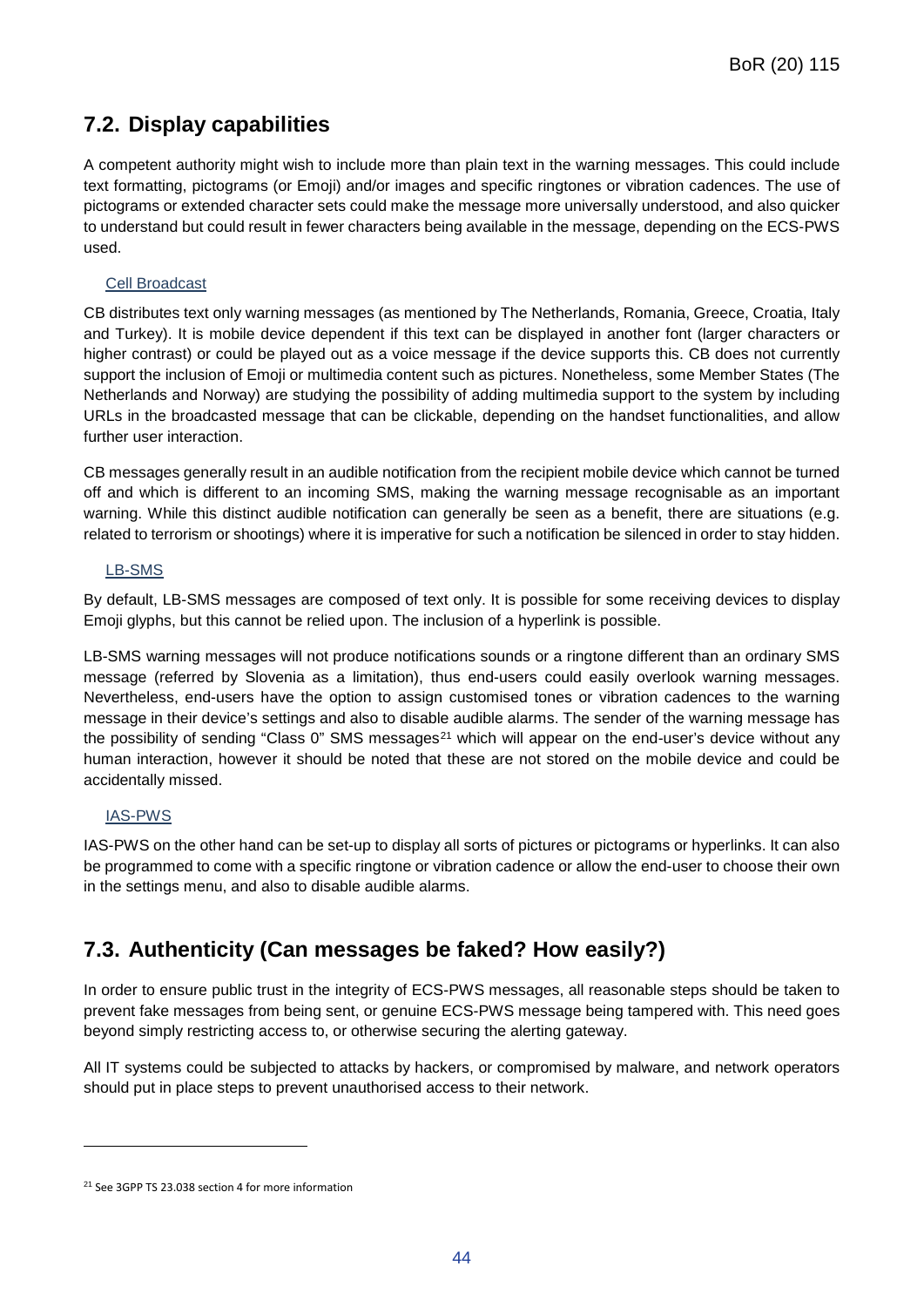## 7.2. Display capabilities

A competent authority might wish to include more than plain text in the warning messages. This could include text formatting, pictograms (or Emoji) and/or images and specific ringtones or vibration cadences. The use of pictograms or extended character sets could make the message more universally understood, and also quicker to understand but could result in fewer characters being available in the message, depending on the ECS-PWS used.

Cell Broadcast

CB distributes text only warning messages (as mentioned by The Netherlands, Romania, Greece, Croatia, Italy and Turkey). It is mobile device dependent if this text can be displayed in another font (larger characters or higher contrast) or could be played out as a voice message if the device supports this. CB does not currently support the inclusion of Emoji or multimedia content such as pictures. Nonetheless, some Member States (The Netherlands and Norway) are studying the possibility of adding multimedia support to the system by including URLs in the broadcasted message that can be clickable, depending on the handset functionalities, and allow further user interaction.

CB messages generally result in an audible notification from the recipient mobile device which cannot be turned off and which is different to an incoming SMS, making the warning message recognisable as an important warning. While this distinct audible notification can generally be seen as a benefit, there are situations (e.g. related to terrorism or shootings) where it is imperative for such a notification be silenced in order to stay hidden.

LB-SMS

By default, LB-SMS messages are composed of text only. It is possible for some receiving devices to display Emoji glyphs, but this cannot be relied upon. The inclusion of a hyperlink is possible.

LB-SMS warning messages will not produce notifications sounds or a ringtone different than an ordinary SMS message (referred by Slovenia as a limitation), thus end-users could easily overlook warning messages. Nevertheless, end-users have the option to assign customised tones or vibration cadences to the warning message in their device's settings and also to disable audible alarms. The sender of the warning message has the possibility of sending "Class 0" SMS messages[21] which will appear on the end-user's device without any human interaction, however it should be noted that these are not stored on the mobile device and could be accidentally missed.

IAS-PWS

IAS-PWS on the other hand can be set-up to display all sorts of pictures or pictograms or hyperlinks. It can also be programmed to come with a specific ringtone or vibration cadence or allow the end-user to choose their own in the settings menu, and also to disable audible alarms.

## 7.3. Authenticity (Can messages be faked? How easily?)

In order to ensure public trust in the integrity of ECS-PWS messages, all reasonable steps should be taken to prevent fake messages from being sent, or genuine ECS-PWS message being tampered with. This need goes beyond simply restricting access to, or otherwise securing the alerting gateway.

All IT systems could be subjected to attacks by hackers, or compromised by malware, and network operators should put in place steps to prevent unauthorised access to their network.

[21] See 3GPP TS 23.038 section 4 for more information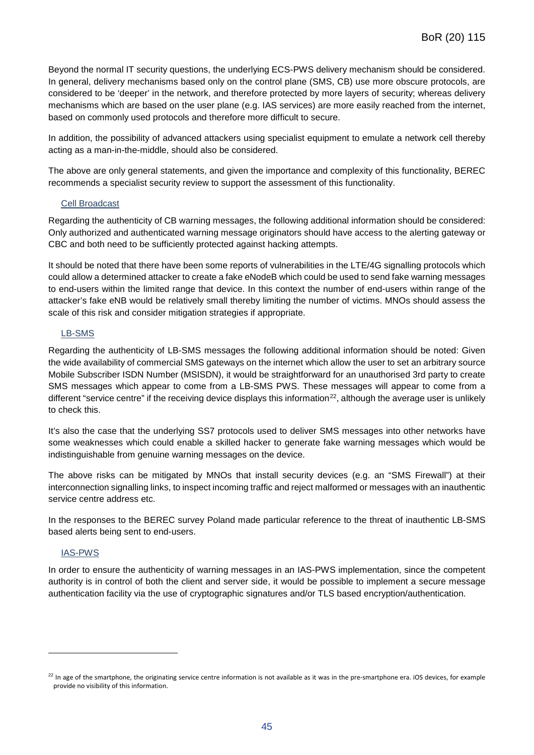Beyond the normal IT security questions, the underlying ECS-PWS delivery mechanism should be considered. In general, delivery mechanisms based only on the control plane (SMS, CB) use more obscure protocols, are considered to be 'deeper' in the network, and therefore protected by more layers of security; whereas delivery mechanisms which are based on the user plane (e.g. IAS services) are more easily reached from the internet, based on commonly used protocols and therefore more difficult to secure.

In addition, the possibility of advanced attackers using specialist equipment to emulate a network cell thereby acting as a man-in-the-middle, should also be considered.

The above are only general statements, and given the importance and complexity of this functionality, BEREC recommends a specialist security review to support the assessment of this functionality.

#### Cell Broadcast

Regarding the authenticity of CB warning messages, the following additional information should be considered: Only authorized and authenticated warning message originators should have access to the alerting gateway or CBC and both need to be sufficiently protected against hacking attempts.

It should be noted that there have been some reports of vulnerabilities in the LTE/4G signalling protocols which could allow a determined attacker to create a fake eNodeB which could be used to send fake warning messages to end-users within the limited range that device. In this context the number of end-users within range of the attacker's fake eNB would be relatively small thereby limiting the number of victims. MNOs should assess the scale of this risk and consider mitigation strategies if appropriate.

#### LB-SMS

Regarding the authenticity of LB-SMS messages the following additional information should be noted: Given the wide availability of commercial SMS gateways on the internet which allow the user to set an arbitrary source Mobile Subscriber ISDN Number (MSISDN), it would be straightforward for an unauthorised 3rd party to create SMS messages which appear to come from a LB-SMS PWS. These messages will appear to come from a different "service centre" if the receiving device displays this information[22], although the average user is unlikely to check this.

It's also the case that the underlying SS7 protocols used to deliver SMS messages into other networks have some weaknesses which could enable a skilled hacker to generate fake warning messages which would be indistinguishable from genuine warning messages on the device.

The above risks can be mitigated by MNOs that install security devices (e.g. an "SMS Firewall") at their interconnection signalling links, to inspect incoming traffic and reject malformed or messages with an inauthentic service centre address etc.

In the responses to the BEREC survey Poland made particular reference to the threat of inauthentic LB-SMS based alerts being sent to end-users.

#### IAS-PWS

In order to ensure the authenticity of warning messages in an IAS-PWS implementation, since the competent authority is in control of both the client and server side, it would be possible to implement a secure message authentication facility via the use of cryptographic signatures and/or TLS based encryption/authentication.

---

[22] In age of the smartphone, the originating service centre information is not available as it was in the pre-smartphone era. iOS devices, for example provide no visibility of this information.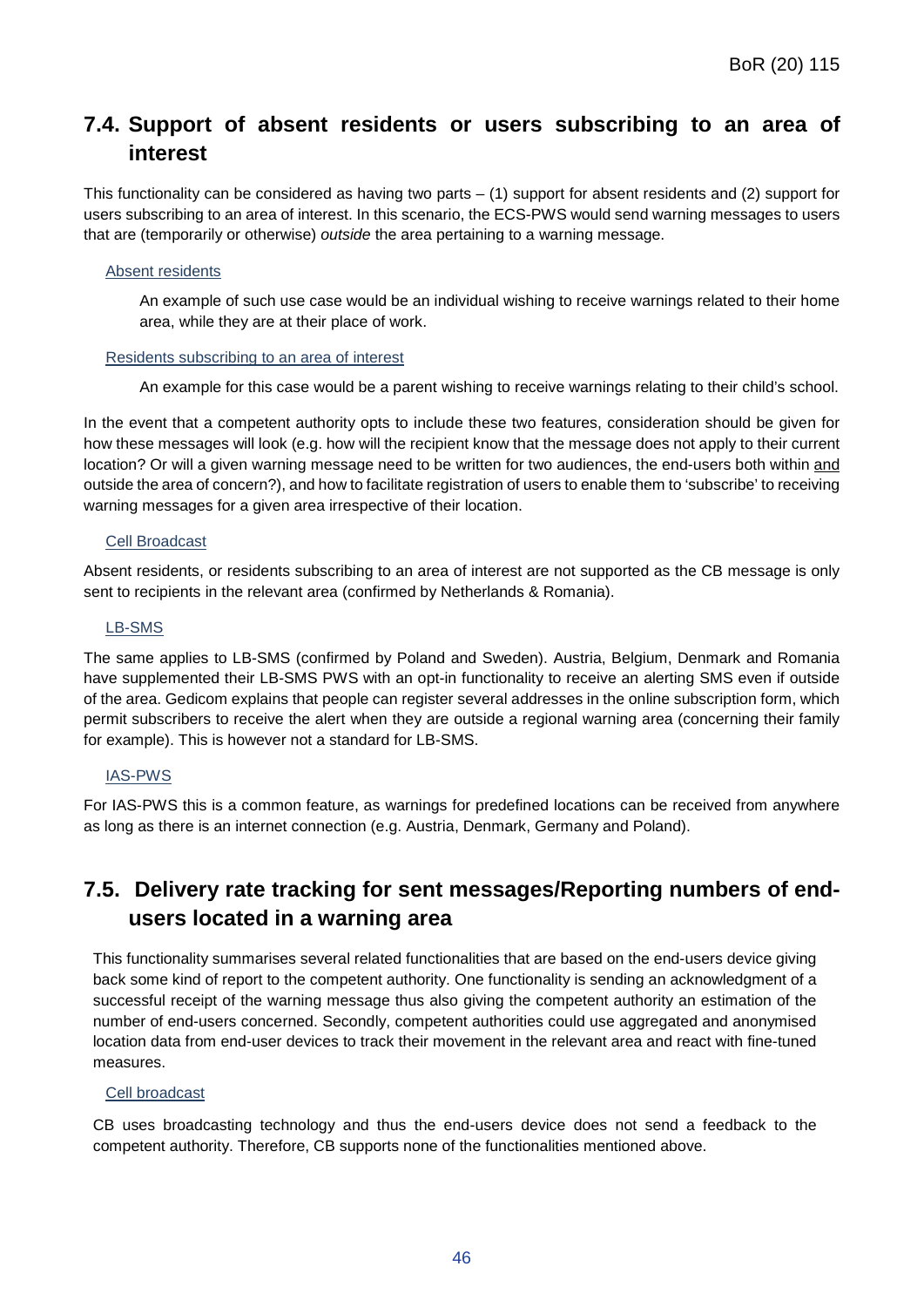## 7.4. Support of absent residents or users subscribing to an area of interest

This functionality can be considered as having two parts – (1) support for absent residents and (2) support for users subscribing to an area of interest. In this scenario, the ECS-PWS would send warning messages to users that are (temporarily or otherwise) *outside* the area pertaining to a warning message.

Absent residents

> An example of such use case would be an individual wishing to receive warnings related to their home area, while they are at their place of work.

Residents subscribing to an area of interest

> An example for this case would be a parent wishing to receive warnings relating to their child's school.

In the event that a competent authority opts to include these two features, consideration should be given for how these messages will look (e.g. how will the recipient know that the message does not apply to their current location? Or will a given warning message need to be written for two audiences, the end-users both within and outside the area of concern?), and how to facilitate registration of users to enable them to 'subscribe' to receiving warning messages for a given area irrespective of their location.

Cell Broadcast

Absent residents, or residents subscribing to an area of interest are not supported as the CB message is only sent to recipients in the relevant area (confirmed by Netherlands & Romania).

LB-SMS

The same applies to LB-SMS (confirmed by Poland and Sweden). Austria, Belgium, Denmark and Romania have supplemented their LB-SMS PWS with an opt-in functionality to receive an alerting SMS even if outside of the area. Gedicom explains that people can register several addresses in the online subscription form, which permit subscribers to receive the alert when they are outside a regional warning area (concerning their family for example). This is however not a standard for LB-SMS.

IAS-PWS

For IAS-PWS this is a common feature, as warnings for predefined locations can be received from anywhere as long as there is an internet connection (e.g. Austria, Denmark, Germany and Poland).

## 7.5. Delivery rate tracking for sent messages/Reporting numbers of end-users located in a warning area

This functionality summarises several related functionalities that are based on the end-users device giving back some kind of report to the competent authority. One functionality is sending an acknowledgment of a successful receipt of the warning message thus also giving the competent authority an estimation of the number of end-users concerned. Secondly, competent authorities could use aggregated and anonymised location data from end-user devices to track their movement in the relevant area and react with fine-tuned measures.

Cell broadcast

CB uses broadcasting technology and thus the end-users device does not send a feedback to the competent authority. Therefore, CB supports none of the functionalities mentioned above.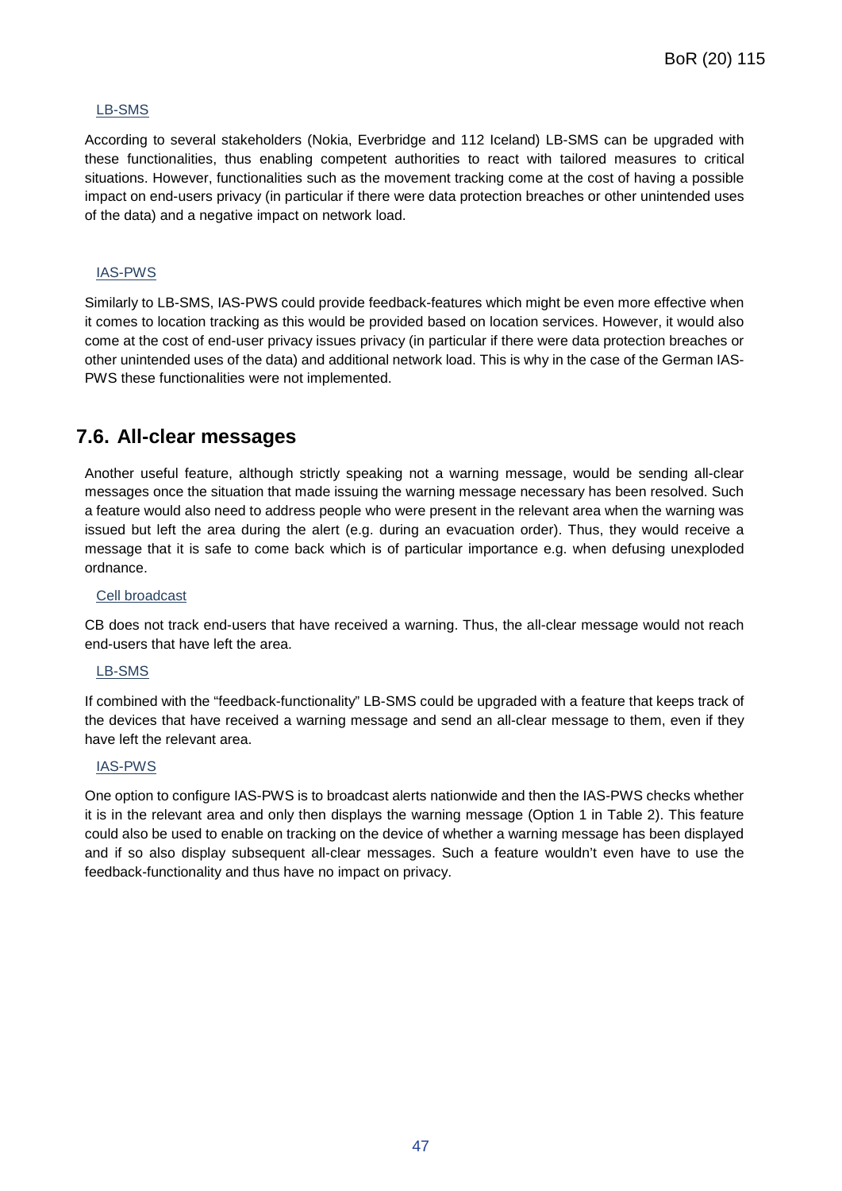LB-SMS

According to several stakeholders (Nokia, Everbridge and 112 Iceland) LB-SMS can be upgraded with these functionalities, thus enabling competent authorities to react with tailored measures to critical situations. However, functionalities such as the movement tracking come at the cost of having a possible impact on end-users privacy (in particular if there were data protection breaches or other unintended uses of the data) and a negative impact on network load.

IAS-PWS

Similarly to LB-SMS, IAS-PWS could provide feedback-features which might be even more effective when it comes to location tracking as this would be provided based on location services. However, it would also come at the cost of end-user privacy issues privacy (in particular if there were data protection breaches or other unintended uses of the data) and additional network load. This is why in the case of the German IAS-PWS these functionalities were not implemented.

## 7.6. All-clear messages

Another useful feature, although strictly speaking not a warning message, would be sending all-clear messages once the situation that made issuing the warning message necessary has been resolved. Such a feature would also need to address people who were present in the relevant area when the warning was issued but left the area during the alert (e.g. during an evacuation order). Thus, they would receive a message that it is safe to come back which is of particular importance e.g. when defusing unexploded ordnance.

Cell broadcast

CB does not track end-users that have received a warning. Thus, the all-clear message would not reach end-users that have left the area.

LB-SMS

If combined with the "feedback-functionality" LB-SMS could be upgraded with a feature that keeps track of the devices that have received a warning message and send an all-clear message to them, even if they have left the relevant area.

IAS-PWS

One option to configure IAS-PWS is to broadcast alerts nationwide and then the IAS-PWS checks whether it is in the relevant area and only then displays the warning message (Option 1 in Table 2). This feature could also be used to enable on tracking on the device of whether a warning message has been displayed and if so also display subsequent all-clear messages. Such a feature wouldn't even have to use the feedback-functionality and thus have no impact on privacy.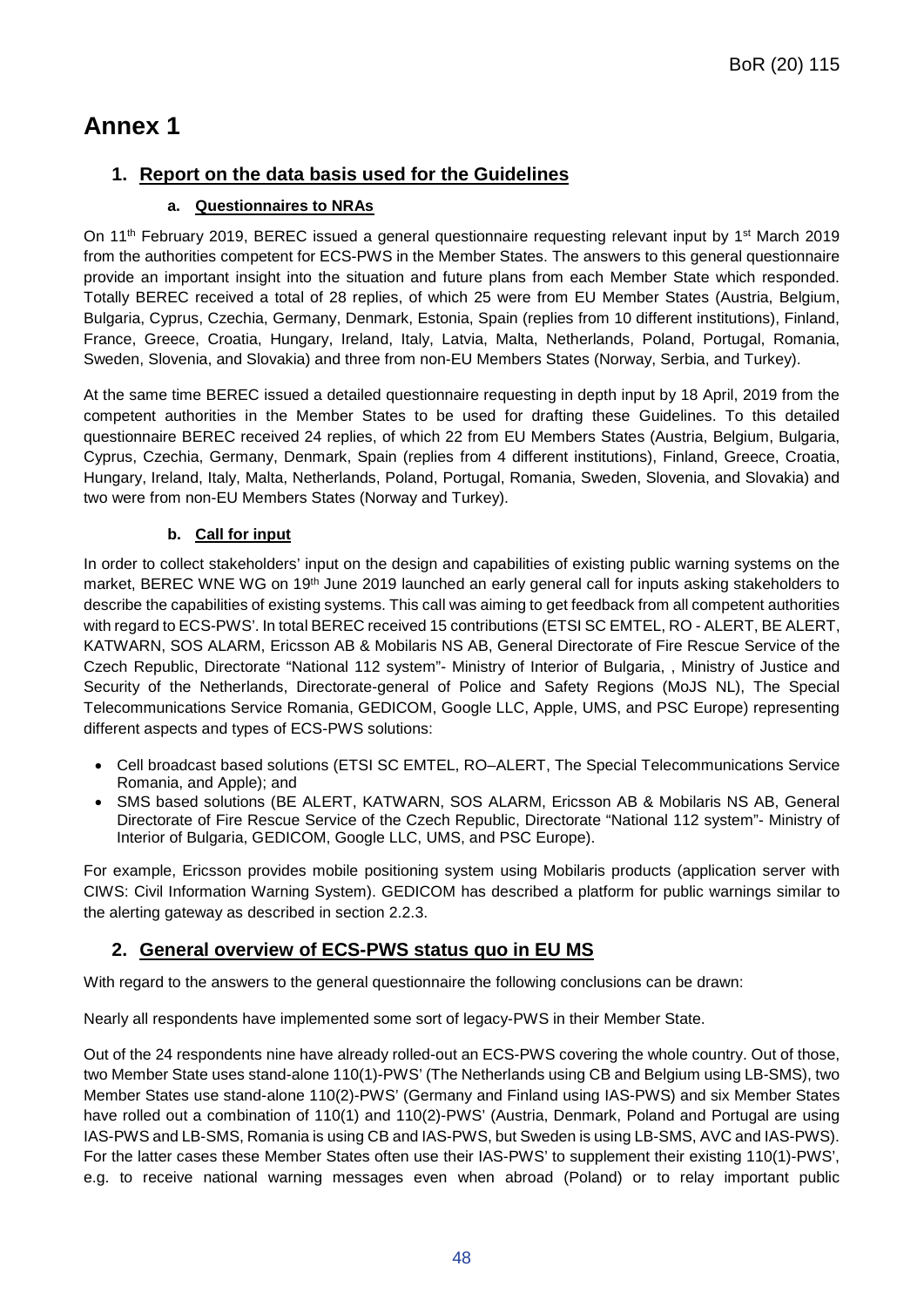# Annex 1

## 1. Report on the data basis used for the Guidelines

### a. Questionnaires to NRAs

On 11th February 2019, BEREC issued a general questionnaire requesting relevant input by 1st March 2019 from the authorities competent for ECS-PWS in the Member States. The answers to this general questionnaire provide an important insight into the situation and future plans from each Member State which responded. Totally BEREC received a total of 28 replies, of which 25 were from EU Member States (Austria, Belgium, Bulgaria, Cyprus, Czechia, Germany, Denmark, Estonia, Spain (replies from 10 different institutions), Finland, France, Greece, Croatia, Hungary, Ireland, Italy, Latvia, Malta, Netherlands, Poland, Portugal, Romania, Sweden, Slovenia, and Slovakia) and three from non-EU Members States (Norway, Serbia, and Turkey).

At the same time BEREC issued a detailed questionnaire requesting in depth input by 18 April, 2019 from the competent authorities in the Member States to be used for drafting these Guidelines. To this detailed questionnaire BEREC received 24 replies, of which 22 from EU Members States (Austria, Belgium, Bulgaria, Cyprus, Czechia, Germany, Denmark, Spain (replies from 4 different institutions), Finland, Greece, Croatia, Hungary, Ireland, Italy, Malta, Netherlands, Poland, Portugal, Romania, Sweden, Slovenia, and Slovakia) and two were from non-EU Members States (Norway and Turkey).

### b. Call for input

In order to collect stakeholders' input on the design and capabilities of existing public warning systems on the market, BEREC WNE WG on 19th June 2019 launched an early general call for inputs asking stakeholders to describe the capabilities of existing systems. This call was aiming to get feedback from all competent authorities with regard to ECS-PWS'. In total BEREC received 15 contributions (ETSI SC EMTEL, RO - ALERT, BE ALERT, KATWARN, SOS ALARM, Ericsson AB & Mobilaris NS AB, General Directorate of Fire Rescue Service of the Czech Republic, Directorate "National 112 system"- Ministry of Interior of Bulgaria, , Ministry of Justice and Security of the Netherlands, Directorate-general of Police and Safety Regions (MoJS NL), The Special Telecommunications Service Romania, GEDICOM, Google LLC, Apple, UMS, and PSC Europe) representing different aspects and types of ECS-PWS solutions:

- Cell broadcast based solutions (ETSI SC EMTEL, RO–ALERT, The Special Telecommunications Service Romania, and Apple); and
- SMS based solutions (BE ALERT, KATWARN, SOS ALARM, Ericsson AB & Mobilaris NS AB, General Directorate of Fire Rescue Service of the Czech Republic, Directorate "National 112 system"- Ministry of Interior of Bulgaria, GEDICOM, Google LLC, UMS, and PSC Europe).

For example, Ericsson provides mobile positioning system using Mobilaris products (application server with CIWS: Civil Information Warning System). GEDICOM has described a platform for public warnings similar to the alerting gateway as described in section 2.2.3.

## 2. General overview of ECS-PWS status quo in EU MS

With regard to the answers to the general questionnaire the following conclusions can be drawn:

Nearly all respondents have implemented some sort of legacy-PWS in their Member State.

Out of the 24 respondents nine have already rolled-out an ECS-PWS covering the whole country. Out of those, two Member State uses stand-alone 110(1)-PWS' (The Netherlands using CB and Belgium using LB-SMS), two Member States use stand-alone 110(2)-PWS' (Germany and Finland using IAS-PWS) and six Member States have rolled out a combination of 110(1) and 110(2)-PWS' (Austria, Denmark, Poland and Portugal are using IAS-PWS and LB-SMS, Romania is using CB and IAS-PWS, but Sweden is using LB-SMS, AVC and IAS-PWS). For the latter cases these Member States often use their IAS-PWS' to supplement their existing 110(1)-PWS', e.g. to receive national warning messages even when abroad (Poland) or to relay important public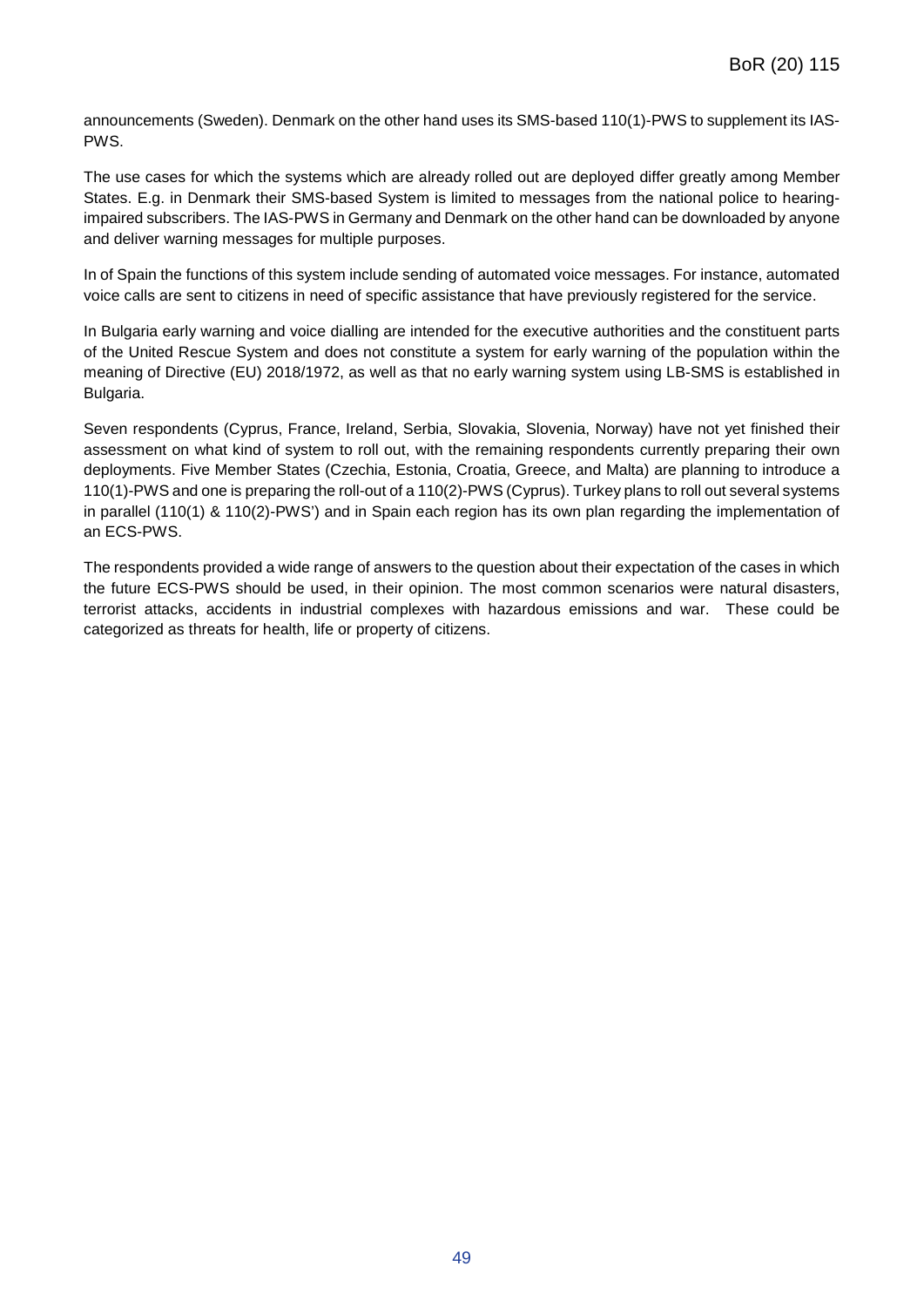announcements (Sweden). Denmark on the other hand uses its SMS-based 110(1)-PWS to supplement its IAS-PWS.

The use cases for which the systems which are already rolled out are deployed differ greatly among Member States. E.g. in Denmark their SMS-based System is limited to messages from the national police to hearing-impaired subscribers. The IAS-PWS in Germany and Denmark on the other hand can be downloaded by anyone and deliver warning messages for multiple purposes.

In of Spain the functions of this system include sending of automated voice messages. For instance, automated voice calls are sent to citizens in need of specific assistance that have previously registered for the service.

In Bulgaria early warning and voice dialling are intended for the executive authorities and the constituent parts of the United Rescue System and does not constitute a system for early warning of the population within the meaning of Directive (EU) 2018/1972, as well as that no early warning system using LB-SMS is established in Bulgaria.

Seven respondents (Cyprus, France, Ireland, Serbia, Slovakia, Slovenia, Norway) have not yet finished their assessment on what kind of system to roll out, with the remaining respondents currently preparing their own deployments. Five Member States (Czechia, Estonia, Croatia, Greece, and Malta) are planning to introduce a 110(1)-PWS and one is preparing the roll-out of a 110(2)-PWS (Cyprus). Turkey plans to roll out several systems in parallel (110(1) & 110(2)-PWS') and in Spain each region has its own plan regarding the implementation of an ECS-PWS.

The respondents provided a wide range of answers to the question about their expectation of the cases in which the future ECS-PWS should be used, in their opinion. The most common scenarios were natural disasters, terrorist attacks, accidents in industrial complexes with hazardous emissions and war. These could be categorized as threats for health, life or property of citizens.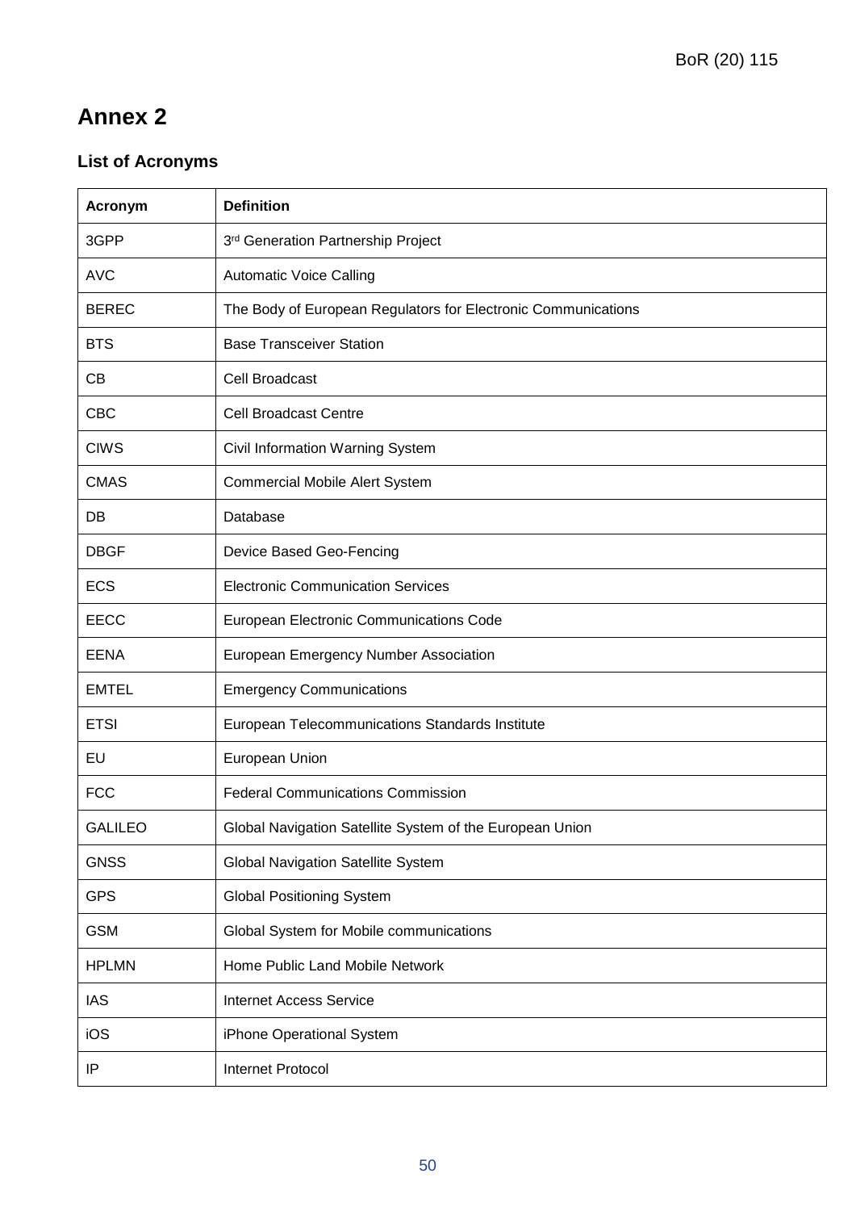# Annex 2

### List of Acronyms

| Acronym | Definition |
|---|---|
| 3GPP | 3rd Generation Partnership Project |
| AVC | Automatic Voice Calling |
| BEREC | The Body of European Regulators for Electronic Communications |
| BTS | Base Transceiver Station |
| CB | Cell Broadcast |
| CBC | Cell Broadcast Centre |
| CIWS | Civil Information Warning System |
| CMAS | Commercial Mobile Alert System |
| DB | Database |
| DBGF | Device Based Geo-Fencing |
| ECS | Electronic Communication Services |
| EECC | European Electronic Communications Code |
| EENA | European Emergency Number Association |
| EMTEL | Emergency Communications |
| ETSI | European Telecommunications Standards Institute |
| EU | European Union |
| FCC | Federal Communications Commission |
| GALILEO | Global Navigation Satellite System of the European Union |
| GNSS | Global Navigation Satellite System |
| GPS | Global Positioning System |
| GSM | Global System for Mobile communications |
| HPLMN | Home Public Land Mobile Network |
| IAS | Internet Access Service |
| iOS | iPhone Operational System |
| IP | Internet Protocol |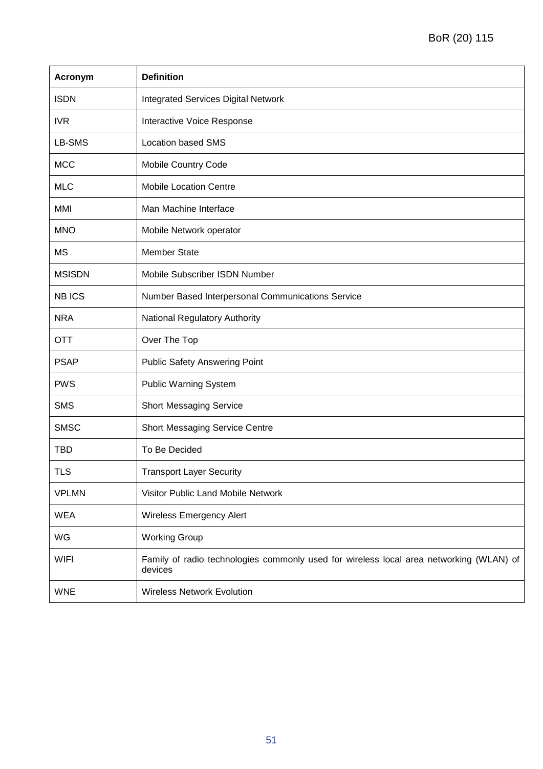| Acronym | Definition |
|---|---|
| ISDN | Integrated Services Digital Network |
| IVR | Interactive Voice Response |
| LB-SMS | Location based SMS |
| MCC | Mobile Country Code |
| MLC | Mobile Location Centre |
| MMI | Man Machine Interface |
| MNO | Mobile Network operator |
| MS | Member State |
| MSISDN | Mobile Subscriber ISDN Number |
| NB ICS | Number Based Interpersonal Communications Service |
| NRA | National Regulatory Authority |
| OTT | Over The Top |
| PSAP | Public Safety Answering Point |
| PWS | Public Warning System |
| SMS | Short Messaging Service |
| SMSC | Short Messaging Service Centre |
| TBD | To Be Decided |
| TLS | Transport Layer Security |
| VPLMN | Visitor Public Land Mobile Network |
| WEA | Wireless Emergency Alert |
| WG | Working Group |
| WIFI | Family of radio technologies commonly used for wireless local area networking (WLAN) of devices |
| WNE | Wireless Network Evolution |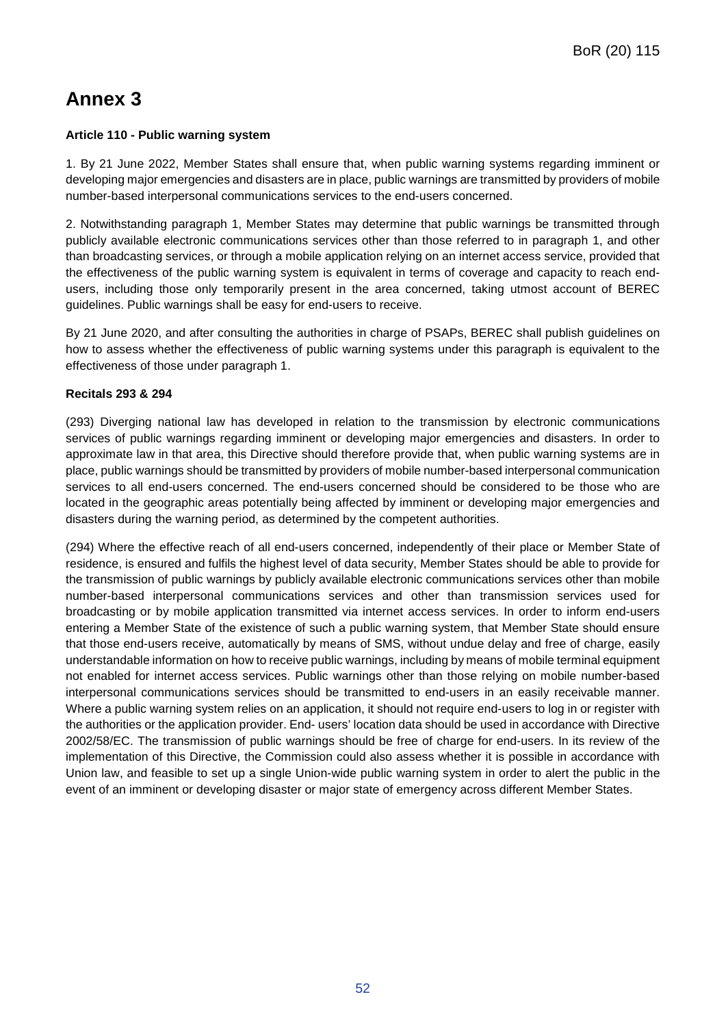# Annex 3

**Article 110 - Public warning system**

1. By 21 June 2022, Member States shall ensure that, when public warning systems regarding imminent or developing major emergencies and disasters are in place, public warnings are transmitted by providers of mobile number-based interpersonal communications services to the end-users concerned.

2. Notwithstanding paragraph 1, Member States may determine that public warnings be transmitted through publicly available electronic communications services other than those referred to in paragraph 1, and other than broadcasting services, or through a mobile application relying on an internet access service, provided that the effectiveness of the public warning system is equivalent in terms of coverage and capacity to reach end-users, including those only temporarily present in the area concerned, taking utmost account of BEREC guidelines. Public warnings shall be easy for end-users to receive.

By 21 June 2020, and after consulting the authorities in charge of PSAPs, BEREC shall publish guidelines on how to assess whether the effectiveness of public warning systems under this paragraph is equivalent to the effectiveness of those under paragraph 1.

**Recitals 293 & 294**

(293) Diverging national law has developed in relation to the transmission by electronic communications services of public warnings regarding imminent or developing major emergencies and disasters. In order to approximate law in that area, this Directive should therefore provide that, when public warning systems are in place, public warnings should be transmitted by providers of mobile number-based interpersonal communication services to all end-users concerned. The end-users concerned should be considered to be those who are located in the geographic areas potentially being affected by imminent or developing major emergencies and disasters during the warning period, as determined by the competent authorities.

(294) Where the effective reach of all end-users concerned, independently of their place or Member State of residence, is ensured and fulfils the highest level of data security, Member States should be able to provide for the transmission of public warnings by publicly available electronic communications services other than mobile number-based interpersonal communications services and other than transmission services used for broadcasting or by mobile application transmitted via internet access services. In order to inform end-users entering a Member State of the existence of such a public warning system, that Member State should ensure that those end-users receive, automatically by means of SMS, without undue delay and free of charge, easily understandable information on how to receive public warnings, including by means of mobile terminal equipment not enabled for internet access services. Public warnings other than those relying on mobile number-based interpersonal communications services should be transmitted to end-users in an easily receivable manner. Where a public warning system relies on an application, it should not require end-users to log in or register with the authorities or the application provider. End- users' location data should be used in accordance with Directive 2002/58/EC. The transmission of public warnings should be free of charge for end-users. In its review of the implementation of this Directive, the Commission could also assess whether it is possible in accordance with Union law, and feasible to set up a single Union-wide public warning system in order to alert the public in the event of an imminent or developing disaster or major state of emergency across different Member States.